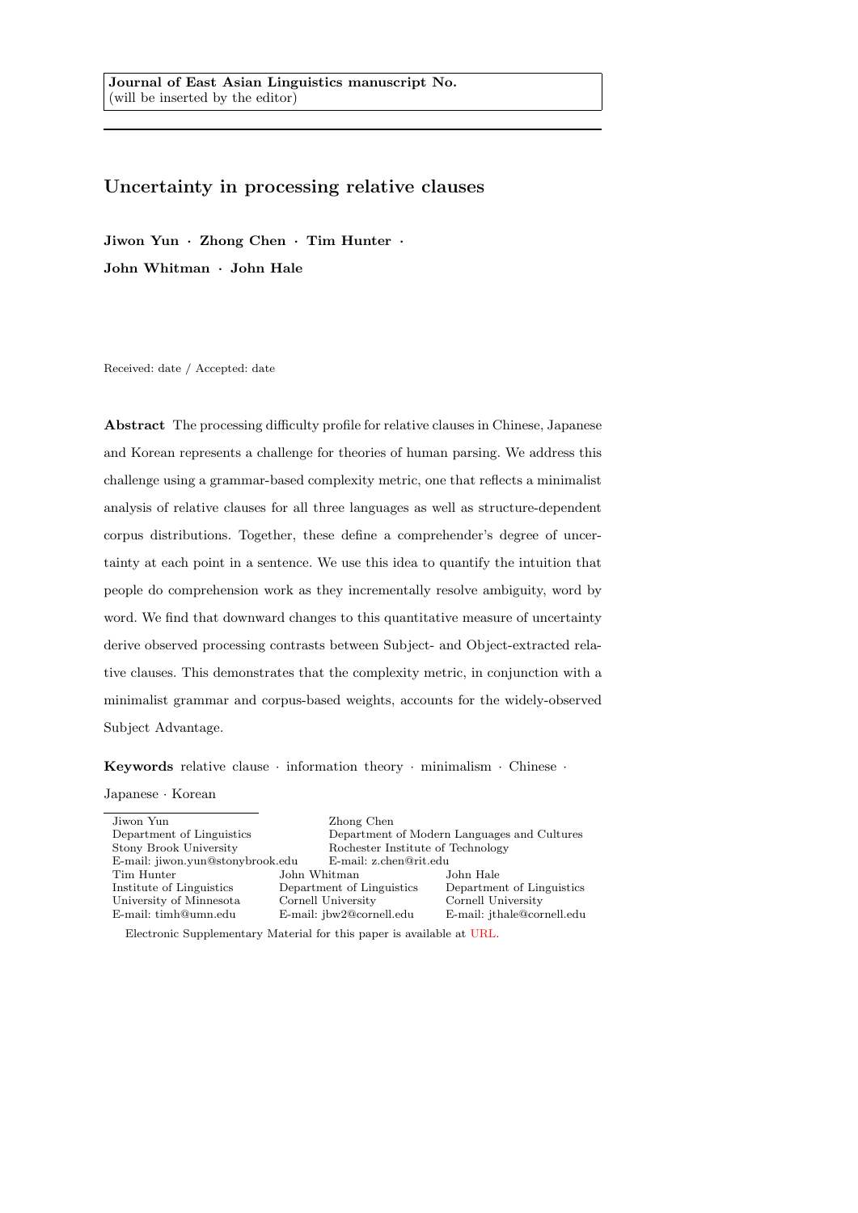**Journal of East Asian Linguistics manuscript No.**
(will be inserted by the editor)

# Uncertainty in processing relative clauses

**Jiwon Yun · Zhong Chen · Tim Hunter ·**
**John Whitman · John Hale**

Received: date / Accepted: date

**Abstract** The processing difficulty profile for relative clauses in Chinese, Japanese and Korean represents a challenge for theories of human parsing. We address this challenge using a grammar-based complexity metric, one that reflects a minimalist analysis of relative clauses for all three languages as well as structure-dependent corpus distributions. Together, these define a comprehender's degree of uncertainty at each point in a sentence. We use this idea to quantify the intuition that people do comprehension work as they incrementally resolve ambiguity, word by word. We find that downward changes to this quantitative measure of uncertainty derive observed processing contrasts between Subject- and Object-extracted relative clauses. This demonstrates that the complexity metric, in conjunction with a minimalist grammar and corpus-based weights, accounts for the widely-observed Subject Advantage.

**Keywords** relative clause · information theory · minimalism · Chinese · Japanese · Korean

---

Jiwon Yun
Department of Linguistics
Stony Brook University
E-mail: jiwon.yun@stonybrook.edu

Zhong Chen
Department of Modern Languages and Cultures
Rochester Institute of Technology
E-mail: z.chen@rit.edu

Tim Hunter
Institute of Linguistics
University of Minnesota
E-mail: timh@umn.edu

John Whitman
Department of Linguistics
Cornell University
E-mail: jbw2@cornell.edu

John Hale
Department of Linguistics
Cornell University
E-mail: jthale@cornell.edu

Electronic Supplementary Material for this paper is available at URL.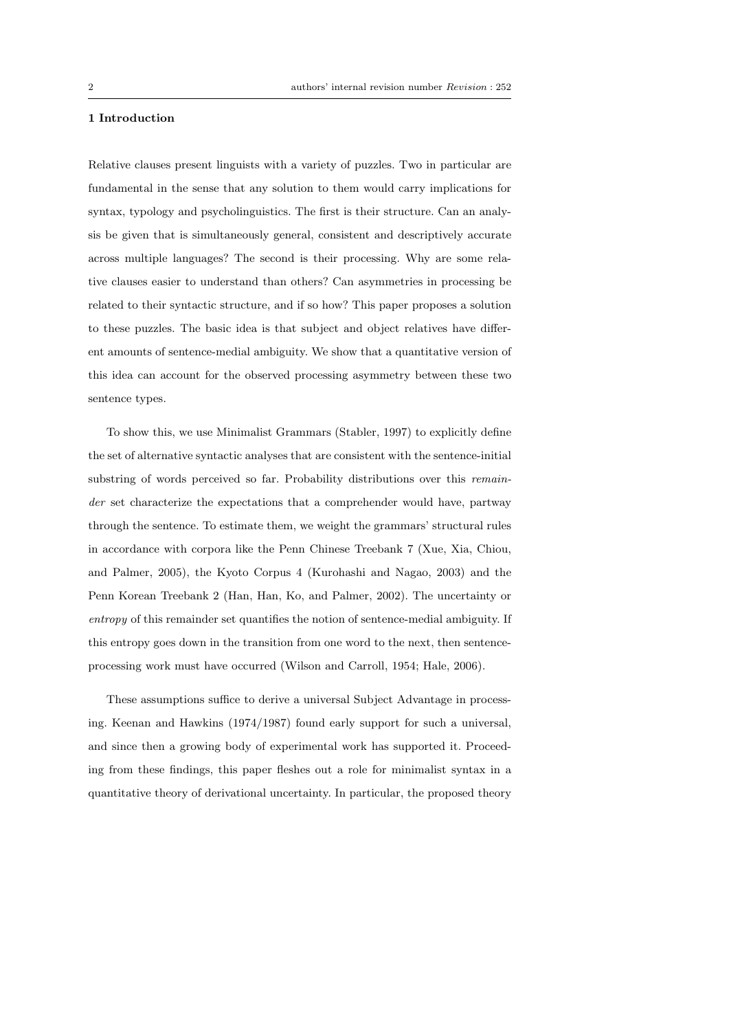## 1 Introduction

Relative clauses present linguists with a variety of puzzles. Two in particular are fundamental in the sense that any solution to them would carry implications for syntax, typology and psycholinguistics. The first is their structure. Can an analysis be given that is simultaneously general, consistent and descriptively accurate across multiple languages? The second is their processing. Why are some relative clauses easier to understand than others? Can asymmetries in processing be related to their syntactic structure, and if so how? This paper proposes a solution to these puzzles. The basic idea is that subject and object relatives have different amounts of sentence-medial ambiguity. We show that a quantitative version of this idea can account for the observed processing asymmetry between these two sentence types.

To show this, we use Minimalist Grammars (Stabler, 1997) to explicitly define the set of alternative syntactic analyses that are consistent with the sentence-initial substring of words perceived so far. Probability distributions over this *remainder* set characterize the expectations that a comprehender would have, partway through the sentence. To estimate them, we weight the grammars' structural rules in accordance with corpora like the Penn Chinese Treebank 7 (Xue, Xia, Chiou, and Palmer, 2005), the Kyoto Corpus 4 (Kurohashi and Nagao, 2003) and the Penn Korean Treebank 2 (Han, Han, Ko, and Palmer, 2002). The uncertainty or *entropy* of this remainder set quantifies the notion of sentence-medial ambiguity. If this entropy goes down in the transition from one word to the next, then sentence-processing work must have occurred (Wilson and Carroll, 1954; Hale, 2006).

These assumptions suffice to derive a universal Subject Advantage in processing. Keenan and Hawkins (1974/1987) found early support for such a universal, and since then a growing body of experimental work has supported it. Proceeding from these findings, this paper fleshes out a role for minimalist syntax in a quantitative theory of derivational uncertainty. In particular, the proposed theory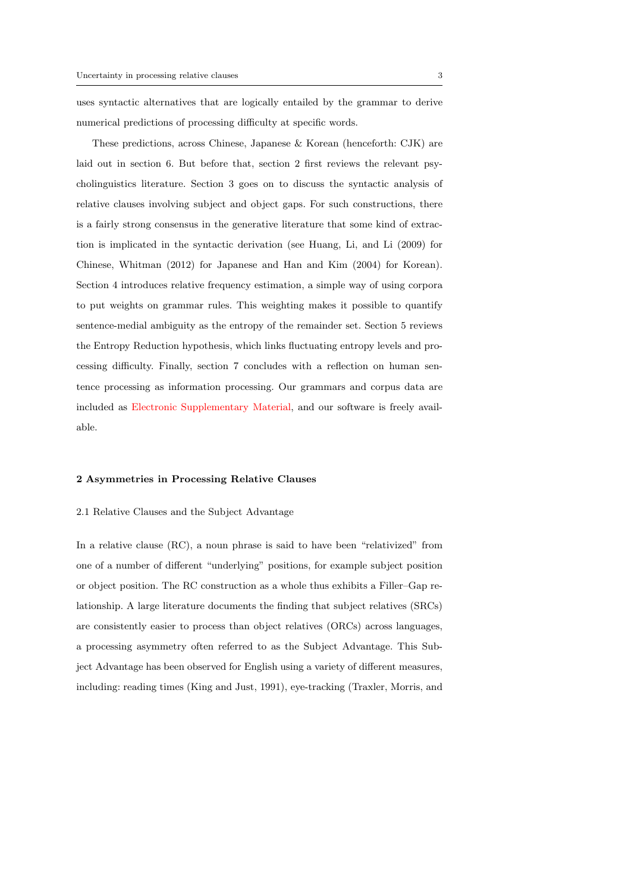uses syntactic alternatives that are logically entailed by the grammar to derive numerical predictions of processing difficulty at specific words.

These predictions, across Chinese, Japanese & Korean (henceforth: CJK) are laid out in section 6. But before that, section 2 first reviews the relevant psycholinguistics literature. Section 3 goes on to discuss the syntactic analysis of relative clauses involving subject and object gaps. For such constructions, there is a fairly strong consensus in the generative literature that some kind of extraction is implicated in the syntactic derivation (see Huang, Li, and Li (2009) for Chinese, Whitman (2012) for Japanese and Han and Kim (2004) for Korean). Section 4 introduces relative frequency estimation, a simple way of using corpora to put weights on grammar rules. This weighting makes it possible to quantify sentence-medial ambiguity as the entropy of the remainder set. Section 5 reviews the Entropy Reduction hypothesis, which links fluctuating entropy levels and processing difficulty. Finally, section 7 concludes with a reflection on human sentence processing as information processing. Our grammars and corpus data are included as Electronic Supplementary Material, and our software is freely available.

## 2 Asymmetries in Processing Relative Clauses

### 2.1 Relative Clauses and the Subject Advantage

In a relative clause (RC), a noun phrase is said to have been "relativized" from one of a number of different "underlying" positions, for example subject position or object position. The RC construction as a whole thus exhibits a Filler–Gap relationship. A large literature documents the finding that subject relatives (SRCs) are consistently easier to process than object relatives (ORCs) across languages, a processing asymmetry often referred to as the Subject Advantage. This Subject Advantage has been observed for English using a variety of different measures, including: reading times (King and Just, 1991), eye-tracking (Traxler, Morris, and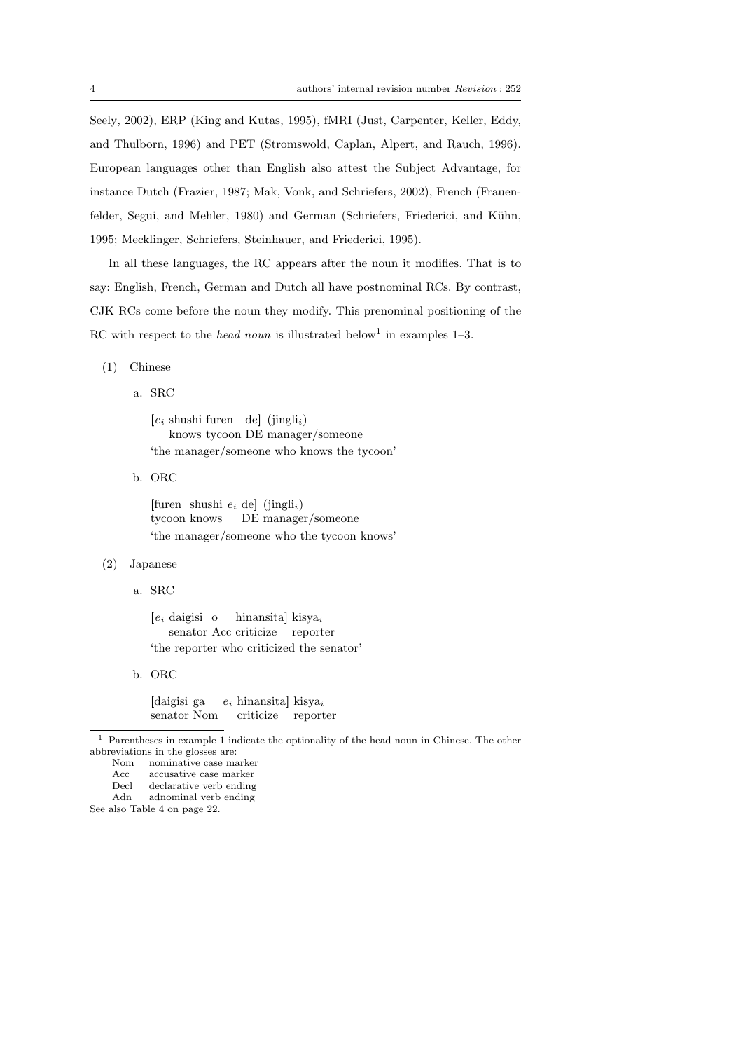Seely, 2002), ERP (King and Kutas, 1995), fMRI (Just, Carpenter, Keller, Eddy, and Thulborn, 1996) and PET (Stromswold, Caplan, Alpert, and Rauch, 1996). European languages other than English also attest the Subject Advantage, for instance Dutch (Frazier, 1987; Mak, Vonk, and Schriefers, 2002), French (Frauenfelder, Segui, and Mehler, 1980) and German (Schriefers, Friederici, and Kühn, 1995; Mecklinger, Schriefers, Steinhauer, and Friederici, 1995).

In all these languages, the RC appears after the noun it modifies. That is to say: English, French, German and Dutch all have postnominal RCs. By contrast, CJK RCs come before the noun they modify. This prenominal positioning of the RC with respect to the *head noun* is illustrated below[1] in examples 1–3.

(1) Chinese

a. SRC

[$e_i$ shushi furen de] (jingli$_i$)
knows tycoon DE manager/someone
'the manager/someone who knows the tycoon'

b. ORC

[furen shushi $e_i$ de] (jingli$_i$)
tycoon knows DE manager/someone
'the manager/someone who the tycoon knows'

(2) Japanese

a. SRC

[$e_i$ daigisi o hinansita] kisya$_i$
senator Acc criticize reporter
'the reporter who criticized the senator'

b. ORC

[daigisi ga $e_i$ hinansita] kisya$_i$
senator Nom criticize reporter

[1] Parentheses in example 1 indicate the optionality of the head noun in Chinese. The other abbreviations in the glosses are:

| | |
|---|---|
| Nom | nominative case marker |
| Acc | accusative case marker |
| Decl | declarative verb ending |
| Adn | adnominal verb ending |

See also Table 4 on page 22.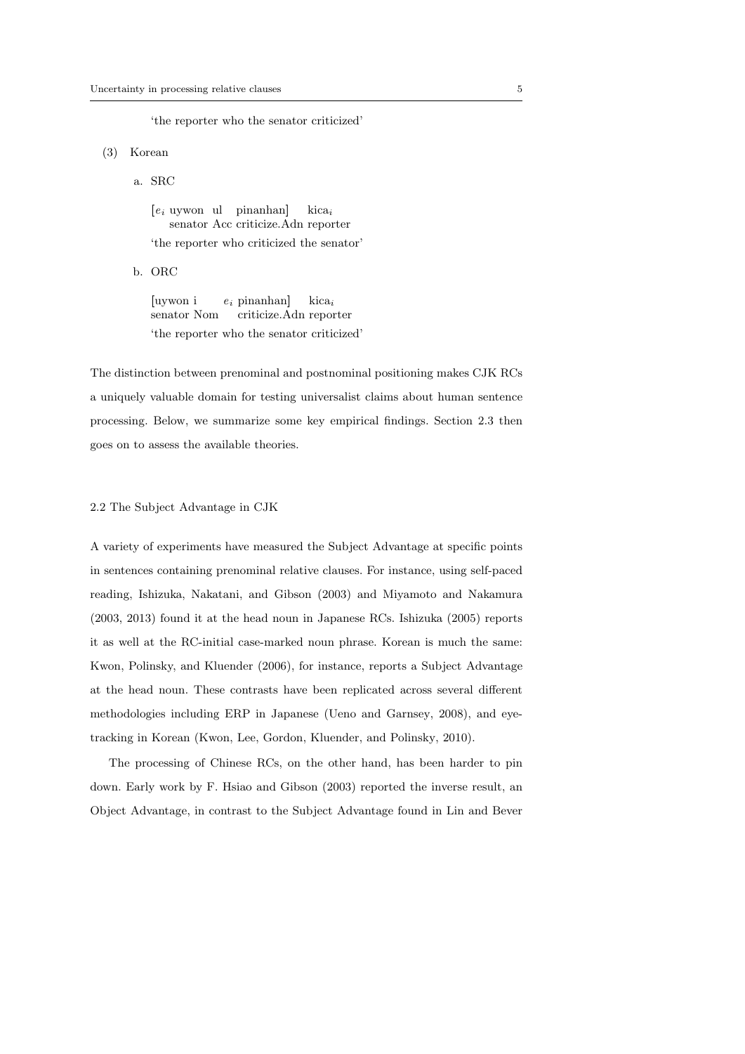'the reporter who the senator criticized'

(3) Korean

a. SRC

[$e_i$ uywon ul pinanhan] kica$_i$
senator Acc criticize.Adn reporter
'the reporter who criticized the senator'

b. ORC

[uywon i $e_i$ pinanhan] kica$_i$
senator Nom criticize.Adn reporter
'the reporter who the senator criticized'

The distinction between prenominal and postnominal positioning makes CJK RCs a uniquely valuable domain for testing universalist claims about human sentence processing. Below, we summarize some key empirical findings. Section 2.3 then goes on to assess the available theories.

### 2.2 The Subject Advantage in CJK

A variety of experiments have measured the Subject Advantage at specific points in sentences containing prenominal relative clauses. For instance, using self-paced reading, Ishizuka, Nakatani, and Gibson (2003) and Miyamoto and Nakamura (2003, 2013) found it at the head noun in Japanese RCs. Ishizuka (2005) reports it as well at the RC-initial case-marked noun phrase. Korean is much the same: Kwon, Polinsky, and Kluender (2006), for instance, reports a Subject Advantage at the head noun. These contrasts have been replicated across several different methodologies including ERP in Japanese (Ueno and Garnsey, 2008), and eye-tracking in Korean (Kwon, Lee, Gordon, Kluender, and Polinsky, 2010).

The processing of Chinese RCs, on the other hand, has been harder to pin down. Early work by F. Hsiao and Gibson (2003) reported the inverse result, an Object Advantage, in contrast to the Subject Advantage found in Lin and Bever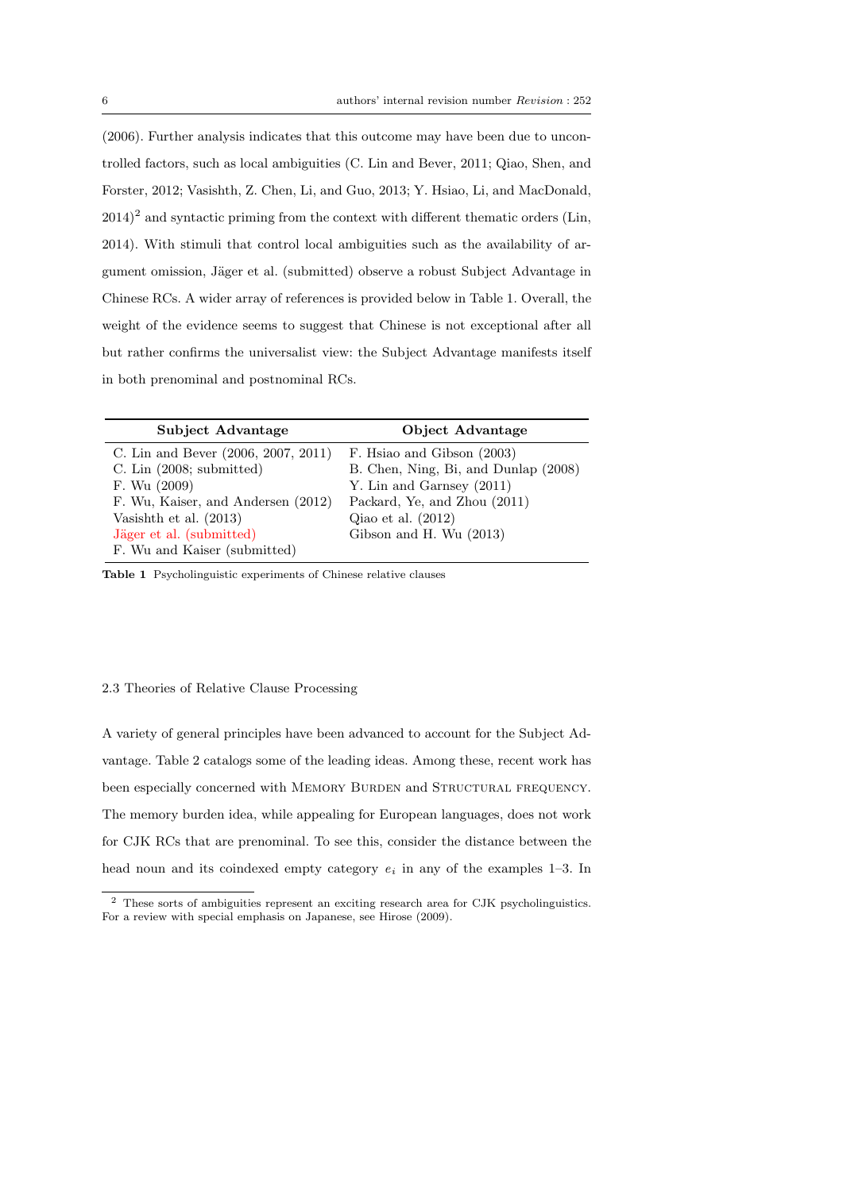(2006). Further analysis indicates that this outcome may have been due to uncontrolled factors, such as local ambiguities (C. Lin and Bever, 2011; Qiao, Shen, and Forster, 2012; Vasishth, Z. Chen, Li, and Guo, 2013; Y. Hsiao, Li, and MacDonald, 2014)[2] and syntactic priming from the context with different thematic orders (Lin, 2014). With stimuli that control local ambiguities such as the availability of argument omission, Jäger et al. (submitted) observe a robust Subject Advantage in Chinese RCs. A wider array of references is provided below in Table 1. Overall, the weight of the evidence seems to suggest that Chinese is not exceptional after all but rather confirms the universalist view: the Subject Advantage manifests itself in both prenominal and postnominal RCs.

| **Subject Advantage** | **Object Advantage** |
|---|---|
| C. Lin and Bever (2006, 2007, 2011) | F. Hsiao and Gibson (2003) |
| C. Lin (2008; submitted) | B. Chen, Ning, Bi, and Dunlap (2008) |
| F. Wu (2009) | Y. Lin and Garnsey (2011) |
| F. Wu, Kaiser, and Andersen (2012) | Packard, Ye, and Zhou (2011) |
| Vasishth et al. (2013) | Qiao et al. (2012) |
| Jäger et al. (submitted) | Gibson and H. Wu (2013) |
| F. Wu and Kaiser (submitted) | |

**Table 1** Psycholinguistic experiments of Chinese relative clauses

### 2.3 Theories of Relative Clause Processing

A variety of general principles have been advanced to account for the Subject Advantage. Table 2 catalogs some of the leading ideas. Among these, recent work has been especially concerned with MEMORY BURDEN and STRUCTURAL FREQUENCY. The memory burden idea, while appealing for European languages, does not work for CJK RCs that are prenominal. To see this, consider the distance between the head noun and its coindexed empty category $e_i$ in any of the examples 1–3. In

[2] These sorts of ambiguities represent an exciting research area for CJK psycholinguistics. For a review with special emphasis on Japanese, see Hirose (2009).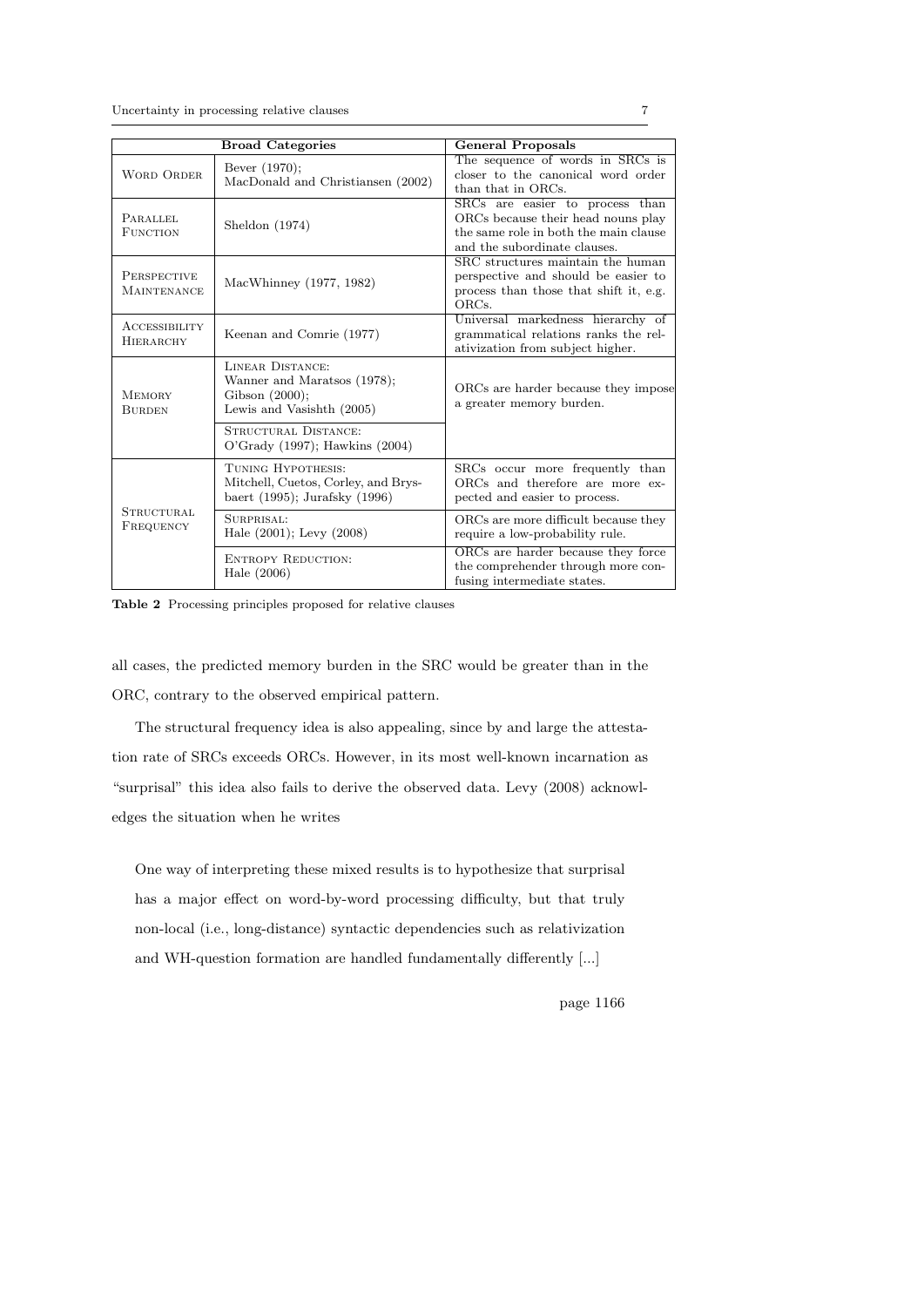| Broad Categories | | General Proposals |
|---|---|---|
| Word Order | Bever (1970); MacDonald and Christiansen (2002) | The sequence of words in SRCs is closer to the canonical word order than that in ORCs. |
| Parallel Function | Sheldon (1974) | SRCs are easier to process than ORCs because their head nouns play the same role in both the main clause and the subordinate clauses. |
| Perspective Maintenance | MacWhinney (1977, 1982) | SRC structures maintain the human perspective and should be easier to process than those that shift it, e.g. ORCs. |
| Accessibility Hierarchy | Keenan and Comrie (1977) | Universal markedness hierarchy of grammatical relations ranks the relativization from subject higher. |
| Memory Burden | Linear Distance: Wanner and Maratsos (1978); Gibson (2000); Lewis and Vasishth (2005) | ORCs are harder because they impose a greater memory burden. |
| | Structural Distance: O'Grady (1997); Hawkins (2004) | |
| Structural Frequency | Tuning Hypothesis: Mitchell, Cuetos, Corley, and Brysbaert (1995); Jurafsky (1996) | SRCs occur more frequently than ORCs and therefore are more expected and easier to process. |
| | Surprisal: Hale (2001); Levy (2008) | ORCs are more difficult because they require a low-probability rule. |
| | Entropy Reduction: Hale (2006) | ORCs are harder because they force the comprehender through more confusing intermediate states. |

**Table 2** Processing principles proposed for relative clauses

all cases, the predicted memory burden in the SRC would be greater than in the ORC, contrary to the observed empirical pattern.

The structural frequency idea is also appealing, since by and large the attestation rate of SRCs exceeds ORCs. However, in its most well-known incarnation as "surprisal" this idea also fails to derive the observed data. Levy (2008) acknowledges the situation when he writes

> One way of interpreting these mixed results is to hypothesize that surprisal has a major effect on word-by-word processing difficulty, but that truly non-local (i.e., long-distance) syntactic dependencies such as relativization and WH-question formation are handled fundamentally differently [...]
>
> page 1166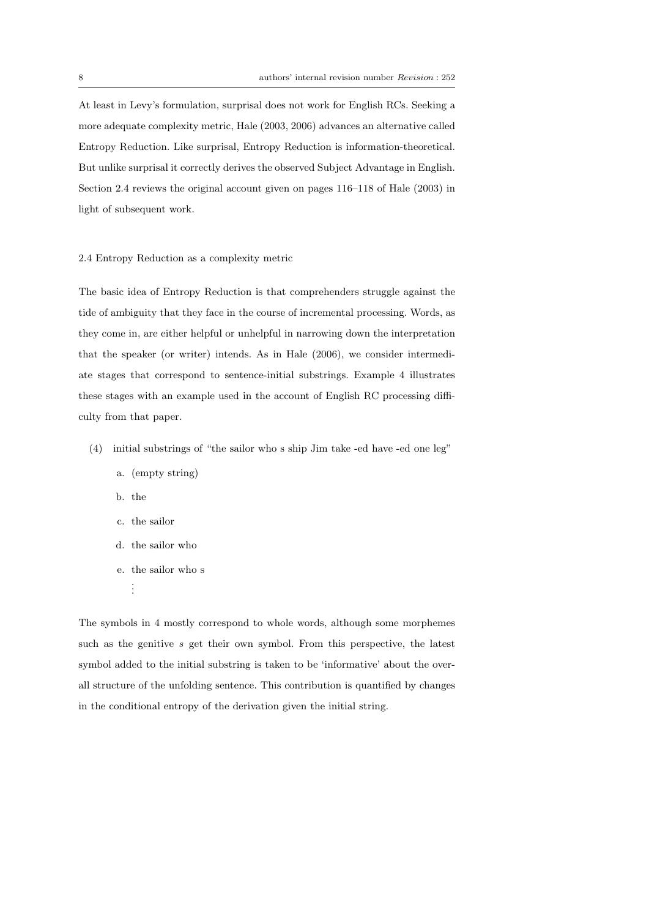At least in Levy's formulation, surprisal does not work for English RCs. Seeking a more adequate complexity metric, Hale (2003, 2006) advances an alternative called Entropy Reduction. Like surprisal, Entropy Reduction is information-theoretical. But unlike surprisal it correctly derives the observed Subject Advantage in English. Section 2.4 reviews the original account given on pages 116–118 of Hale (2003) in light of subsequent work.

### 2.4 Entropy Reduction as a complexity metric

The basic idea of Entropy Reduction is that comprehenders struggle against the tide of ambiguity that they face in the course of incremental processing. Words, as they come in, are either helpful or unhelpful in narrowing down the interpretation that the speaker (or writer) intends. As in Hale (2006), we consider intermediate stages that correspond to sentence-initial substrings. Example 4 illustrates these stages with an example used in the account of English RC processing difficulty from that paper.

(4) initial substrings of "the sailor who s ship Jim take -ed have -ed one leg"

a. (empty string)

b. the

c. the sailor

d. the sailor who

e. the sailor who s

⋮

The symbols in 4 mostly correspond to whole words, although some morphemes such as the genitive *s* get their own symbol. From this perspective, the latest symbol added to the initial substring is taken to be 'informative' about the overall structure of the unfolding sentence. This contribution is quantified by changes in the conditional entropy of the derivation given the initial string.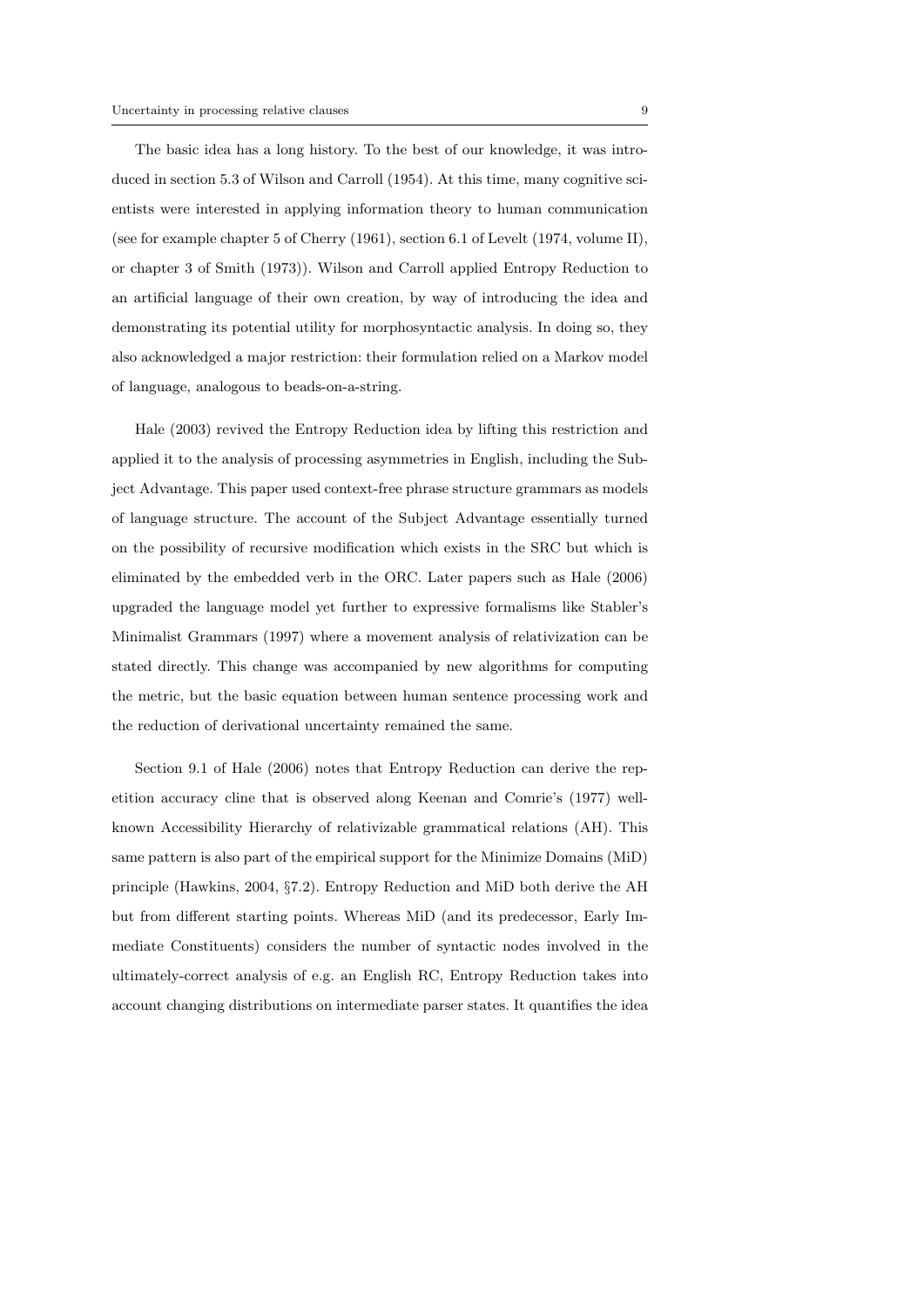The basic idea has a long history. To the best of our knowledge, it was introduced in section 5.3 of Wilson and Carroll (1954). At this time, many cognitive scientists were interested in applying information theory to human communication (see for example chapter 5 of Cherry (1961), section 6.1 of Levelt (1974, volume II), or chapter 3 of Smith (1973)). Wilson and Carroll applied Entropy Reduction to an artificial language of their own creation, by way of introducing the idea and demonstrating its potential utility for morphosyntactic analysis. In doing so, they also acknowledged a major restriction: their formulation relied on a Markov model of language, analogous to beads-on-a-string.

Hale (2003) revived the Entropy Reduction idea by lifting this restriction and applied it to the analysis of processing asymmetries in English, including the Subject Advantage. This paper used context-free phrase structure grammars as models of language structure. The account of the Subject Advantage essentially turned on the possibility of recursive modification which exists in the SRC but which is eliminated by the embedded verb in the ORC. Later papers such as Hale (2006) upgraded the language model yet further to expressive formalisms like Stabler's Minimalist Grammars (1997) where a movement analysis of relativization can be stated directly. This change was accompanied by new algorithms for computing the metric, but the basic equation between human sentence processing work and the reduction of derivational uncertainty remained the same.

Section 9.1 of Hale (2006) notes that Entropy Reduction can derive the repetition accuracy cline that is observed along Keenan and Comrie's (1977) well-known Accessibility Hierarchy of relativizable grammatical relations (AH). This same pattern is also part of the empirical support for the Minimize Domains (MiD) principle (Hawkins, 2004, §7.2). Entropy Reduction and MiD both derive the AH but from different starting points. Whereas MiD (and its predecessor, Early Immediate Constituents) considers the number of syntactic nodes involved in the ultimately-correct analysis of e.g. an English RC, Entropy Reduction takes into account changing distributions on intermediate parser states. It quantifies the idea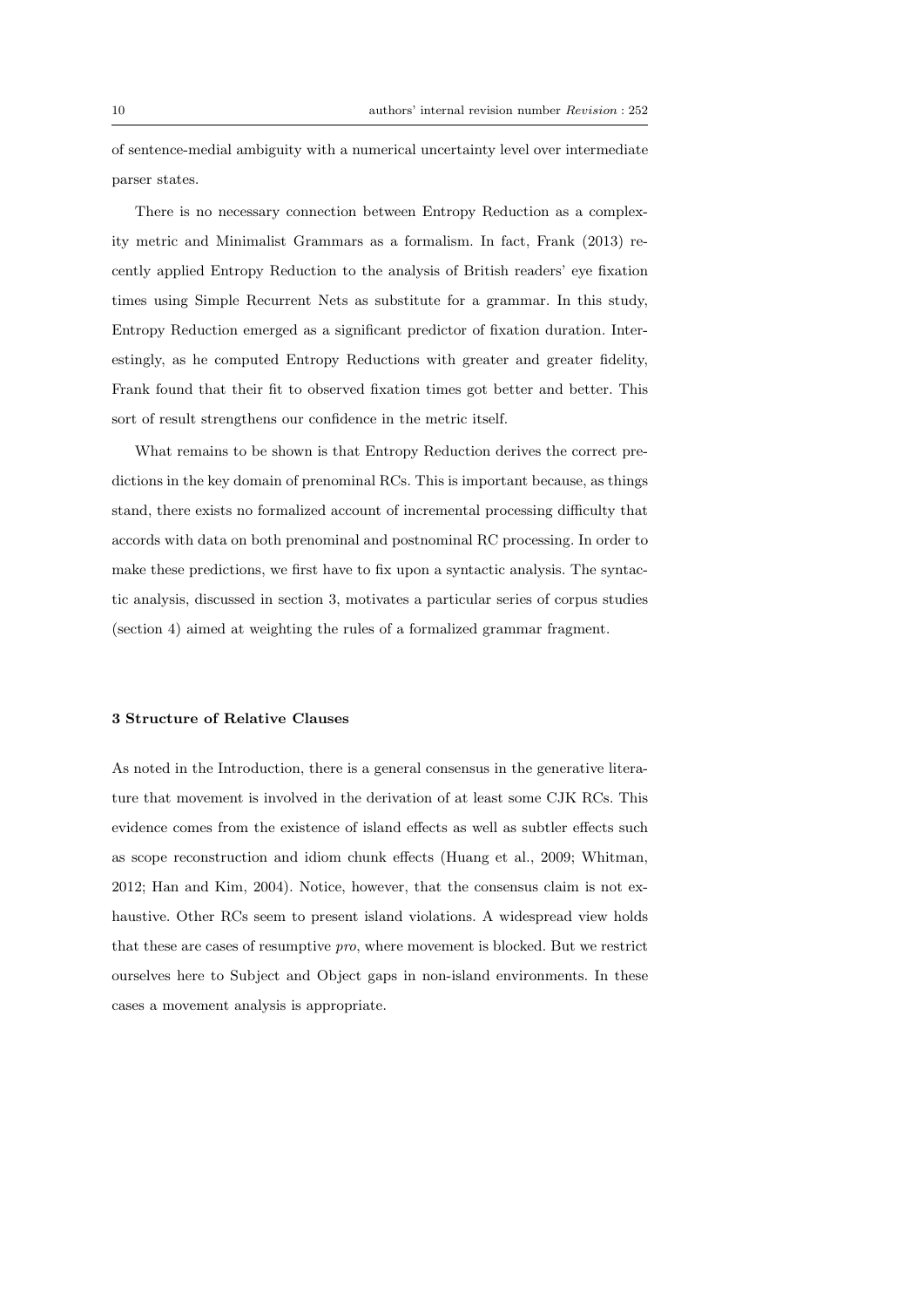of sentence-medial ambiguity with a numerical uncertainty level over intermediate parser states.

There is no necessary connection between Entropy Reduction as a complexity metric and Minimalist Grammars as a formalism. In fact, Frank (2013) recently applied Entropy Reduction to the analysis of British readers' eye fixation times using Simple Recurrent Nets as substitute for a grammar. In this study, Entropy Reduction emerged as a significant predictor of fixation duration. Interestingly, as he computed Entropy Reductions with greater and greater fidelity, Frank found that their fit to observed fixation times got better and better. This sort of result strengthens our confidence in the metric itself.

What remains to be shown is that Entropy Reduction derives the correct predictions in the key domain of prenominal RCs. This is important because, as things stand, there exists no formalized account of incremental processing difficulty that accords with data on both prenominal and postnominal RC processing. In order to make these predictions, we first have to fix upon a syntactic analysis. The syntactic analysis, discussed in section 3, motivates a particular series of corpus studies (section 4) aimed at weighting the rules of a formalized grammar fragment.

### 3 Structure of Relative Clauses

As noted in the Introduction, there is a general consensus in the generative literature that movement is involved in the derivation of at least some CJK RCs. This evidence comes from the existence of island effects as well as subtler effects such as scope reconstruction and idiom chunk effects (Huang et al., 2009; Whitman, 2012; Han and Kim, 2004). Notice, however, that the consensus claim is not exhaustive. Other RCs seem to present island violations. A widespread view holds that these are cases of resumptive *pro*, where movement is blocked. But we restrict ourselves here to Subject and Object gaps in non-island environments. In these cases a movement analysis is appropriate.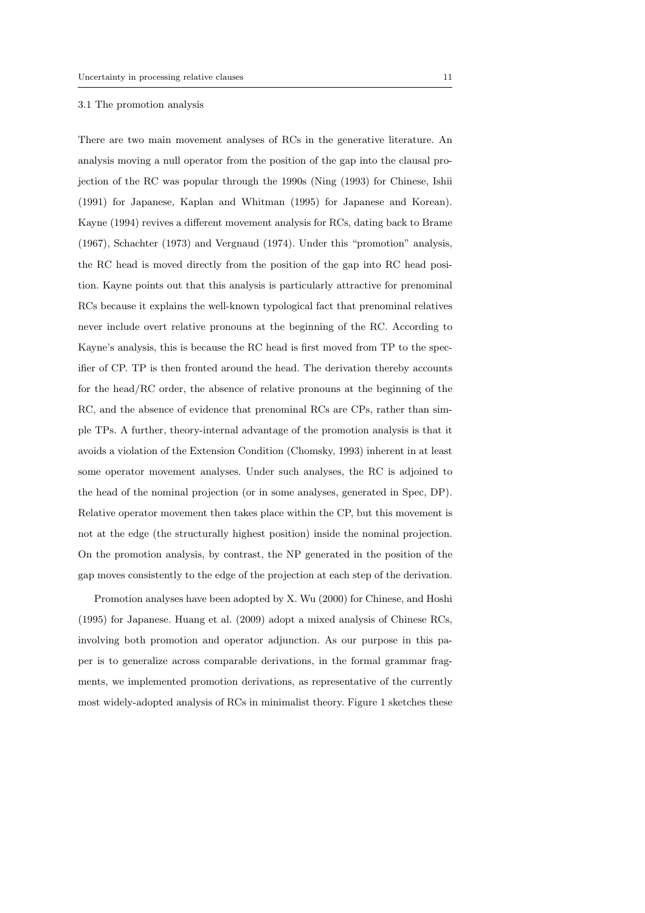### 3.1 The promotion analysis

There are two main movement analyses of RCs in the generative literature. An analysis moving a null operator from the position of the gap into the clausal projection of the RC was popular through the 1990s (Ning (1993) for Chinese, Ishii (1991) for Japanese, Kaplan and Whitman (1995) for Japanese and Korean). Kayne (1994) revives a different movement analysis for RCs, dating back to Brame (1967), Schachter (1973) and Vergnaud (1974). Under this "promotion" analysis, the RC head is moved directly from the position of the gap into RC head position. Kayne points out that this analysis is particularly attractive for prenominal RCs because it explains the well-known typological fact that prenominal relatives never include overt relative pronouns at the beginning of the RC. According to Kayne's analysis, this is because the RC head is first moved from TP to the specifier of CP. TP is then fronted around the head. The derivation thereby accounts for the head/RC order, the absence of relative pronouns at the beginning of the RC, and the absence of evidence that prenominal RCs are CPs, rather than simple TPs. A further, theory-internal advantage of the promotion analysis is that it avoids a violation of the Extension Condition (Chomsky, 1993) inherent in at least some operator movement analyses. Under such analyses, the RC is adjoined to the head of the nominal projection (or in some analyses, generated in Spec, DP). Relative operator movement then takes place within the CP, but this movement is not at the edge (the structurally highest position) inside the nominal projection. On the promotion analysis, by contrast, the NP generated in the position of the gap moves consistently to the edge of the projection at each step of the derivation.

Promotion analyses have been adopted by X. Wu (2000) for Chinese, and Hoshi (1995) for Japanese. Huang et al. (2009) adopt a mixed analysis of Chinese RCs, involving both promotion and operator adjunction. As our purpose in this paper is to generalize across comparable derivations, in the formal grammar fragments, we implemented promotion derivations, as representative of the currently most widely-adopted analysis of RCs in minimalist theory. Figure 1 sketches these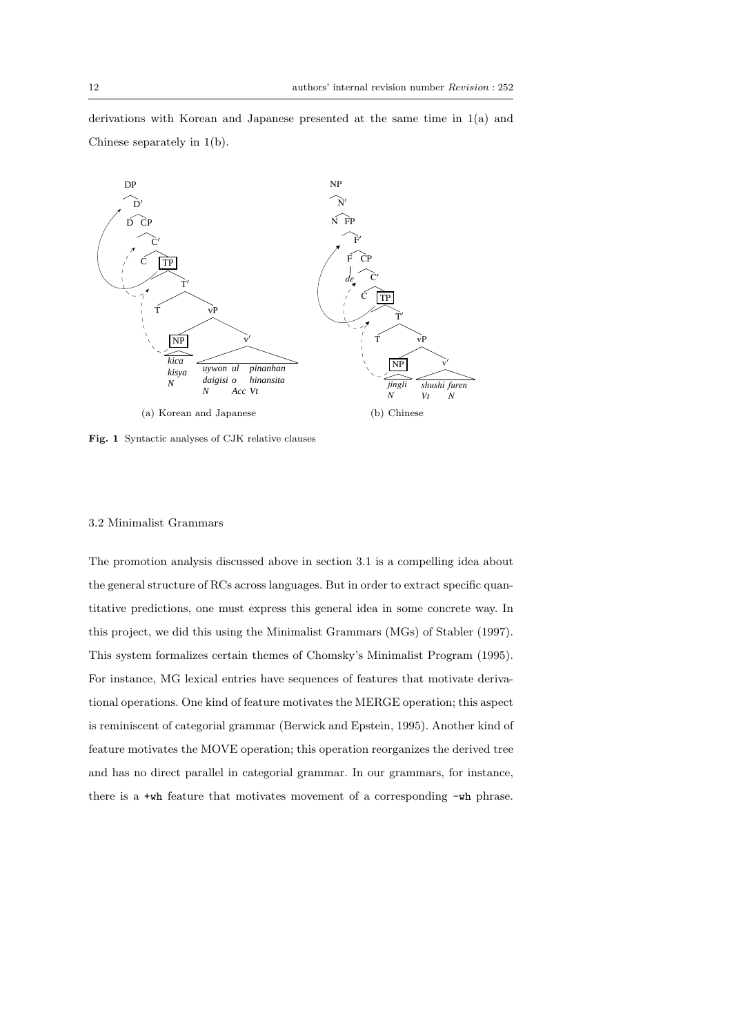derivations with Korean and Japanese presented at the same time in 1(a) and Chinese separately in 1(b).

(a) Korean and Japanese

(b) Chinese

**Fig. 1** Syntactic analyses of CJK relative clauses

### 3.2 Minimalist Grammars

The promotion analysis discussed above in section 3.1 is a compelling idea about the general structure of RCs across languages. But in order to extract specific quantitative predictions, one must express this general idea in some concrete way. In this project, we did this using the Minimalist Grammars (MGs) of Stabler (1997). This system formalizes certain themes of Chomsky's Minimalist Program (1995). For instance, MG lexical entries have sequences of features that motivate derivational operations. One kind of feature motivates the MERGE operation; this aspect is reminiscent of categorial grammar (Berwick and Epstein, 1995). Another kind of feature motivates the MOVE operation; this operation reorganizes the derived tree and has no direct parallel in categorial grammar. In our grammars, for instance, there is a `+wh` feature that motivates movement of a corresponding `-wh` phrase.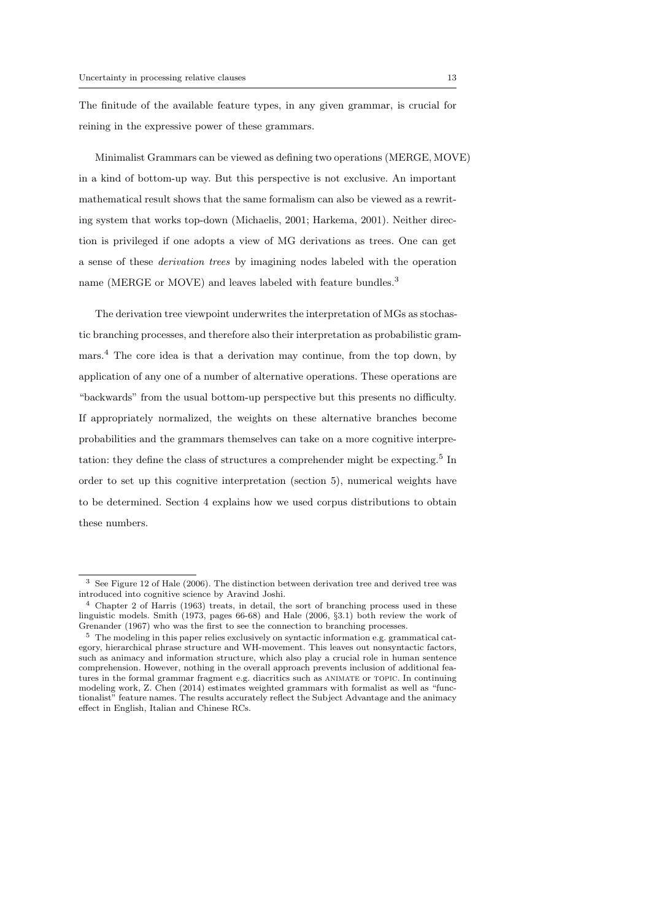The finitude of the available feature types, in any given grammar, is crucial for reining in the expressive power of these grammars.

Minimalist Grammars can be viewed as defining two operations (MERGE, MOVE) in a kind of bottom-up way. But this perspective is not exclusive. An important mathematical result shows that the same formalism can also be viewed as a rewriting system that works top-down (Michaelis, 2001; Harkema, 2001). Neither direction is privileged if one adopts a view of MG derivations as trees. One can get a sense of these *derivation trees* by imagining nodes labeled with the operation name (MERGE or MOVE) and leaves labeled with feature bundles.[3]

The derivation tree viewpoint underwrites the interpretation of MGs as stochastic branching processes, and therefore also their interpretation as probabilistic grammars.[4] The core idea is that a derivation may continue, from the top down, by application of any one of a number of alternative operations. These operations are "backwards" from the usual bottom-up perspective but this presents no difficulty. If appropriately normalized, the weights on these alternative branches become probabilities and the grammars themselves can take on a more cognitive interpretation: they define the class of structures a comprehender might be expecting.[5] In order to set up this cognitive interpretation (section 5), numerical weights have to be determined. Section 4 explains how we used corpus distributions to obtain these numbers.

---

[3] See Figure 12 of Hale (2006). The distinction between derivation tree and derived tree was introduced into cognitive science by Aravind Joshi.

[4] Chapter 2 of Harris (1963) treats, in detail, the sort of branching process used in these linguistic models. Smith (1973, pages 66-68) and Hale (2006, §3.1) both review the work of Grenander (1967) who was the first to see the connection to branching processes.

[5] The modeling in this paper relies exclusively on syntactic information e.g. grammatical category, hierarchical phrase structure and WH-movement. This leaves out nonsyntactic factors, such as animacy and information structure, which also play a crucial role in human sentence comprehension. However, nothing in the overall approach prevents inclusion of additional features in the formal grammar fragment e.g. diacritics such as ANIMATE or TOPIC. In continuing modeling work, Z. Chen (2014) estimates weighted grammars with formalist as well as "functionalist" feature names. The results accurately reflect the Subject Advantage and the animacy effect in English, Italian and Chinese RCs.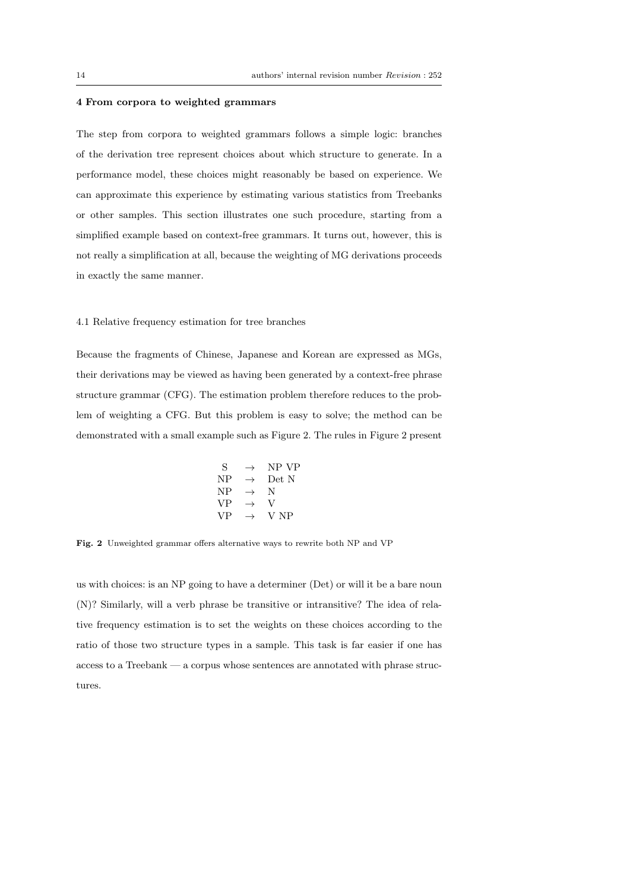## 4 From corpora to weighted grammars

The step from corpora to weighted grammars follows a simple logic: branches of the derivation tree represent choices about which structure to generate. In a performance model, these choices might reasonably be based on experience. We can approximate this experience by estimating various statistics from Treebanks or other samples. This section illustrates one such procedure, starting from a simplified example based on context-free grammars. It turns out, however, this is not really a simplification at all, because the weighting of MG derivations proceeds in exactly the same manner.

### 4.1 Relative frequency estimation for tree branches

Because the fragments of Chinese, Japanese and Korean are expressed as MGs, their derivations may be viewed as having been generated by a context-free phrase structure grammar (CFG). The estimation problem therefore reduces to the problem of weighting a CFG. But this problem is easy to solve; the method can be demonstrated with a small example such as Figure 2. The rules in Figure 2 present us with choices: is an NP going to have a determiner (Det) or will it be a bare noun (N)? Similarly, will a verb phrase be transitive or intransitive? The idea of relative frequency estimation is to set the weights on these choices according to the ratio of those two structure types in a sample. This task is far easier if one has access to a Treebank — a corpus whose sentences are annotated with phrase structures.

$$
\begin{array}{lcl}
\text{S} & \rightarrow & \text{NP VP} \\
\text{NP} & \rightarrow & \text{Det N} \\
\text{NP} & \rightarrow & \text{N} \\
\text{VP} & \rightarrow & \text{V} \\
\text{VP} & \rightarrow & \text{V NP}
\end{array}
$$

**Fig. 2** Unweighted grammar offers alternative ways to rewrite both NP and VP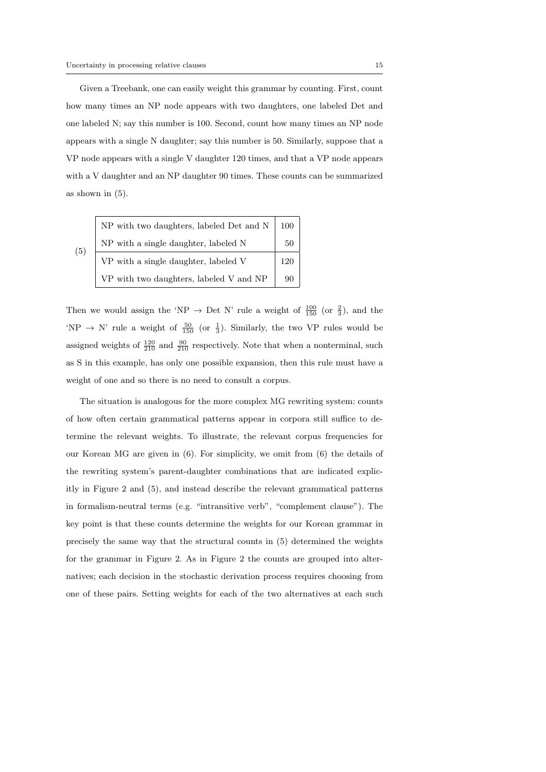Given a Treebank, one can easily weight this grammar by counting. First, count how many times an NP node appears with two daughters, one labeled Det and one labeled N; say this number is 100. Second, count how many times an NP node appears with a single N daughter; say this number is 50. Similarly, suppose that a VP node appears with a single V daughter 120 times, and that a VP node appears with a V daughter and an NP daughter 90 times. These counts can be summarized as shown in (5).

(5)

| | |
|---|---|
| NP with two daughters, labeled Det and N | 100 |
| NP with a single daughter, labeled N | 50 |
| VP with a single daughter, labeled V | 120 |
| VP with two daughters, labeled V and NP | 90 |

Then we would assign the 'NP $\rightarrow$ Det N' rule a weight of $\frac{100}{150}$ (or $\frac{2}{3}$), and the 'NP $\rightarrow$ N' rule a weight of $\frac{50}{150}$ (or $\frac{1}{3}$). Similarly, the two VP rules would be assigned weights of $\frac{120}{210}$ and $\frac{90}{210}$ respectively. Note that when a nonterminal, such as S in this example, has only one possible expansion, then this rule must have a weight of one and so there is no need to consult a corpus.

The situation is analogous for the more complex MG rewriting system: counts of how often certain grammatical patterns appear in corpora still suffice to determine the relevant weights. To illustrate, the relevant corpus frequencies for our Korean MG are given in (6). For simplicity, we omit from (6) the details of the rewriting system's parent-daughter combinations that are indicated explicitly in Figure 2 and (5), and instead describe the relevant grammatical patterns in formalism-neutral terms (e.g. "intransitive verb", "complement clause"). The key point is that these counts determine the weights for our Korean grammar in precisely the same way that the structural counts in (5) determined the weights for the grammar in Figure 2. As in Figure 2 the counts are grouped into alternatives; each decision in the stochastic derivation process requires choosing from one of these pairs. Setting weights for each of the two alternatives at each such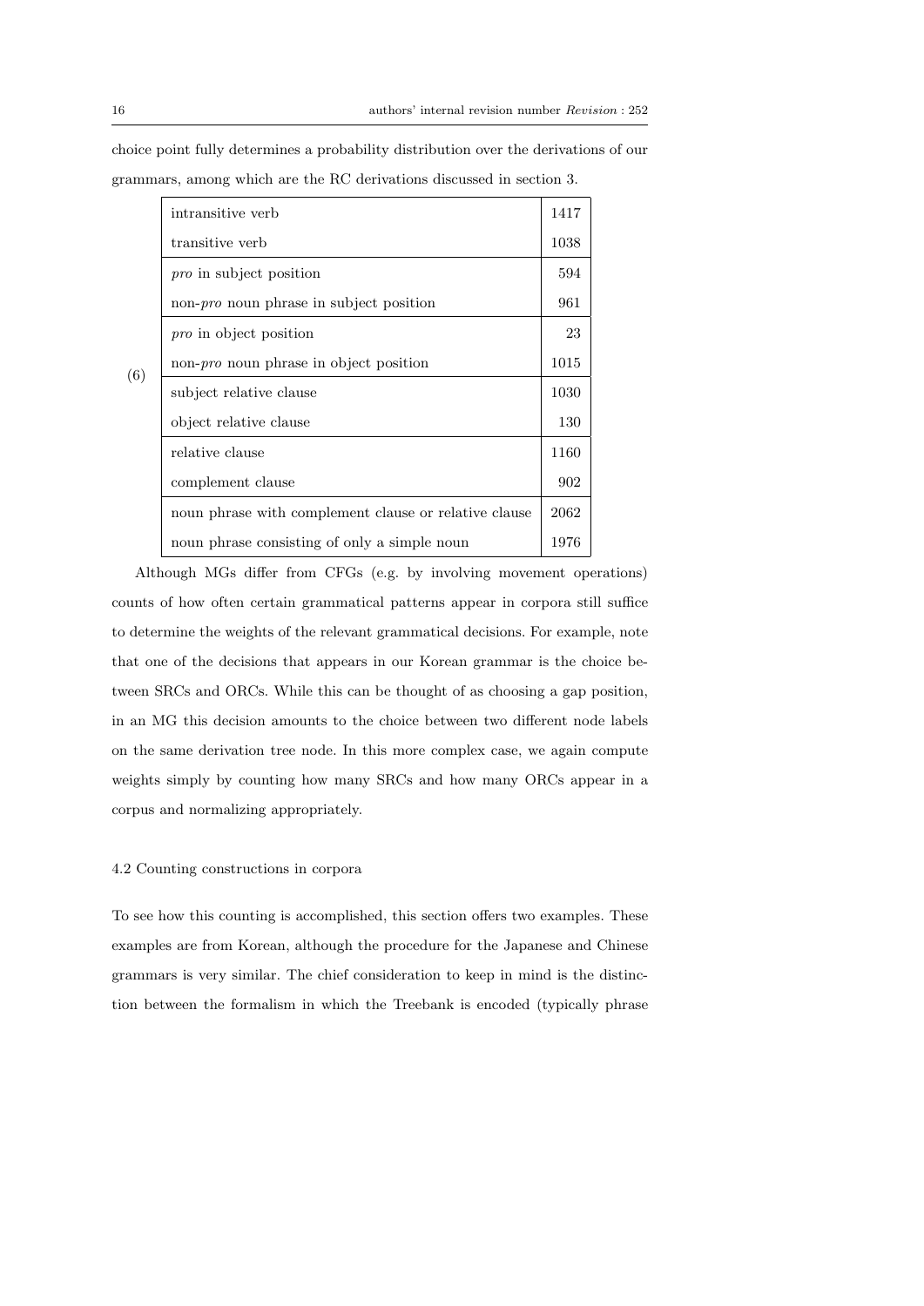choice point fully determines a probability distribution over the derivations of our grammars, among which are the RC derivations discussed in section 3.

(6)

| | |
|---|---|
| intransitive verb | 1417 |
| transitive verb | 1038 |
| *pro* in subject position | 594 |
| non-*pro* noun phrase in subject position | 961 |
| *pro* in object position | 23 |
| non-*pro* noun phrase in object position | 1015 |
| subject relative clause | 1030 |
| object relative clause | 130 |
| relative clause | 1160 |
| complement clause | 902 |
| noun phrase with complement clause or relative clause | 2062 |
| noun phrase consisting of only a simple noun | 1976 |

Although MGs differ from CFGs (e.g. by involving movement operations) counts of how often certain grammatical patterns appear in corpora still suffice to determine the weights of the relevant grammatical decisions. For example, note that one of the decisions that appears in our Korean grammar is the choice between SRCs and ORCs. While this can be thought of as choosing a gap position, in an MG this decision amounts to the choice between two different node labels on the same derivation tree node. In this more complex case, we again compute weights simply by counting how many SRCs and how many ORCs appear in a corpus and normalizing appropriately.

### 4.2 Counting constructions in corpora

To see how this counting is accomplished, this section offers two examples. These examples are from Korean, although the procedure for the Japanese and Chinese grammars is very similar. The chief consideration to keep in mind is the distinction between the formalism in which the Treebank is encoded (typically phrase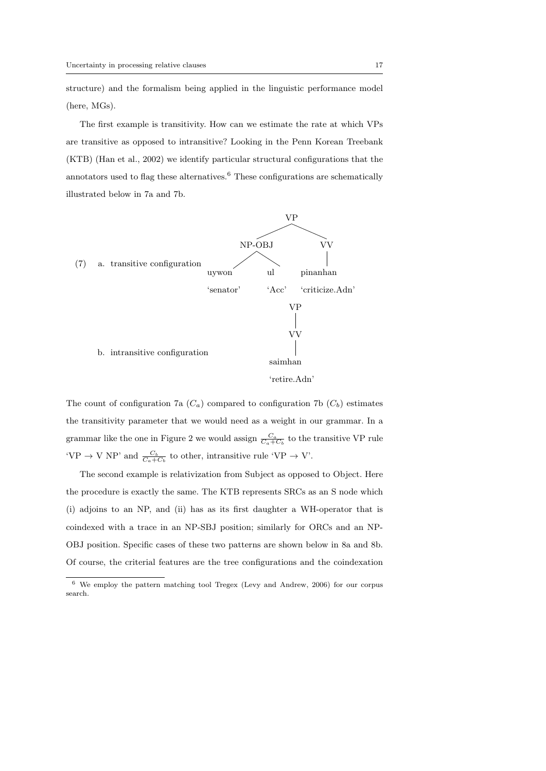structure) and the formalism being applied in the linguistic performance model (here, MGs).

The first example is transitivity. How can we estimate the rate at which VPs are transitive as opposed to intransitive? Looking in the Penn Korean Treebank (KTB) (Han et al., 2002) we identify particular structural configurations that the annotators used to flag these alternatives.[6] These configurations are schematically illustrated below in 7a and 7b.

(7) a. transitive configuration

```
            VP
          /    \
     NP-OBJ     VV
     /    \      |
 uywon     ul   pinanhan
 'senator' 'Acc' 'criticize.Adn'
```

b. intransitive configuration

```
     VP
     |
     VV
     |
   saimhan
 'retire.Adn'
```

The count of configuration 7a ($C_a$) compared to configuration 7b ($C_b$) estimates the transitivity parameter that we would need as a weight in our grammar. In a grammar like the one in Figure 2 we would assign $\frac{C_a}{C_a+C_b}$ to the transitive VP rule 'VP → V NP' and $\frac{C_b}{C_a+C_b}$ to other, intransitive rule 'VP → V'.

The second example is relativization from Subject as opposed to Object. Here the procedure is exactly the same. The KTB represents SRCs as an S node which (i) adjoins to an NP, and (ii) has as its first daughter a WH-operator that is coindexed with a trace in an NP-SBJ position; similarly for ORCs and an NP-OBJ position. Specific cases of these two patterns are shown below in 8a and 8b. Of course, the criterial features are the tree configurations and the coindexation

[6] We employ the pattern matching tool Tregex (Levy and Andrew, 2006) for our corpus search.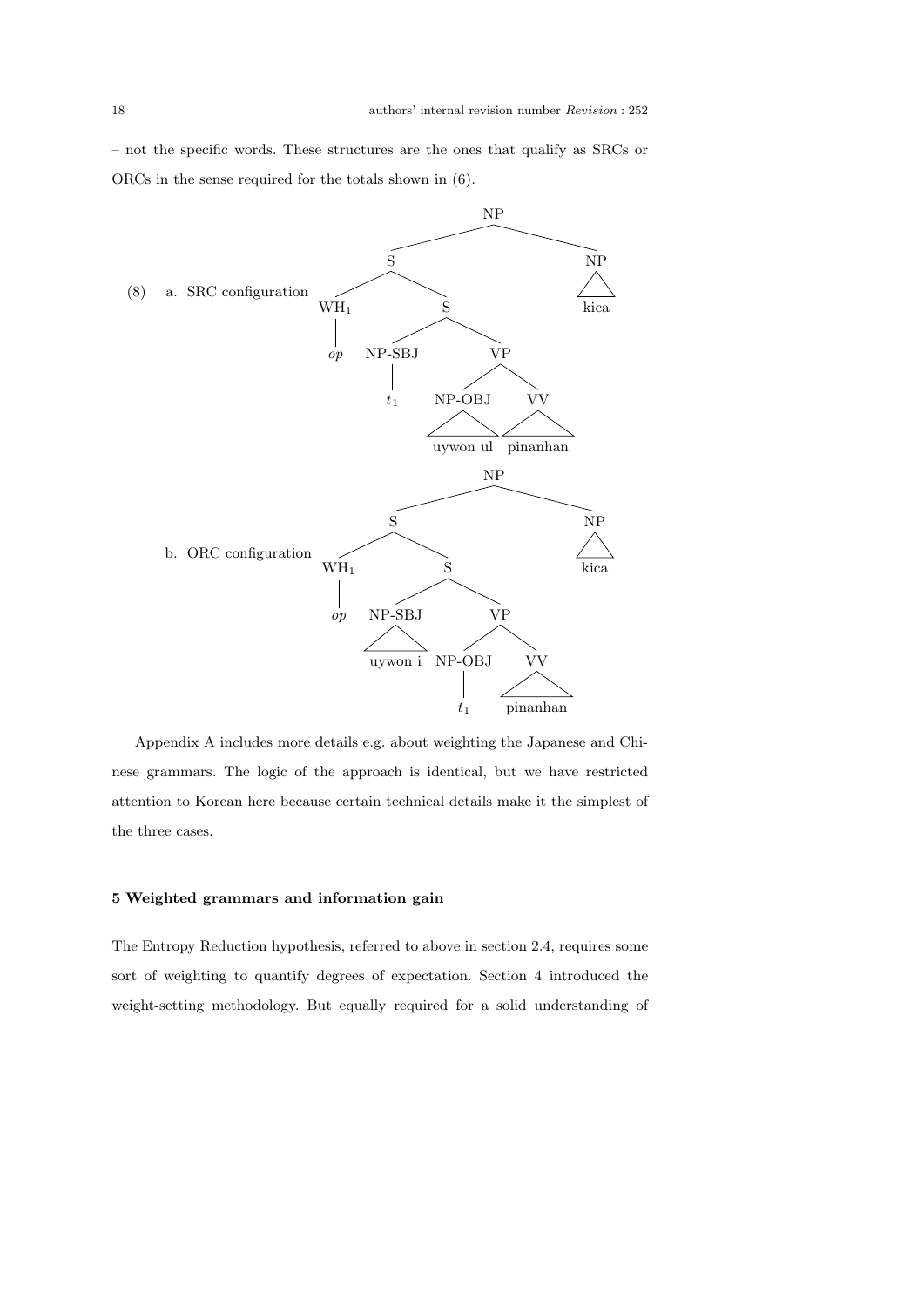– not the specific words. These structures are the ones that qualify as SRCs or ORCs in the sense required for the totals shown in (6).

(8) a. SRC configuration

```
                    NP
           _________|_________
          S                   NP
     _____|_____              |
   WH_1         S            kica
    |       ____|____
    op   NP-SBJ      VP
           |      ___|___
          t_1  NP-OBJ    VV
                 |        |
             uywon ul  pinanhan
```

b. ORC configuration

```
                    NP
           _________|_________
          S                   NP
     _____|_____              |
   WH_1         S            kica
    |       ____|____
    op   NP-SBJ      VP
           |      ___|___
       uywon i  NP-OBJ    VV
                  |        |
                 t_1   pinanhan
```

Appendix A includes more details e.g. about weighting the Japanese and Chinese grammars. The logic of the approach is identical, but we have restricted attention to Korean here because certain technical details make it the simplest of the three cases.

## 5 Weighted grammars and information gain

The Entropy Reduction hypothesis, referred to above in section 2.4, requires some sort of weighting to quantify degrees of expectation. Section 4 introduced the weight-setting methodology. But equally required for a solid understanding of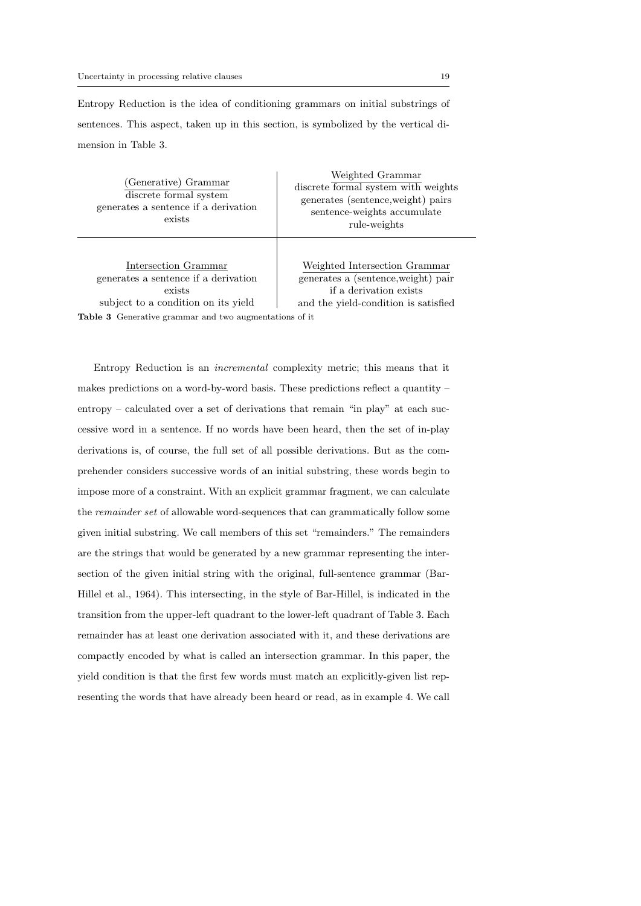Entropy Reduction is the idea of conditioning grammars on initial substrings of sentences. This aspect, taken up in this section, is symbolized by the vertical dimension in Table 3.

| (Generative) Grammar<br>discrete formal system<br>generates a sentence if a derivation exists | Weighted Grammar<br>discrete formal system with weights<br>generates (sentence,weight) pairs<br>sentence-weights accumulate rule-weights |
|---|---|
| Intersection Grammar<br>generates a sentence if a derivation exists<br>subject to a condition on its yield | Weighted Intersection Grammar<br>generates a (sentence,weight) pair<br>if a derivation exists<br>and the yield-condition is satisfied |

**Table 3** Generative grammar and two augmentations of it

Entropy Reduction is an *incremental* complexity metric; this means that it makes predictions on a word-by-word basis. These predictions reflect a quantity – entropy – calculated over a set of derivations that remain "in play" at each successive word in a sentence. If no words have been heard, then the set of in-play derivations is, of course, the full set of all possible derivations. But as the comprehender considers successive words of an initial substring, these words begin to impose more of a constraint. With an explicit grammar fragment, we can calculate the *remainder set* of allowable word-sequences that can grammatically follow some given initial substring. We call members of this set "remainders." The remainders are the strings that would be generated by a new grammar representing the intersection of the given initial string with the original, full-sentence grammar (Bar-Hillel et al., 1964). This intersecting, in the style of Bar-Hillel, is indicated in the transition from the upper-left quadrant to the lower-left quadrant of Table 3. Each remainder has at least one derivation associated with it, and these derivations are compactly encoded by what is called an intersection grammar. In this paper, the yield condition is that the first few words must match an explicitly-given list representing the words that have already been heard or read, as in example 4. We call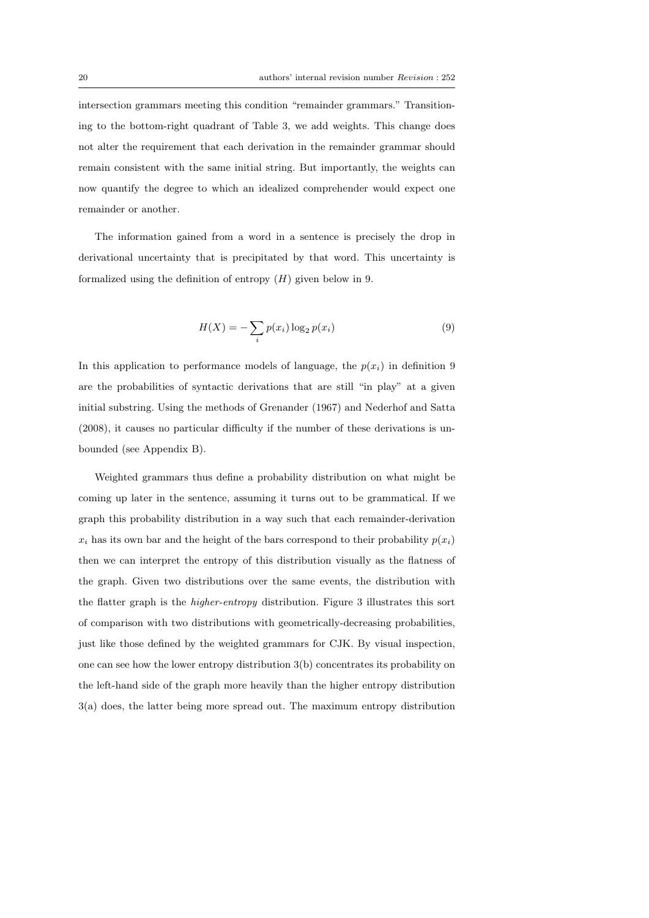intersection grammars meeting this condition "remainder grammars." Transitioning to the bottom-right quadrant of Table 3, we add weights. This change does not alter the requirement that each derivation in the remainder grammar should remain consistent with the same initial string. But importantly, the weights can now quantify the degree to which an idealized comprehender would expect one remainder or another.

The information gained from a word in a sentence is precisely the drop in derivational uncertainty that is precipitated by that word. This uncertainty is formalized using the definition of entropy ($H$) given below in 9.

$$H(X) = -\sum_i p(x_i) \log_2 p(x_i) \tag{9}$$

In this application to performance models of language, the $p(x_i)$ in definition 9 are the probabilities of syntactic derivations that are still "in play" at a given initial substring. Using the methods of Grenander (1967) and Nederhof and Satta (2008), it causes no particular difficulty if the number of these derivations is unbounded (see Appendix B).

Weighted grammars thus define a probability distribution on what might be coming up later in the sentence, assuming it turns out to be grammatical. If we graph this probability distribution in a way such that each remainder-derivation $x_i$ has its own bar and the height of the bars correspond to their probability $p(x_i)$ then we can interpret the entropy of this distribution visually as the flatness of the graph. Given two distributions over the same events, the distribution with the flatter graph is the *higher-entropy* distribution. Figure 3 illustrates this sort of comparison with two distributions with geometrically-decreasing probabilities, just like those defined by the weighted grammars for CJK. By visual inspection, one can see how the lower entropy distribution 3(b) concentrates its probability on the left-hand side of the graph more heavily than the higher entropy distribution 3(a) does, the latter being more spread out. The maximum entropy distribution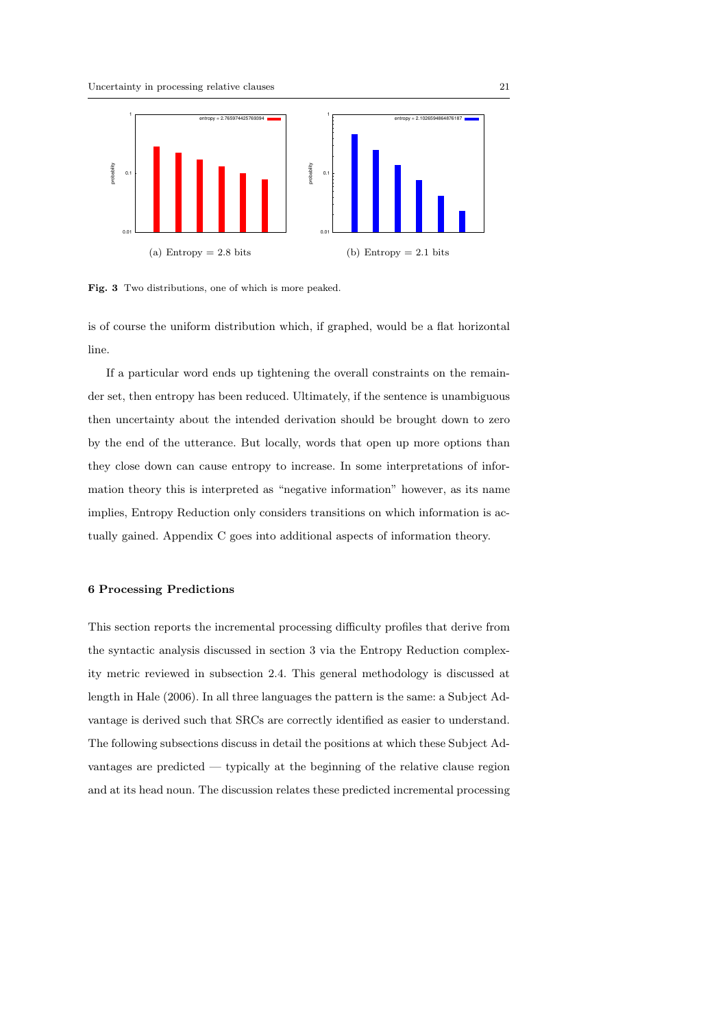(a) Entropy = 2.8 bits

(b) Entropy = 2.1 bits

**Fig. 3** Two distributions, one of which is more peaked.

is of course the uniform distribution which, if graphed, would be a flat horizontal line.

If a particular word ends up tightening the overall constraints on the remainder set, then entropy has been reduced. Ultimately, if the sentence is unambiguous then uncertainty about the intended derivation should be brought down to zero by the end of the utterance. But locally, words that open up more options than they close down can cause entropy to increase. In some interpretations of information theory this is interpreted as "negative information" however, as its name implies, Entropy Reduction only considers transitions on which information is actually gained. Appendix C goes into additional aspects of information theory.

## 6 Processing Predictions

This section reports the incremental processing difficulty profiles that derive from the syntactic analysis discussed in section 3 via the Entropy Reduction complexity metric reviewed in subsection 2.4. This general methodology is discussed at length in Hale (2006). In all three languages the pattern is the same: a Subject Advantage is derived such that SRCs are correctly identified as easier to understand. The following subsections discuss in detail the positions at which these Subject Advantages are predicted — typically at the beginning of the relative clause region and at its head noun. The discussion relates these predicted incremental processing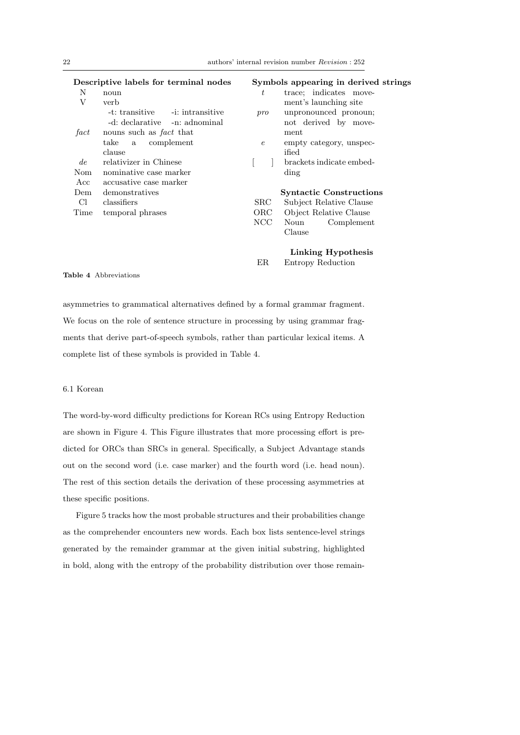**Descriptive labels for terminal nodes**

| Label | Description |
|---|---|
| N | noun |
| V | verb |
| | -t: transitive -i: intransitive |
| | -d: declarative -n: adnominal |
| *fact* | nouns such as *fact* that take a complement clause |
| *de* | relativizer in Chinese |
| Nom | nominative case marker |
| Acc | accusative case marker |
| Dem | demonstratives |
| Cl | classifiers |
| Time | temporal phrases |

**Symbols appearing in derived strings**

| Symbol | Description |
|---|---|
| *t* | trace; indicates movement's launching site |
| *pro* | unpronounced pronoun; not derived by movement |
| *e* | empty category, unspecified |
| [ ] | brackets indicate embedding |

**Syntactic Constructions**

| Abbreviation | Description |
|---|---|
| SRC | Subject Relative Clause |
| ORC | Object Relative Clause |
| NCC | Noun Complement Clause |

**Linking Hypothesis**

| Abbreviation | Description |
|---|---|
| ER | Entropy Reduction |

**Table 4** Abbreviations

asymmetries to grammatical alternatives defined by a formal grammar fragment. We focus on the role of sentence structure in processing by using grammar fragments that derive part-of-speech symbols, rather than particular lexical items. A complete list of these symbols is provided in Table 4.

### 6.1 Korean

The word-by-word difficulty predictions for Korean RCs using Entropy Reduction are shown in Figure 4. This Figure illustrates that more processing effort is predicted for ORCs than SRCs in general. Specifically, a Subject Advantage stands out on the second word (i.e. case marker) and the fourth word (i.e. head noun). The rest of this section details the derivation of these processing asymmetries at these specific positions.

Figure 5 tracks how the most probable structures and their probabilities change as the comprehender encounters new words. Each box lists sentence-level strings generated by the remainder grammar at the given initial substring, highlighted in bold, along with the entropy of the probability distribution over those remain-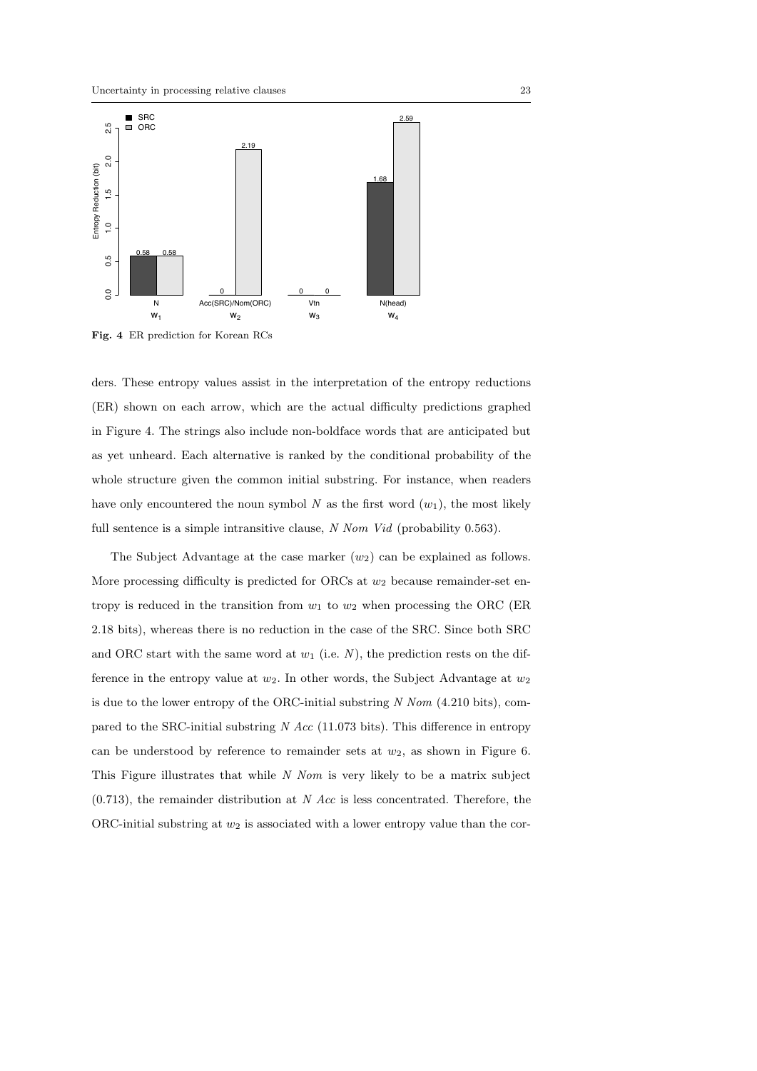**Fig. 4** ER prediction for Korean RCs

ders. These entropy values assist in the interpretation of the entropy reductions (ER) shown on each arrow, which are the actual difficulty predictions graphed in Figure 4. The strings also include non-boldface words that are anticipated but as yet unheard. Each alternative is ranked by the conditional probability of the whole structure given the common initial substring. For instance, when readers have only encountered the noun symbol $N$ as the first word ($w_1$), the most likely full sentence is a simple intransitive clause, *N Nom Vid* (probability 0.563).

The Subject Advantage at the case marker ($w_2$) can be explained as follows. More processing difficulty is predicted for ORCs at $w_2$ because remainder-set entropy is reduced in the transition from $w_1$ to $w_2$ when processing the ORC (ER 2.18 bits), whereas there is no reduction in the case of the SRC. Since both SRC and ORC start with the same word at $w_1$ (i.e. $N$), the prediction rests on the difference in the entropy value at $w_2$. In other words, the Subject Advantage at $w_2$ is due to the lower entropy of the ORC-initial substring *N Nom* (4.210 bits), compared to the SRC-initial substring *N Acc* (11.073 bits). This difference in entropy can be understood by reference to remainder sets at $w_2$, as shown in Figure 6. This Figure illustrates that while *N Nom* is very likely to be a matrix subject (0.713), the remainder distribution at *N Acc* is less concentrated. Therefore, the ORC-initial substring at $w_2$ is associated with a lower entropy value than the cor-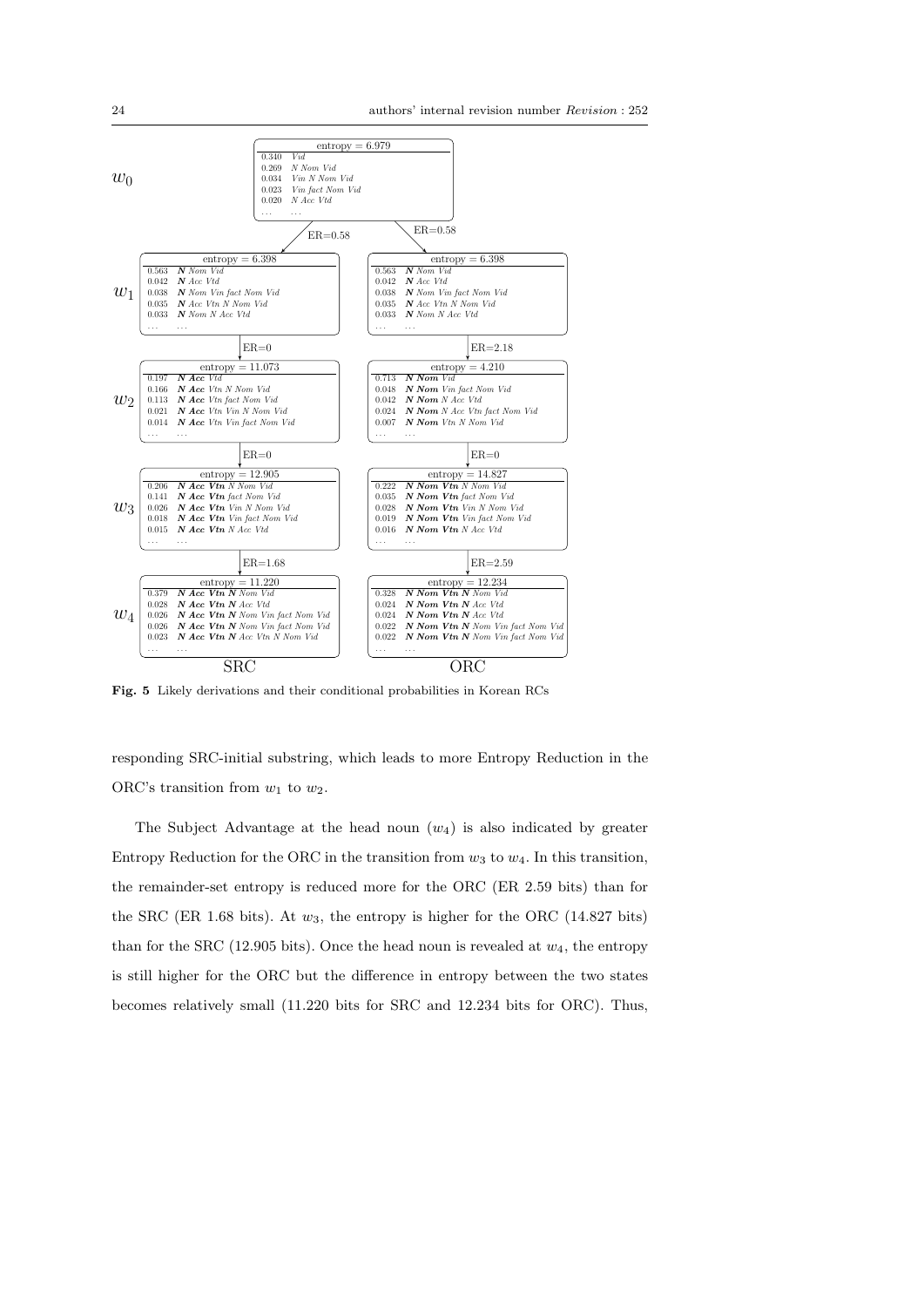**SRC**

$w_0$: entropy = 6.979

| | |
|---|---|
| 0.340 | *Vid* |
| 0.269 | *N Nom Vid* |
| 0.034 | *Vin N Nom Vid* |
| 0.023 | *Vin fact Nom Vid* |
| 0.020 | *N Acc Vtd* |
| ... | ... |

ER=0.58

$w_1$: entropy = 6.398

| | |
|---|---|
| 0.563 | ***N*** *Nom Vid* |
| 0.042 | ***N*** *Acc Vtd* |
| 0.038 | ***N*** *Nom Vin fact Nom Vid* |
| 0.035 | ***N*** *Acc Vtn N Nom Vid* |
| 0.033 | ***N*** *Nom N Acc Vtd* |
| ... | ... |

ER=0

$w_2$: entropy = 11.073

| | |
|---|---|
| 0.197 | ***N Acc*** *Vtd* |
| 0.166 | ***N Acc*** *Vtn N Nom Vid* |
| 0.113 | ***N Acc*** *Vtn fact Nom Vid* |
| 0.021 | ***N Acc*** *Vtn Vin N Nom Vid* |
| 0.014 | ***N Acc*** *Vtn Vin fact Nom Vid* |
| ... | ... |

ER=0

$w_3$: entropy = 12.905

| | |
|---|---|
| 0.206 | ***N Acc Vtn*** *N Nom Vid* |
| 0.141 | ***N Acc Vtn*** *fact Nom Vid* |
| 0.026 | ***N Acc Vtn*** *Vin N Nom Vid* |
| 0.018 | ***N Acc Vtn*** *Vin fact Nom Vid* |
| 0.015 | ***N Acc Vtn*** *N Acc Vtd* |
| ... | ... |

ER=1.68

$w_4$: entropy = 11.220

| | |
|---|---|
| 0.379 | ***N Acc Vtn N*** *Nom Vid* |
| 0.028 | ***N Acc Vtn N*** *Acc Vtd* |
| 0.026 | ***N Acc Vtn N*** *Nom Vin fact Nom Vid* |
| 0.026 | ***N Acc Vtn N*** *Nom Vin fact Nom Vid* |
| 0.023 | ***N Acc Vtn N*** *Acc Vtn N Nom Vid* |
| ... | ... |

**ORC**

$w_0$: entropy = 6.979 (shared with SRC)

ER=0.58

$w_1$: entropy = 6.398

| | |
|---|---|
| 0.563 | ***N*** *Nom Vid* |
| 0.042 | ***N*** *Acc Vtd* |
| 0.038 | ***N*** *Nom Vin fact Nom Vid* |
| 0.035 | ***N*** *Acc Vtn N Nom Vid* |
| 0.033 | ***N*** *Nom N Acc Vtd* |
| ... | ... |

ER=2.18

$w_2$: entropy = 4.210

| | |
|---|---|
| 0.713 | ***N Nom*** *Vid* |
| 0.048 | ***N Nom*** *Vin fact Nom Vid* |
| 0.042 | ***N Nom*** *N Acc Vtd* |
| 0.024 | ***N Nom*** *N Acc Vtn fact Nom Vid* |
| 0.007 | ***N Nom*** *Vtn N Nom Vid* |
| ... | ... |

ER=0

$w_3$: entropy = 14.827

| | |
|---|---|
| 0.222 | ***N Nom Vtn*** *N Nom Vid* |
| 0.035 | ***N Nom Vtn*** *fact Nom Vid* |
| 0.028 | ***N Nom Vtn*** *Vin N Nom Vid* |
| 0.019 | ***N Nom Vtn*** *Vin fact Nom Vid* |
| 0.016 | ***N Nom Vtn*** *N Acc Vtd* |
| ... | ... |

ER=2.59

$w_4$: entropy = 12.234

| | |
|---|---|
| 0.328 | ***N Nom Vtn N*** *Nom Vid* |
| 0.024 | ***N Nom Vtn N*** *Acc Vtd* |
| 0.024 | ***N Nom Vtn N*** *Acc Vtd* |
| 0.022 | ***N Nom Vtn N*** *Nom Vin fact Nom Vid* |
| 0.022 | ***N Nom Vtn N*** *Nom Vin fact Nom Vid* |
| ... | ... |

**Fig. 5** Likely derivations and their conditional probabilities in Korean RCs

responding SRC-initial substring, which leads to more Entropy Reduction in the ORC's transition from $w_1$ to $w_2$.

The Subject Advantage at the head noun ($w_4$) is also indicated by greater Entropy Reduction for the ORC in the transition from $w_3$ to $w_4$. In this transition, the remainder-set entropy is reduced more for the ORC (ER 2.59 bits) than for the SRC (ER 1.68 bits). At $w_3$, the entropy is higher for the ORC (14.827 bits) than for the SRC (12.905 bits). Once the head noun is revealed at $w_4$, the entropy is still higher for the ORC but the difference in entropy between the two states becomes relatively small (11.220 bits for SRC and 12.234 bits for ORC). Thus,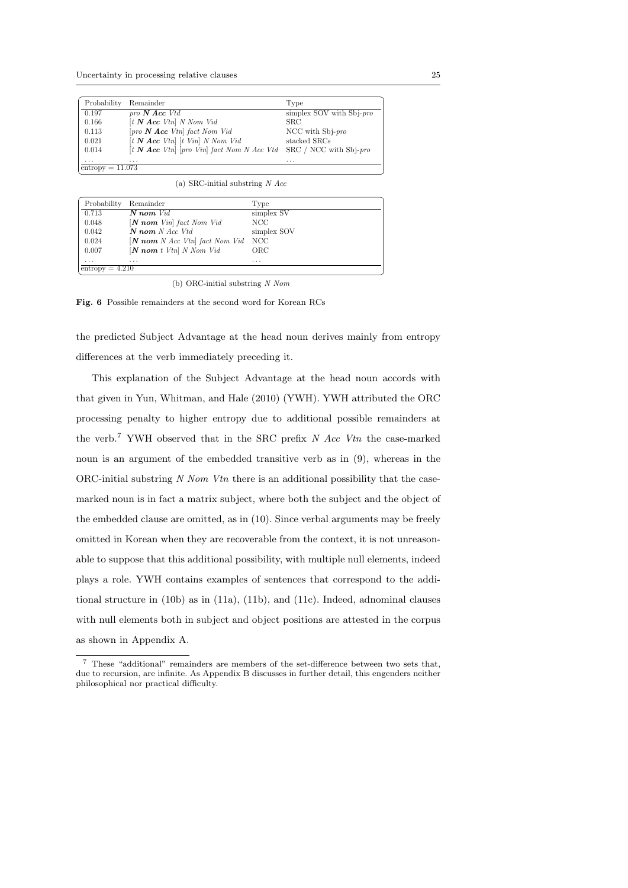| Probability | Remainder | Type |
|---|---|---|
| 0.197 | *pro* ***N Acc*** *Vtd* | simplex SOV with Sbj-*pro* |
| 0.166 | [*t* ***N Acc*** *Vtn*] *N Nom Vid* | SRC |
| 0.113 | [*pro* ***N Acc*** *Vtn*] *fact Nom Vid* | NCC with Sbj-*pro* |
| 0.021 | [*t* ***N Acc*** *Vtn*] [*t Vin*] *N Nom Vid* | stacked SRCs |
| 0.014 | [*t* ***N Acc*** *Vtn*] [*pro Vin*] *fact Nom N Acc Vtd* | SRC / NCC with Sbj-*pro* |
| ... | ... | ... |
| entropy = 11.073 | | |

(a) SRC-initial substring *N Acc*

| Probability | Remainder | Type |
|---|---|---|
| 0.713 | ***N nom*** *Vid* | simplex SV |
| 0.048 | [***N nom*** *Vin*] *fact Nom Vid* | NCC |
| 0.042 | ***N nom*** *N Acc Vtd* | simplex SOV |
| 0.024 | [***N nom*** *N Acc Vtn*] *fact Nom Vid* | NCC |
| 0.007 | [***N nom*** *t Vtn*] *N Nom Vid* | ORC |
| ... | ... | ... |
| entropy = 4.210 | | |

(b) ORC-initial substring *N Nom*

**Fig. 6** Possible remainders at the second word for Korean RCs

the predicted Subject Advantage at the head noun derives mainly from entropy differences at the verb immediately preceding it.

This explanation of the Subject Advantage at the head noun accords with that given in Yun, Whitman, and Hale (2010) (YWH). YWH attributed the ORC processing penalty to higher entropy due to additional possible remainders at the verb.[7] YWH observed that in the SRC prefix *N Acc Vtn* the case-marked noun is an argument of the embedded transitive verb as in (9), whereas in the ORC-initial substring *N Nom Vtn* there is an additional possibility that the case-marked noun is in fact a matrix subject, where both the subject and the object of the embedded clause are omitted, as in (10). Since verbal arguments may be freely omitted in Korean when they are recoverable from the context, it is not unreasonable to suppose that this additional possibility, with multiple null elements, indeed plays a role. YWH contains examples of sentences that correspond to the additional structure in (10b) as in (11a), (11b), and (11c). Indeed, adnominal clauses with null elements both in subject and object positions are attested in the corpus as shown in Appendix A.

[7] These "additional" remainders are members of the set-difference between two sets that, due to recursion, are infinite. As Appendix B discusses in further detail, this engenders neither philosophical nor practical difficulty.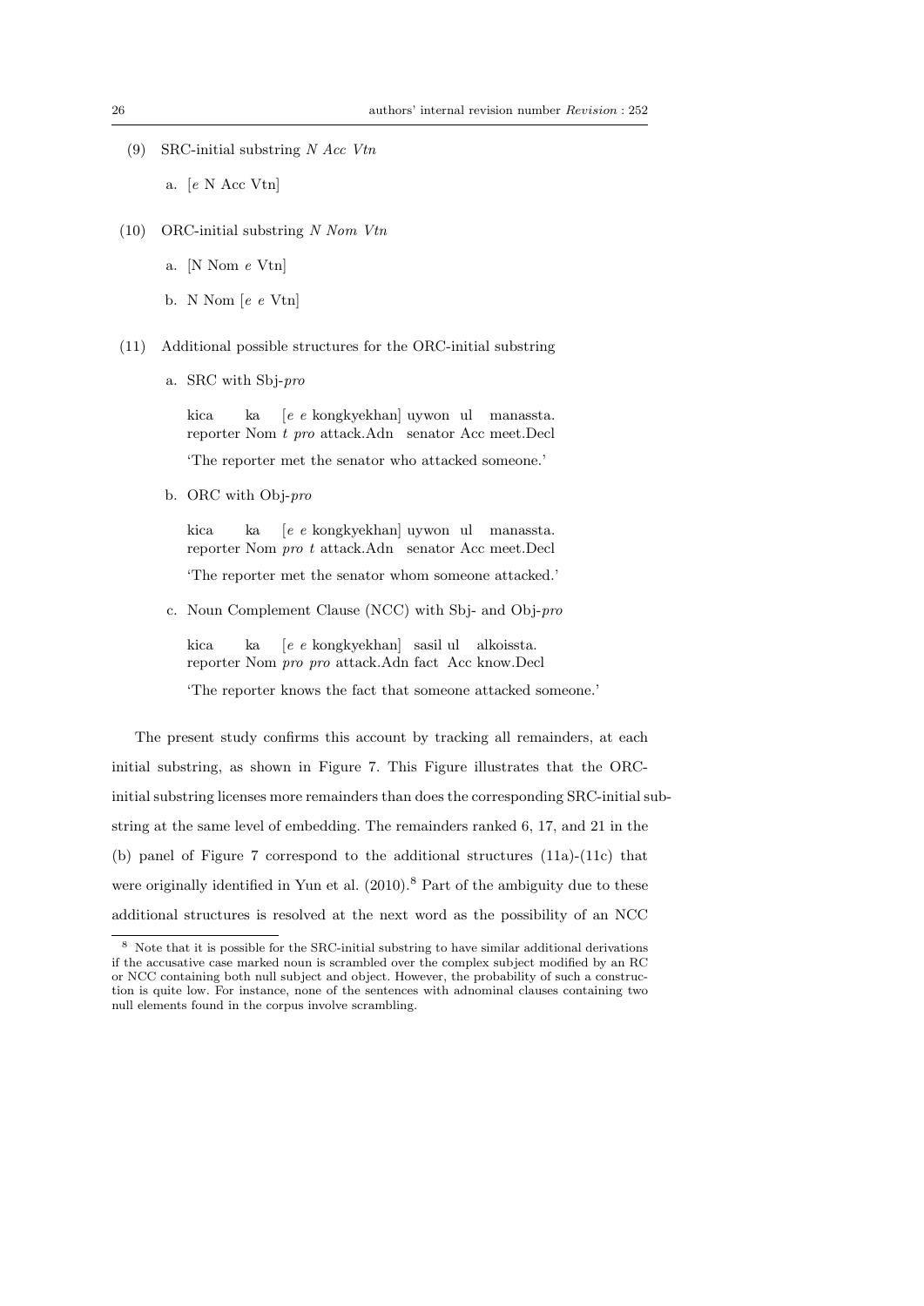(9) SRC-initial substring *N Acc Vtn*

a. [*e* N Acc Vtn]

(10) ORC-initial substring *N Nom Vtn*

a. [N Nom *e* Vtn]

b. N Nom [*e e* Vtn]

(11) Additional possible structures for the ORC-initial substring

a. SRC with Sbj-*pro*

kica ka [*e e* kongkyekhan] uywon ul manassta.
reporter Nom *t pro* attack.Adn senator Acc meet.Decl

'The reporter met the senator who attacked someone.'

b. ORC with Obj-*pro*

kica ka [*e e* kongkyekhan] uywon ul manassta.
reporter Nom *pro t* attack.Adn senator Acc meet.Decl

'The reporter met the senator whom someone attacked.'

c. Noun Complement Clause (NCC) with Sbj- and Obj-*pro*

kica ka [*e e* kongkyekhan] sasil ul alkoissta.
reporter Nom *pro pro* attack.Adn fact Acc know.Decl

'The reporter knows the fact that someone attacked someone.'

The present study confirms this account by tracking all remainders, at each initial substring, as shown in Figure 7. This Figure illustrates that the ORC-initial substring licenses more remainders than does the corresponding SRC-initial substring at the same level of embedding. The remainders ranked 6, 17, and 21 in the (b) panel of Figure 7 correspond to the additional structures (11a)-(11c) that were originally identified in Yun et al. (2010).[8] Part of the ambiguity due to these additional structures is resolved at the next word as the possibility of an NCC

[8] Note that it is possible for the SRC-initial substring to have similar additional derivations if the accusative case marked noun is scrambled over the complex subject modified by an RC or NCC containing both null subject and object. However, the probability of such a construction is quite low. For instance, none of the sentences with adnominal clauses containing two null elements found in the corpus involve scrambling.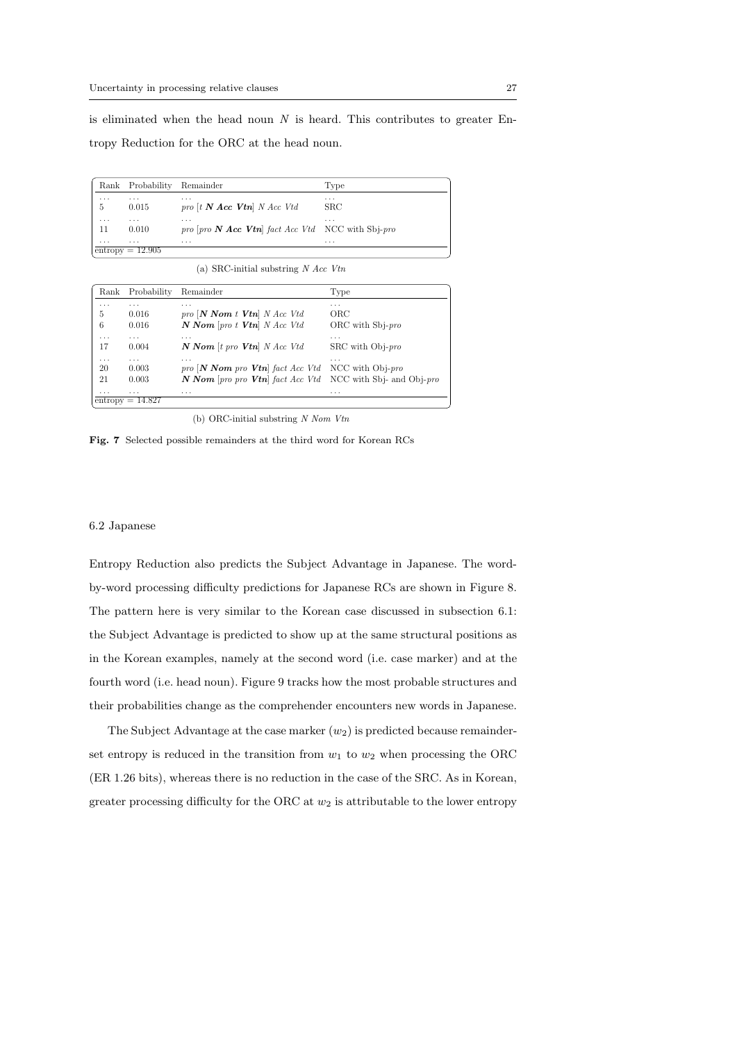is eliminated when the head noun *N* is heard. This contributes to greater Entropy Reduction for the ORC at the head noun.

| Rank | Probability | Remainder | Type |
|---|---|---|---|
| ... | ... | ... | ... |
| 5 | 0.015 | *pro* [*t* ***N Acc Vtn***] *N Acc Vtd* | SRC |
| ... | ... | ... | ... |
| 11 | 0.010 | *pro* [*pro* ***N Acc Vtn***] *fact Acc Vtd* | NCC with Sbj-*pro* |
| ... | ... | ... | ... |
| entropy = 12.905 | | | |

(a) SRC-initial substring *N Acc Vtn*

| Rank | Probability | Remainder | Type |
|---|---|---|---|
| ... | ... | ... | ... |
| 5 | 0.016 | *pro* [***N Nom*** *t* ***Vtn***] *N Acc Vtd* | ORC |
| 6 | 0.016 | ***N Nom*** [*pro t* ***Vtn***] *N Acc Vtd* | ORC with Sbj-*pro* |
| ... | ... | ... | ... |
| 17 | 0.004 | ***N Nom*** [*t pro* ***Vtn***] *N Acc Vtd* | SRC with Obj-*pro* |
| ... | ... | ... | ... |
| 20 | 0.003 | *pro* [***N Nom*** *pro* ***Vtn***] *fact Acc Vtd* | NCC with Obj-*pro* |
| 21 | 0.003 | ***N Nom*** [*pro pro* ***Vtn***] *fact Acc Vtd* | NCC with Sbj- and Obj-*pro* |
| ... | ... | ... | ... |
| entropy = 14.827 | | | |

(b) ORC-initial substring *N Nom Vtn*

**Fig. 7** Selected possible remainders at the third word for Korean RCs

### 6.2 Japanese

Entropy Reduction also predicts the Subject Advantage in Japanese. The word-by-word processing difficulty predictions for Japanese RCs are shown in Figure 8. The pattern here is very similar to the Korean case discussed in subsection 6.1: the Subject Advantage is predicted to show up at the same structural positions as in the Korean examples, namely at the second word (i.e. case marker) and at the fourth word (i.e. head noun). Figure 9 tracks how the most probable structures and their probabilities change as the comprehender encounters new words in Japanese.

The Subject Advantage at the case marker ($w_2$) is predicted because remainder-set entropy is reduced in the transition from $w_1$ to $w_2$ when processing the ORC (ER 1.26 bits), whereas there is no reduction in the case of the SRC. As in Korean, greater processing difficulty for the ORC at $w_2$ is attributable to the lower entropy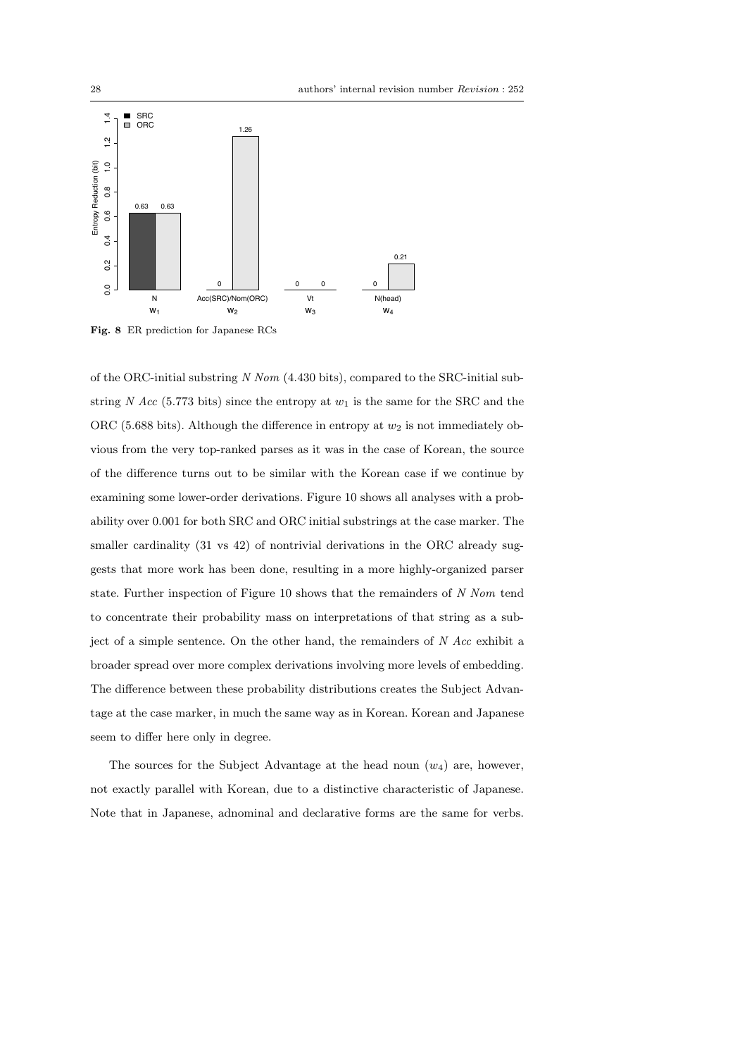**Fig. 8** ER prediction for Japanese RCs

of the ORC-initial substring *N Nom* (4.430 bits), compared to the SRC-initial substring *N Acc* (5.773 bits) since the entropy at $w_1$ is the same for the SRC and the ORC (5.688 bits). Although the difference in entropy at $w_2$ is not immediately obvious from the very top-ranked parses as it was in the case of Korean, the source of the difference turns out to be similar with the Korean case if we continue by examining some lower-order derivations. Figure 10 shows all analyses with a probability over 0.001 for both SRC and ORC initial substrings at the case marker. The smaller cardinality (31 vs 42) of nontrivial derivations in the ORC already suggests that more work has been done, resulting in a more highly-organized parser state. Further inspection of Figure 10 shows that the remainders of *N Nom* tend to concentrate their probability mass on interpretations of that string as a subject of a simple sentence. On the other hand, the remainders of *N Acc* exhibit a broader spread over more complex derivations involving more levels of embedding. The difference between these probability distributions creates the Subject Advantage at the case marker, in much the same way as in Korean. Korean and Japanese seem to differ here only in degree.

The sources for the Subject Advantage at the head noun ($w_4$) are, however, not exactly parallel with Korean, due to a distinctive characteristic of Japanese. Note that in Japanese, adnominal and declarative forms are the same for verbs.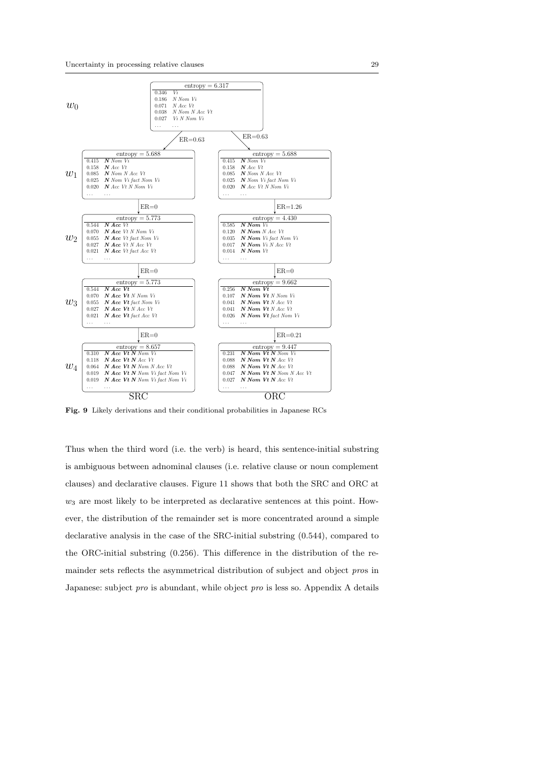| | SRC | ORC |
|---|---|---|
| $w_0$ | entropy = 6.317<br>0.346 *Vi*<br>0.186 *N Nom Vi*<br>0.071 *N Acc Vt*<br>0.038 *N Nom N Acc Vt*<br>0.027 *Vi N Nom Vi*<br>... ... | |
| | ER=0.63 | ER=0.63 |
| $w_1$ | entropy = 5.688<br>0.415 ***N*** *Nom Vi*<br>0.158 ***N*** *Acc Vt*<br>0.085 ***N*** *Nom N Acc Vt*<br>0.025 ***N*** *Nom Vi fact Nom Vi*<br>0.020 ***N*** *Acc Vt N Nom Vi*<br>... ... | entropy = 5.688<br>0.415 ***N*** *Nom Vi*<br>0.158 ***N*** *Acc Vt*<br>0.085 ***N*** *Nom N Acc Vt*<br>0.025 ***N*** *Nom Vi fact Nom Vi*<br>0.020 ***N*** *Acc Vt N Nom Vi*<br>... ... |
| | ER=0 | ER=1.26 |
| $w_2$ | entropy = 5.773<br>0.544 ***N Acc*** *Vt*<br>0.070 ***N Acc*** *Vt N Nom Vi*<br>0.055 ***N Acc*** *Vt fact Nom Vi*<br>0.027 ***N Acc*** *Vt N Acc Vt*<br>0.021 ***N Acc*** *Vt fact Acc Vt*<br>... ... | entropy = 4.430<br>0.585 ***N Nom*** *Vi*<br>0.120 ***N Nom*** *N Acc Vt*<br>0.035 ***N Nom*** *Vi fact Nom Vi*<br>0.017 ***N Nom*** *Vi N Acc Vt*<br>0.014 ***N Nom*** *Vt*<br>... ... |
| | ER=0 | ER=0 |
| $w_3$ | entropy = 5.773<br>0.544 ***N Acc Vt***<br>0.070 ***N Acc Vt*** *N Nom Vi*<br>0.055 ***N Acc Vt*** *fact Nom Vi*<br>0.027 ***N Acc Vt*** *N Acc Vt*<br>0.021 ***N Acc Vt*** *fact Acc Vt*<br>... ... | entropy = 9.662<br>0.256 ***N Nom Vt***<br>0.107 ***N Nom Vt*** *N Nom Vi*<br>0.041 ***N Nom Vt*** *N Acc Vt*<br>0.041 ***N Nom Vt*** *N Acc Vt*<br>0.026 ***N Nom Vt*** *fact Nom Vi*<br>... ... |
| | ER=0 | ER=0.21 |
| $w_4$ | entropy = 8.657<br>0.310 ***N Acc Vt N*** *Nom Vi*<br>0.118 ***N Acc Vt N*** *Acc Vt*<br>0.064 ***N Acc Vt N*** *Nom N Acc Vt*<br>0.019 ***N Acc Vt N*** *Nom Vi fact Nom Vi*<br>0.019 ***N Acc Vt N*** *Nom Vi fact Nom Vi*<br>... ... | entropy = 9.447<br>0.231 ***N Nom Vt N*** *Nom Vi*<br>0.088 ***N Nom Vt N*** *Acc Vt*<br>0.088 ***N Nom Vt N*** *Acc Vt*<br>0.047 ***N Nom Vt N*** *Nom N Acc Vt*<br>0.027 ***N Nom Vt N*** *Acc Vt*<br>... ... |

**Fig. 9** Likely derivations and their conditional probabilities in Japanese RCs

Thus when the third word (i.e. the verb) is heard, this sentence-initial substring is ambiguous between adnominal clauses (i.e. relative clause or noun complement clauses) and declarative clauses. Figure 11 shows that both the SRC and ORC at $w_3$ are most likely to be interpreted as declarative sentences at this point. However, the distribution of the remainder set is more concentrated around a simple declarative analysis in the case of the SRC-initial substring (0.544), compared to the ORC-initial substring (0.256). This difference in the distribution of the remainder sets reflects the asymmetrical distribution of subject and object *pro*s in Japanese: subject *pro* is abundant, while object *pro* is less so. Appendix A details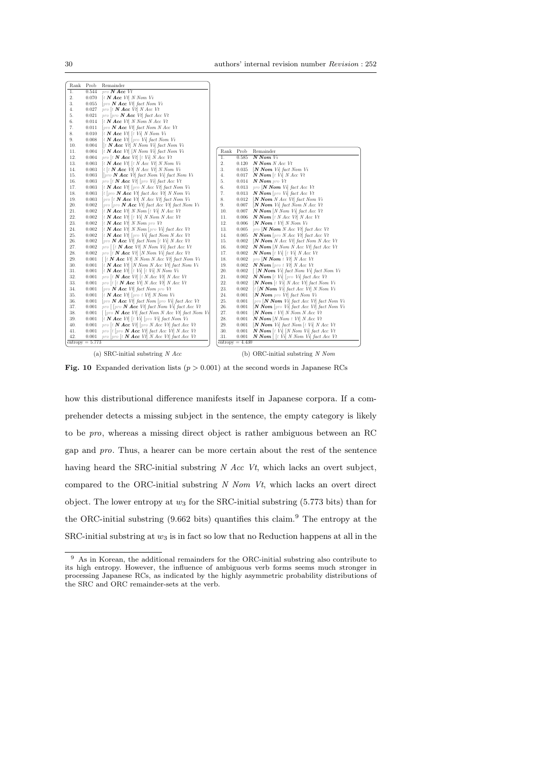| Rank | Prob | Remainder |
|---|---|---|
| 1. | 0.544 | *pro* ***N Acc*** *Vt* |
| 2. | 0.070 | [*t* ***N Acc*** *Vt*] *N Nom Vi* |
| 3. | 0.055 | [*pro* ***N Acc*** *Vt*] *fact Nom Vi* |
| 4. | 0.027 | *pro* [*t* ***N Acc*** *Vt*] *N Acc Vt* |
| 5. | 0.021 | *pro* [*pro* ***N Acc*** *Vt*] *fact Acc Vt* |
| 6. | 0.014 | [*t* ***N Acc*** *Vt*] *N Nom N Acc Vt* |
| 7. | 0.011 | [*pro* ***N Acc*** *Vt*] *fact Nom N Acc Vt* |
| 8. | 0.010 | [*t* ***N Acc*** *Vt*] [*t Vi*] *N Nom Vi* |
| 9. | 0.008 | [*t* ***N Acc*** *Vt*] [*pro Vi*] *fact Nom Vi* |
| 10. | 0.004 | [[*t* ***N Acc*** *Vt*] *N Nom Vi*] *fact Nom Vi* |
| 11. | 0.004 | [*t* ***N Acc*** *Vt*] [*N Nom Vi*] *fact Nom Vi* |
| 12. | 0.004 | *pro* [*t* ***N Acc*** *Vt*] [*t Vi*] *N Acc Vt* |
| 13. | 0.003 | [*t* ***N Acc*** *Vt*] [*t N Acc Vt*] *N Nom Vi* |
| 14. | 0.003 | [*t* [*t* ***N Acc*** *Vt*] *N Acc Vt*] *N Nom Vi* |
| 15. | 0.003 | [[*pro* ***N Acc*** *Vt*] *fact Nom Vi*] *fact Nom Vi* |
| 16. | 0.003 | *pro* [*t* ***N Acc*** *Vt*] [*pro Vi*] *fact Acc Vt* |
| 17. | 0.003 | [*t* ***N Acc*** *Vt*] [*pro N Acc Vt*] *fact Nom Vi* |
| 18. | 0.003 | [*t* [*pro* ***N Acc*** *Vt*] *fact Acc Vt*] *N Nom Vi* |
| 19. | 0.003 | [*pro* [*t* ***N Acc*** *Vt*] *N Acc Vt*] *fact Nom Vi* |
| 20. | 0.002 | [*pro* [*pro* ***N Acc*** *Vt*] *fact Acc Vt*] *fact Nom Vi* |
| 21. | 0.002 | [*t* ***N Acc*** *Vt*] *N Nom* [*t Vi*] *N Acc Vt* |
| 22. | 0.002 | [*t* ***N Acc*** *Vt*] [*t Vi*] *N Nom N Acc Vt* |
| 23. | 0.002 | [*t* ***N Acc*** *Vt*] *N Nom pro Vt* |
| 24. | 0.002 | [*t* ***N Acc*** *Vt*] *N Nom* [*pro Vi*] *fact Acc Vt* |
| 25. | 0.002 | [*t* ***N Acc*** *Vt*] [*pro Vi*] *fact Nom N Acc Vt* |
| 26. | 0.002 | [*pro* ***N Acc*** *Vt*] *fact Nom* [*t Vi*] *N Acc Vt* |
| 27. | 0.002 | *pro* [[*t* ***N Acc*** *Vt*] *N Nom Vi*] *fact Acc Vt* |
| 28. | 0.002 | *pro* [*t* ***N Acc*** *Vt*] [*N Nom Vi*] *fact Acc Vt* |
| 29. | 0.001 | [[*t* ***N Acc*** *Vt*] *N Nom N Acc Vt*] *fact Nom Vi* |
| 30. | 0.001 | [*t* ***N Acc*** *Vt*] [*N Nom N Acc Vt*] *fact Nom Vi* |
| 31. | 0.001 | [*t* ***N Acc*** *Vt*] [*t Vi*] [*t Vi*] *N Nom Vi* |
| 32. | 0.001 | *pro* [*t* ***N Acc*** *Vt*] [*t N Acc Vt*] *N Acc Vt* |
| 33. | 0.001 | *pro* [*t* [*t* ***N Acc*** *Vt*] *N Acc Vt*] *N Acc Vt* |
| 34. | 0.001 | [*pro* ***N Acc*** *Vt*] *fact Nom pro Vt* |
| 35. | 0.001 | [*t* ***N Acc*** *Vt*] [*pro t Vt*] *N Nom Vi* |
| 36. | 0.001 | [*pro* ***N Acc*** *Vt*] *fact Nom* [*pro Vi*] *fact Acc Vt* |
| 37. | 0.001 | *pro* [[*pro* ***N Acc*** *Vt*] *fact Nom Vi*] *fact Acc Vt* |
| 38. | 0.001 | [[*pro* ***N Acc*** *Vt*] *fact Nom N Acc Vt*] *fact Nom Vi* |
| 39. | 0.001 | [*t* ***N Acc*** *Vt*] [*t Vi*] [*pro Vi*] *fact Nom Vi* |
| 40. | 0.001 | *pro* [*t* ***N Acc*** *Vt*] [*pro N Acc Vt*] *fact Acc Vt* |
| 41. | 0.001 | *pro* [*t* [*pro* ***N Acc*** *Vt*] *fact Acc Vt*] *N Acc Vt* |
| 42. | 0.001 | *pro* [*pro* [*t* ***N Acc*** *Vt*] *N Acc Vt*] *fact Acc Vt* |

entropy = 5.773

(a) SRC-initial substring *N Acc*

| Rank | Prob | Remainder |
|---|---|---|
| 1. | 0.585 | ***N Nom*** *Vi* |
| 2. | 0.120 | ***N Nom*** *N Acc Vt* |
| 3. | 0.035 | [***N Nom*** *Vi*] *fact Nom Vi* |
| 4. | 0.017 | ***N Nom*** [*t Vi*] *N Acc Vt* |
| 5. | 0.014 | ***N Nom*** *pro Vt* |
| 6. | 0.013 | *pro* [***N Nom*** *Vi*] *fact Acc Vt* |
| 7. | 0.013 | ***N Nom*** [*pro Vi*] *fact Acc Vt* |
| 8. | 0.012 | [***N Nom*** *N Acc Vt*] *fact Nom Vi* |
| 9. | 0.007 | [***N Nom*** *Vi*] *fact Nom N Acc Vt* |
| 10. | 0.007 | ***N Nom*** [*N Nom Vi*] *fact Acc Vt* |
| 11. | 0.006 | ***N Nom*** [*t N Acc Vt*] *N Acc Vt* |
| 12. | 0.006 | [***N Nom*** *t Vt*] *N Nom Vi* |
| 13. | 0.005 | *pro* [***N Nom*** *N Acc Vt*] *fact Acc Vt* |
| 14. | 0.005 | ***N Nom*** [*pro N Acc Vt*] *fact Acc Vt* |
| 15. | 0.002 | [***N Nom*** *N Acc Vt*] *fact Nom N Acc Vt* |
| 16. | 0.002 | ***N Nom*** [*N Nom N Acc Vt*] *fact Acc Vt* |
| 17. | 0.002 | ***N Nom*** [*t Vi*] [*t Vi*] *N Acc Vt* |
| 18. | 0.002 | *pro* [***N Nom*** *t Vt*] *N Acc Vt* |
| 19. | 0.002 | ***N Nom*** [*pro t Vt*] *N Acc Vt* |
| 20. | 0.002 | [[***N Nom*** *Vi*] *fact Nom Vi*] *fact Nom Vi* |
| 21. | 0.002 | ***N Nom*** [*t Vi*] [*pro Vi*] *fact Acc Vt* |
| 22. | 0.002 | [***N Nom*** [*t Vi*] *N Acc Vt*] *fact Nom Vi* |
| 23. | 0.002 | [*t* [***N Nom*** *Vi*] *fact Acc Vt*] *N Nom Vi* |
| 24. | 0.001 | [***N Nom*** *pro Vt*] *fact Nom Vi* |
| 25. | 0.001 | [*pro* [***N Nom*** *Vi*] *fact Acc Vt*] *fact Nom Vi* |
| 26. | 0.001 | [***N Nom*** [*pro Vi*] *fact Acc Vt*] *fact Nom Vi* |
| 27. | 0.001 | [***N Nom*** *t Vt*] *N Nom N Acc Vt* |
| 28. | 0.001 | ***N Nom*** [*N Nom t Vt*] *N Acc Vt* |
| 29. | 0.001 | [***N Nom*** *Vi*] *fact Nom* [*t Vi*] *N Acc Vt* |
| 30. | 0.001 | ***N Nom*** [*t Vi*] [*N Nom Vi*] *fact Acc Vt* |
| 31. | 0.001 | ***N Nom*** [[*t Vi*] *N Nom Vi*] *fact Acc Vt* |

entropy = 4.430

(b) ORC-initial substring *N Nom*

**Fig. 10** Expanded derivation lists ($p > 0.001$) at the second words in Japanese RCs

how this distributional difference manifests itself in Japanese corpora. If a comprehender detects a missing subject in the sentence, the empty category is likely to be *pro*, whereas a missing direct object is rather ambiguous between an RC gap and *pro*. Thus, a hearer can be more certain about the rest of the sentence having heard the SRC-initial substring *N Acc Vt*, which lacks an overt subject, compared to the ORC-initial substring *N Nom Vt*, which lacks an overt direct object. The lower entropy at $w_3$ for the SRC-initial substring (5.773 bits) than for the ORC-initial substring (9.662 bits) quantifies this claim.[9] The entropy at the SRC-initial substring at $w_3$ is in fact so low that no Reduction happens at all in the

[9] As in Korean, the additional remainders for the ORC-initial substring also contribute to its high entropy. However, the influence of ambiguous verb forms seems much stronger in processing Japanese RCs, as indicated by the highly asymmetric probability distributions of the SRC and ORC remainder-sets at the verb.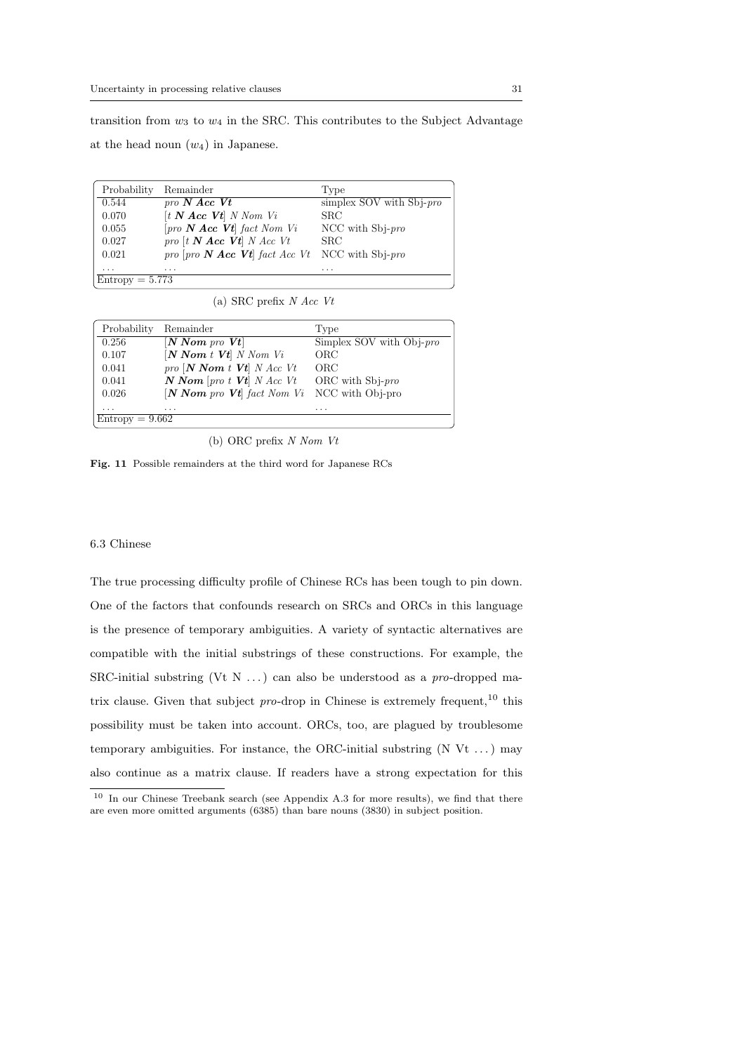transition from $w_3$ to $w_4$ in the SRC. This contributes to the Subject Advantage at the head noun ($w_4$) in Japanese.

| Probability | Remainder | Type |
|---|---|---|
| 0.544 | *pro* ***N Acc Vt*** | simplex SOV with Sbj-*pro* |
| 0.070 | [*t* ***N Acc Vt***] *N Nom Vi* | SRC |
| 0.055 | [*pro* ***N Acc Vt***] *fact Nom Vi* | NCC with Sbj-*pro* |
| 0.027 | *pro* [*t* ***N Acc Vt***] *N Acc Vt* | SRC |
| 0.021 | *pro* [*pro* ***N Acc Vt***] *fact Acc Vt* | NCC with Sbj-*pro* |
| ... | ... | ... |
| Entropy = 5.773 | | |

(a) SRC prefix *N Acc Vt*

| Probability | Remainder | Type |
|---|---|---|
| 0.256 | [***N Nom*** *pro* ***Vt***] | Simplex SOV with Obj-*pro* |
| 0.107 | [***N Nom*** *t* ***Vt***] *N Nom Vi* | ORC |
| 0.041 | *pro* [***N Nom*** *t* ***Vt***] *N Acc Vt* | ORC |
| 0.041 | ***N Nom*** [*pro t* ***Vt***] *N Acc Vt* | ORC with Sbj-*pro* |
| 0.026 | [***N Nom*** *pro* ***Vt***] *fact Nom Vi* | NCC with Obj-pro |
| ... | ... | ... |
| Entropy = 9.662 | | |

(b) ORC prefix *N Nom Vt*

**Fig. 11** Possible remainders at the third word for Japanese RCs

### 6.3 Chinese

The true processing difficulty profile of Chinese RCs has been tough to pin down. One of the factors that confounds research on SRCs and ORCs in this language is the presence of temporary ambiguities. A variety of syntactic alternatives are compatible with the initial substrings of these constructions. For example, the SRC-initial substring (Vt N ...) can also be understood as a *pro*-dropped matrix clause. Given that subject *pro*-drop in Chinese is extremely frequent,[10] this possibility must be taken into account. ORCs, too, are plagued by troublesome temporary ambiguities. For instance, the ORC-initial substring (N Vt ...) may also continue as a matrix clause. If readers have a strong expectation for this

[10] In our Chinese Treebank search (see Appendix A.3 for more results), we find that there are even more omitted arguments (6385) than bare nouns (3830) in subject position.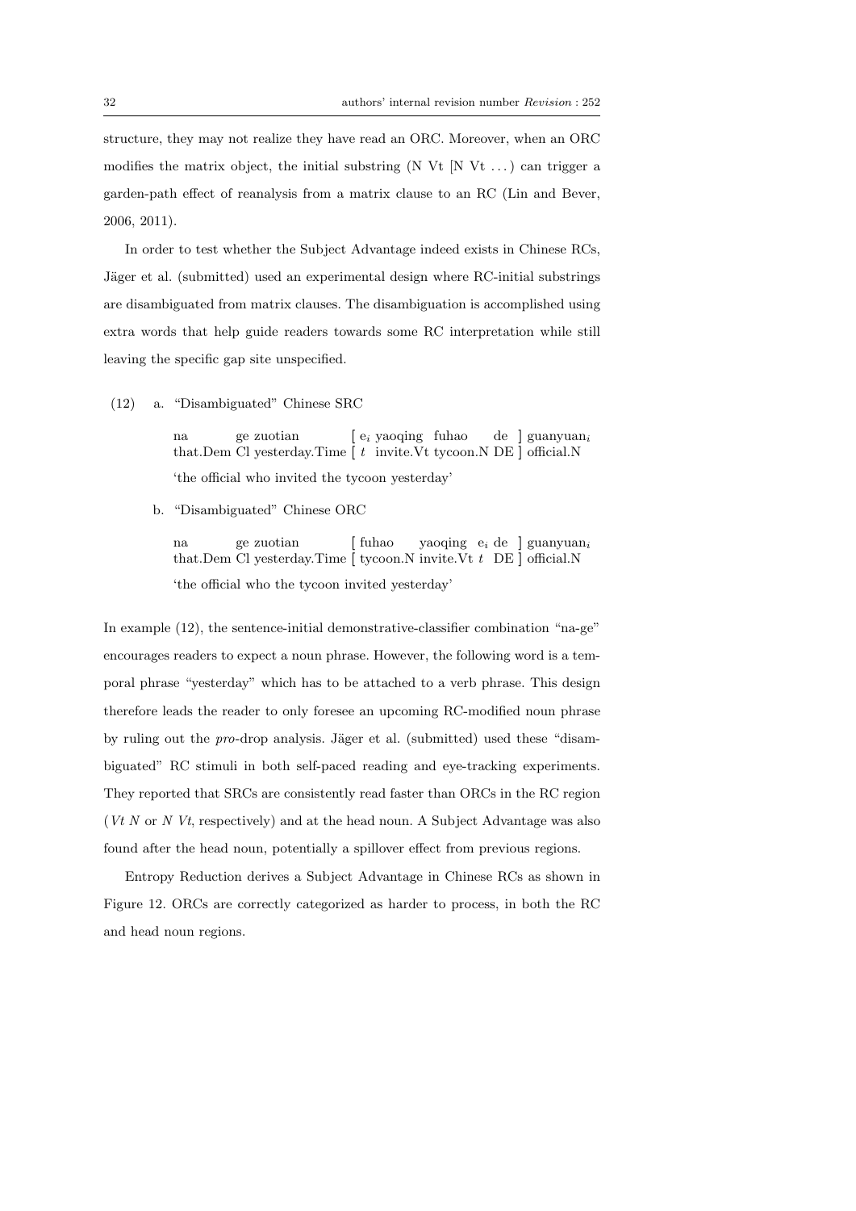structure, they may not realize they have read an ORC. Moreover, when an ORC modifies the matrix object, the initial substring (N Vt [N Vt . . . ) can trigger a garden-path effect of reanalysis from a matrix clause to an RC (Lin and Bever, 2006, 2011).

In order to test whether the Subject Advantage indeed exists in Chinese RCs, Jäger et al. (submitted) used an experimental design where RC-initial substrings are disambiguated from matrix clauses. The disambiguation is accomplished using extra words that help guide readers towards some RC interpretation while still leaving the specific gap site unspecified.

(12) a. "Disambiguated" Chinese SRC

na ge zuotian [ $e_i$ yaoqing fuhao de ] guanyuan$_i$
that.Dem Cl yesterday.Time [ $t$ invite.Vt tycoon.N DE ] official.N

'the official who invited the tycoon yesterday'

b. "Disambiguated" Chinese ORC

na ge zuotian [ fuhao yaoqing $e_i$ de ] guanyuan$_i$
that.Dem Cl yesterday.Time [ tycoon.N invite.Vt $t$ DE ] official.N

'the official who the tycoon invited yesterday'

In example (12), the sentence-initial demonstrative-classifier combination "na-ge" encourages readers to expect a noun phrase. However, the following word is a temporal phrase "yesterday" which has to be attached to a verb phrase. This design therefore leads the reader to only foresee an upcoming RC-modified noun phrase by ruling out the *pro*-drop analysis. Jäger et al. (submitted) used these "disambiguated" RC stimuli in both self-paced reading and eye-tracking experiments. They reported that SRCs are consistently read faster than ORCs in the RC region (*Vt N* or *N Vt*, respectively) and at the head noun. A Subject Advantage was also found after the head noun, potentially a spillover effect from previous regions.

Entropy Reduction derives a Subject Advantage in Chinese RCs as shown in Figure 12. ORCs are correctly categorized as harder to process, in both the RC and head noun regions.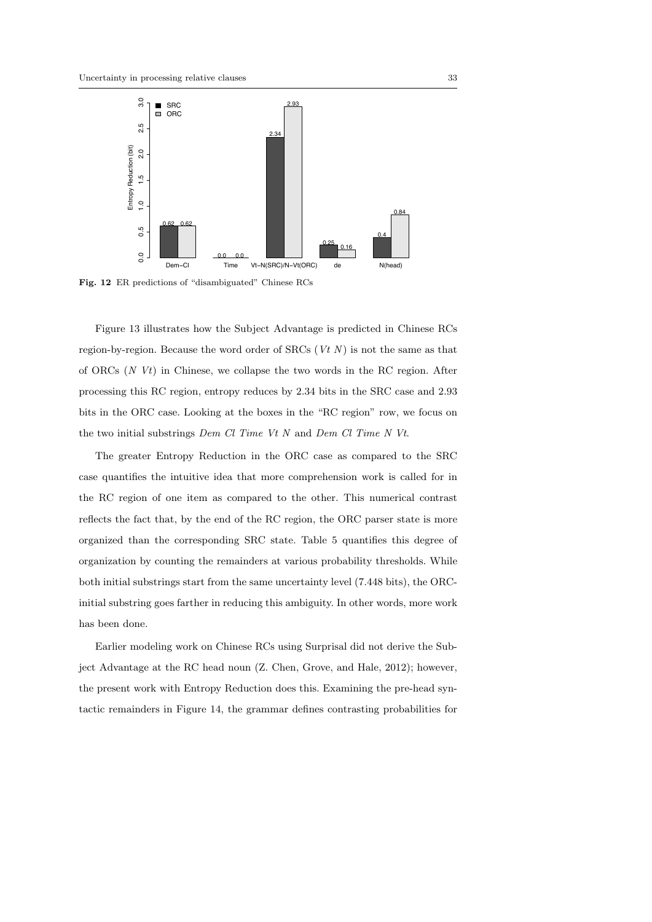Fig. 12 ER predictions of "disambiguated" Chinese RCs

Figure 13 illustrates how the Subject Advantage is predicted in Chinese RCs region-by-region. Because the word order of SRCs (*Vt N*) is not the same as that of ORCs (*N Vt*) in Chinese, we collapse the two words in the RC region. After processing this RC region, entropy reduces by 2.34 bits in the SRC case and 2.93 bits in the ORC case. Looking at the boxes in the "RC region" row, we focus on the two initial substrings *Dem Cl Time Vt N* and *Dem Cl Time N Vt*.

The greater Entropy Reduction in the ORC case as compared to the SRC case quantifies the intuitive idea that more comprehension work is called for in the RC region of one item as compared to the other. This numerical contrast reflects the fact that, by the end of the RC region, the ORC parser state is more organized than the corresponding SRC state. Table 5 quantifies this degree of organization by counting the remainders at various probability thresholds. While both initial substrings start from the same uncertainty level (7.448 bits), the ORC-initial substring goes farther in reducing this ambiguity. In other words, more work has been done.

Earlier modeling work on Chinese RCs using Surprisal did not derive the Subject Advantage at the RC head noun (Z. Chen, Grove, and Hale, 2012); however, the present work with Entropy Reduction does this. Examining the pre-head syntactic remainders in Figure 14, the grammar defines contrasting probabilities for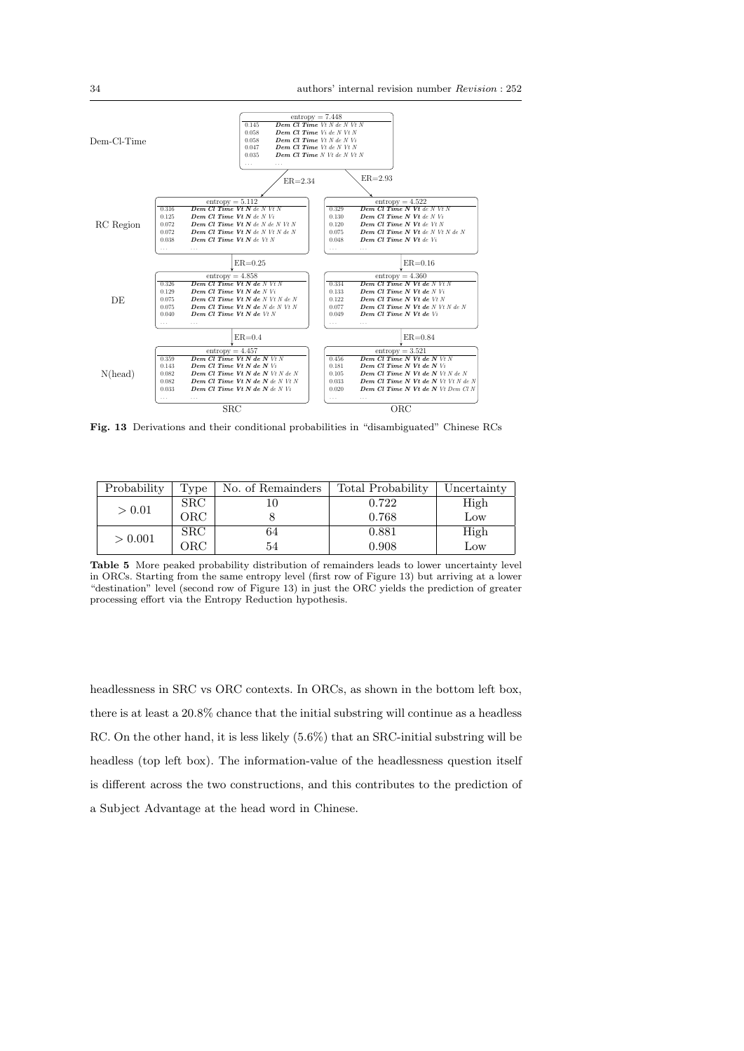| | entropy = 7.448 | |
|---|---|---|
| Dem-Cl-Time | 0.145 | ***Dem Cl Time*** *Vt N de N Vt N* |
| | 0.058 | ***Dem Cl Time*** *Vi de N Vt N* |
| | 0.058 | ***Dem Cl Time*** *Vt N de N Vi* |
| | 0.047 | ***Dem Cl Time*** *Vt de N Vt N* |
| | 0.035 | ***Dem Cl Time*** *N Vt de N Vt N* |
| | ... | ... |

SRC branch: ER=2.34; ORC branch: ER=2.93

| | SRC | | ORC | |
|---|---|---|---|---|
| **RC Region** | entropy = 5.112 | | entropy = 4.522 | |
| | 0.316 | ***Dem Cl Time Vt N*** *de N Vt N* | 0.329 | ***Dem Cl Time N Vt*** *de N Vt N* |
| | 0.125 | ***Dem Cl Time Vt N*** *de N Vi* | 0.130 | ***Dem Cl Time N Vt*** *de N Vi* |
| | 0.072 | ***Dem Cl Time Vt N*** *de N de N Vt N* | 0.120 | ***Dem Cl Time N Vt*** *de Vt N* |
| | 0.072 | ***Dem Cl Time Vt N*** *de N Vt N de N* | 0.075 | ***Dem Cl Time N Vt*** *de N Vt N de N* |
| | 0.038 | ***Dem Cl Time Vt N*** *de Vt N* | 0.048 | ***Dem Cl Time N Vt*** *de Vi* |
| | ... | ... | ... | ... |
| | ER=0.25 | | ER=0.16 | |
| **DE** | entropy = 4.858 | | entropy = 4.360 | |
| | 0.326 | ***Dem Cl Time Vt N de*** *N Vt N* | 0.334 | ***Dem Cl Time N Vt de*** *N Vt N* |
| | 0.129 | ***Dem Cl Time Vt N de*** *N Vi* | 0.133 | ***Dem Cl Time N Vt de*** *N Vi* |
| | 0.075 | ***Dem Cl Time Vt N de*** *N Vt N de N* | 0.122 | ***Dem Cl Time N Vt de*** *Vt N* |
| | 0.075 | ***Dem Cl Time Vt N de*** *N de N Vt N* | 0.077 | ***Dem Cl Time N Vt de*** *N Vt N de N* |
| | 0.040 | ***Dem Cl Time Vt N de*** *Vt N* | 0.049 | ***Dem Cl Time N Vt de*** *Vi* |
| | ... | ... | ... | ... |
| | ER=0.4 | | ER=0.84 | |
| **N(head)** | entropy = 4.457 | | entropy = 3.521 | |
| | 0.359 | ***Dem Cl Time Vt N de N*** *Vt N* | 0.456 | ***Dem Cl Time N Vt de N*** *Vt N* |
| | 0.143 | ***Dem Cl Time Vt N de N*** *Vi* | 0.181 | ***Dem Cl Time N Vt de N*** *Vi* |
| | 0.082 | ***Dem Cl Time Vt N de N*** *Vt N de N* | 0.105 | ***Dem Cl Time N Vt de N*** *Vt N de N* |
| | 0.082 | ***Dem Cl Time Vt N de N*** *de N Vt N* | 0.033 | ***Dem Cl Time N Vt de N*** *Vt Vt N de N* |
| | 0.033 | ***Dem Cl Time Vt N de N*** *de N Vi* | 0.020 | ***Dem Cl Time N Vt de N*** *Vt Dem Cl N* |
| | ... | ... | ... | ... |

**Fig. 13** Derivations and their conditional probabilities in "disambiguated" Chinese RCs

| Probability | Type | No. of Remainders | Total Probability | Uncertainty |
|---|---|---|---|---|
| $> 0.01$ | SRC | 10 | 0.722 | High |
| | ORC | 8 | 0.768 | Low |
| $> 0.001$ | SRC | 64 | 0.881 | High |
| | ORC | 54 | 0.908 | Low |

**Table 5** More peaked probability distribution of remainders leads to lower uncertainty level in ORCs. Starting from the same entropy level (first row of Figure 13) but arriving at a lower "destination" level (second row of Figure 13) in just the ORC yields the prediction of greater processing effort via the Entropy Reduction hypothesis.

headlessness in SRC vs ORC contexts. In ORCs, as shown in the bottom left box, there is at least a 20.8% chance that the initial substring will continue as a headless RC. On the other hand, it is less likely (5.6%) that an SRC-initial substring will be headless (top left box). The information-value of the headlessness question itself is different across the two constructions, and this contributes to the prediction of a Subject Advantage at the head word in Chinese.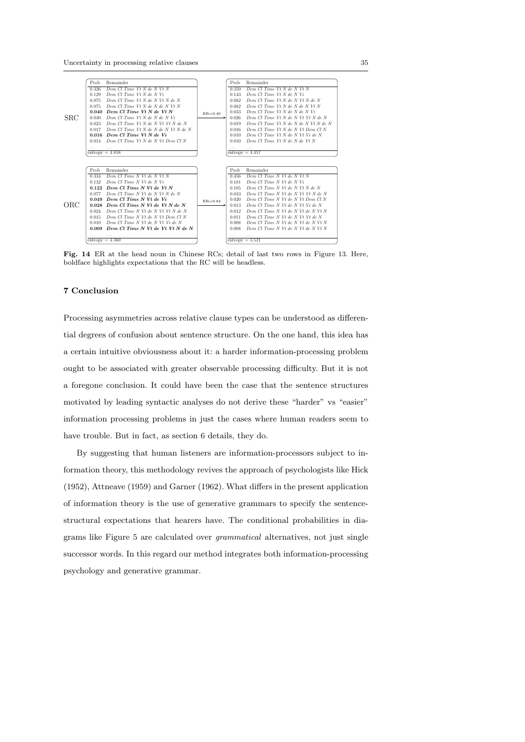| | Prob | Remainder | | Prob | Remainder |
|---|---|---|---|---|---|
| SRC | 0.326 | *Dem Cl Time Vt N de N Vt N* | ER=0.40 | 0.359 | *Dem Cl Time Vt N de N Vt N* |
| | 0.129 | *Dem Cl Time Vt N de N Vi* | | 0.143 | *Dem Cl Time Vt N de N Vi* |
| | 0.075 | *Dem Cl Time Vt N de N Vt N de N* | | 0.082 | *Dem Cl Time Vt N de N Vt N de N* |
| | 0.075 | *Dem Cl Time Vt N de N de N Vt N* | | 0.082 | *Dem Cl Time Vt N de N de N Vt N* |
| | **0.040** | ***Dem Cl Time Vt N de Vt N*** | | 0.033 | *Dem Cl Time Vt N de N de N Vi* |
| | 0.030 | *Dem Cl Time Vt N de N de N Vi* | | 0.026 | *Dem Cl Time Vt N de N Vt Vt N de N* |
| | 0.023 | *Dem Cl Time Vt N de N Vt Vt N de N* | | 0.019 | *Dem Cl Time Vt N de N de N Vt N de N* |
| | 0.017 | *Dem Cl Time Vt N de N de N Vt N de N* | | 0.016 | *Dem Cl Time Vt N de N Vt Dem Cl N* |
| | **0.016** | ***Dem Cl Time Vt N de Vi*** | | 0.010 | *Dem Cl Time Vt N de N Vt Vi de N* |
| | 0.014 | *Dem Cl Time Vt N de N Vt Dem Cl N* | | 0.010 | *Dem Cl Time Vt N de N de Vt N* |
| | ... | ... | | ... | ... |
| | entropy = 4.858 | | | entropy = 4.457 | |
| ORC | 0.334 | *Dem Cl Time N Vt de N Vt N* | ER=0.84 | 0.456 | *Dem Cl Time N Vt de N Vt N* |
| | 0.132 | *Dem Cl Time N Vt de N Vi* | | 0.181 | *Dem Cl Time N Vt de N Vi* |
| | **0.122** | ***Dem Cl Time N Vt de Vt N*** | | 0.105 | *Dem Cl Time N Vt de N Vt N de N* |
| | 0.077 | *Dem Cl Time N Vt de N Vt N de N* | | 0.033 | *Dem Cl Time N Vt de N Vt Vt N de N* |
| | **0.049** | ***Dem Cl Time N Vt de Vi*** | | 0.020 | *Dem Cl Time N Vt de N Vt Dem Cl N* |
| | **0.028** | ***Dem Cl Time N Vt de Vt N de N*** | | 0.013 | *Dem Cl Time N Vt de N Vt Vi de N* |
| | 0.024 | *Dem Cl Time N Vt de N Vt Vt N de N* | | 0.012 | *Dem Cl Time N Vt de N Vt de N Vt N* |
| | 0.015 | *Dem Cl Time N Vt de N Vt Dem Cl N* | | 0.011 | *Dem Cl Time N Vt de N Vt Vt de N* |
| | 0.010 | *Dem Cl Time N Vt de N Vt Vi de N* | | 0.008 | *Dem Cl Time N Vt de N Vt de N Vt N* |
| | **0.009** | ***Dem Cl Time N Vt de Vt Vt N de N*** | | 0.008 | *Dem Cl Time N Vt de N Vt de N Vt N* |
| | ... | ... | | ... | ... |
| | entropy = 4.360 | | | entropy = 3.521 | |

**Fig. 14** ER at the head noun in Chinese RCs; detail of last two rows in Figure 13. Here, boldface highlights expectations that the RC will be headless.

## 7 Conclusion

Processing asymmetries across relative clause types can be understood as differential degrees of confusion about sentence structure. On the one hand, this idea has a certain intuitive obviousness about it: a harder information-processing problem ought to be associated with greater observable processing difficulty. But it is not a foregone conclusion. It could have been the case that the sentence structures motivated by leading syntactic analyses do not derive these "harder" vs "easier" information processing problems in just the cases where human readers seem to have trouble. But in fact, as section 6 details, they do.

By suggesting that human listeners are information-processors subject to information theory, this methodology revives the approach of psychologists like Hick (1952), Attneave (1959) and Garner (1962). What differs in the present application of information theory is the use of generative grammars to specify the sentence-structural expectations that hearers have. The conditional probabilities in diagrams like Figure 5 are calculated over *grammatical* alternatives, not just single successor words. In this regard our method integrates both information-processing psychology and generative grammar.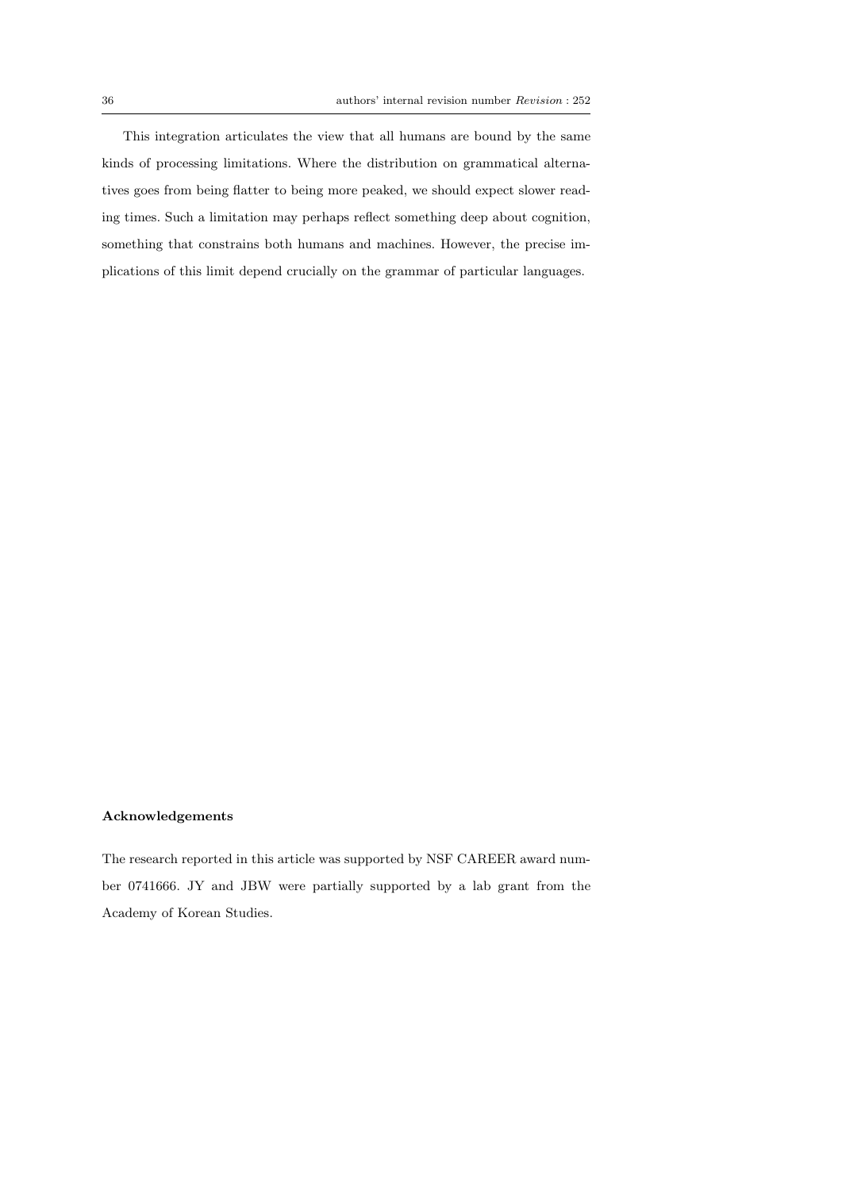This integration articulates the view that all humans are bound by the same kinds of processing limitations. Where the distribution on grammatical alternatives goes from being flatter to being more peaked, we should expect slower reading times. Such a limitation may perhaps reflect something deep about cognition, something that constrains both humans and machines. However, the precise implications of this limit depend crucially on the grammar of particular languages.

**Acknowledgements**

The research reported in this article was supported by NSF CAREER award number 0741666. JY and JBW were partially supported by a lab grant from the Academy of Korean Studies.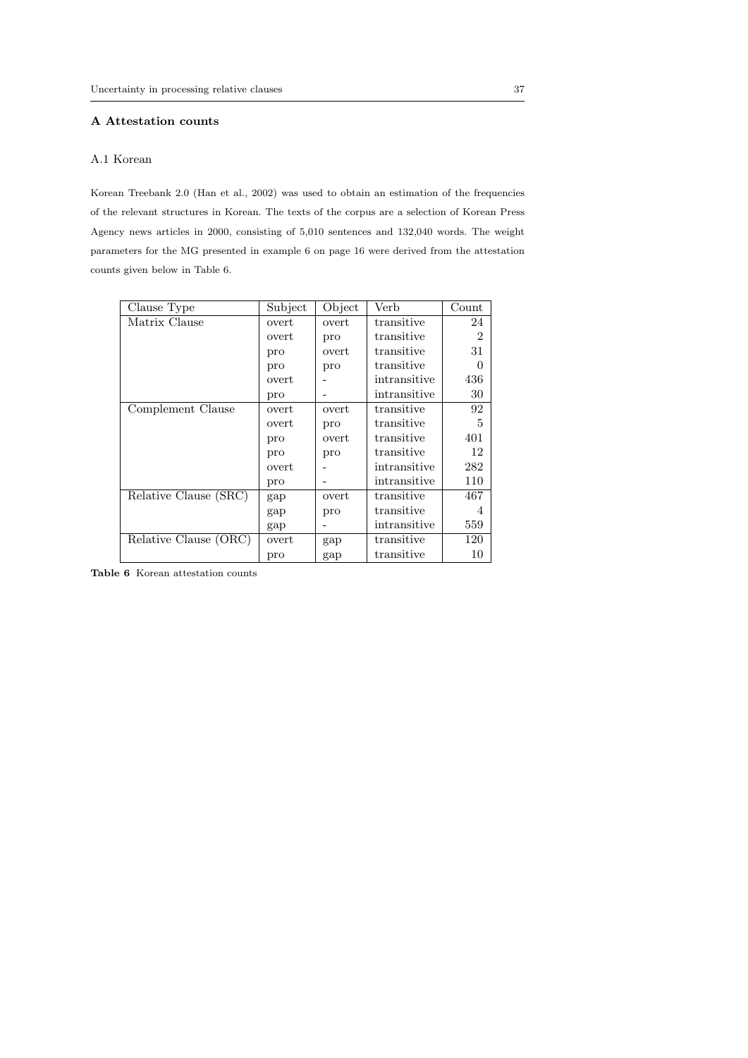## A Attestation counts

### A.1 Korean

Korean Treebank 2.0 (Han et al., 2002) was used to obtain an estimation of the frequencies of the relevant structures in Korean. The texts of the corpus are a selection of Korean Press Agency news articles in 2000, consisting of 5,010 sentences and 132,040 words. The weight parameters for the MG presented in example 6 on page 16 were derived from the attestation counts given below in Table 6.

| Clause Type | Subject | Object | Verb | Count |
|---|---|---|---|---|
| Matrix Clause | overt | overt | transitive | 24 |
| | overt | pro | transitive | 2 |
| | pro | overt | transitive | 31 |
| | pro | pro | transitive | 0 |
| | overt | - | intransitive | 436 |
| | pro | - | intransitive | 30 |
| Complement Clause | overt | overt | transitive | 92 |
| | overt | pro | transitive | 5 |
| | pro | overt | transitive | 401 |
| | pro | pro | transitive | 12 |
| | overt | - | intransitive | 282 |
| | pro | - | intransitive | 110 |
| Relative Clause (SRC) | gap | overt | transitive | 467 |
| | gap | pro | transitive | 4 |
| | gap | - | intransitive | 559 |
| Relative Clause (ORC) | overt | gap | transitive | 120 |
| | pro | gap | transitive | 10 |

**Table 6** Korean attestation counts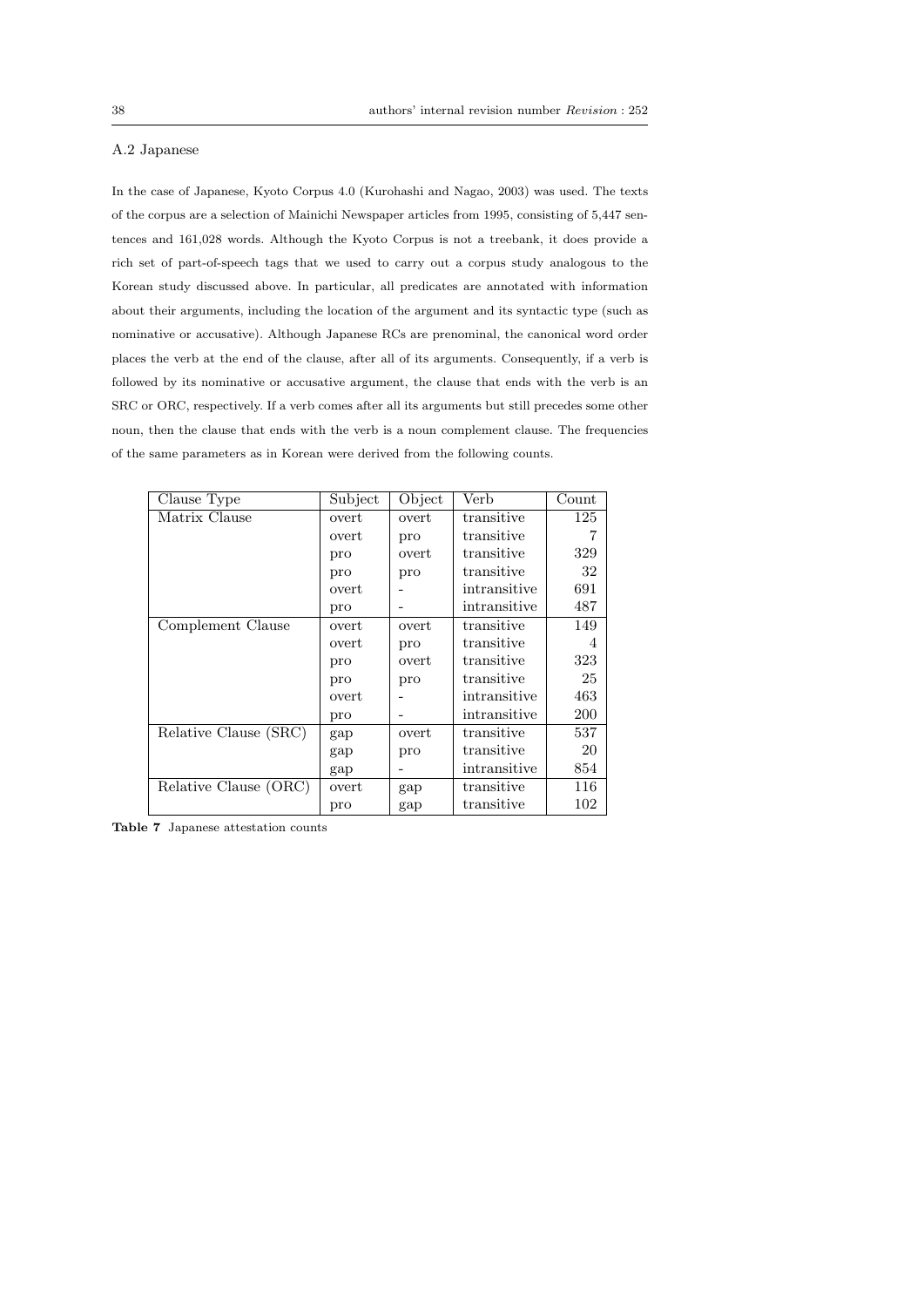### A.2 Japanese

In the case of Japanese, Kyoto Corpus 4.0 (Kurohashi and Nagao, 2003) was used. The texts of the corpus are a selection of Mainichi Newspaper articles from 1995, consisting of 5,447 sentences and 161,028 words. Although the Kyoto Corpus is not a treebank, it does provide a rich set of part-of-speech tags that we used to carry out a corpus study analogous to the Korean study discussed above. In particular, all predicates are annotated with information about their arguments, including the location of the argument and its syntactic type (such as nominative or accusative). Although Japanese RCs are prenominal, the canonical word order places the verb at the end of the clause, after all of its arguments. Consequently, if a verb is followed by its nominative or accusative argument, the clause that ends with the verb is an SRC or ORC, respectively. If a verb comes after all its arguments but still precedes some other noun, then the clause that ends with the verb is a noun complement clause. The frequencies of the same parameters as in Korean were derived from the following counts.

| Clause Type | Subject | Object | Verb | Count |
|---|---|---|---|---|
| Matrix Clause | overt | overt | transitive | 125 |
| | overt | pro | transitive | 7 |
| | pro | overt | transitive | 329 |
| | pro | pro | transitive | 32 |
| | overt | - | intransitive | 691 |
| | pro | - | intransitive | 487 |
| Complement Clause | overt | overt | transitive | 149 |
| | overt | pro | transitive | 4 |
| | pro | overt | transitive | 323 |
| | pro | pro | transitive | 25 |
| | overt | - | intransitive | 463 |
| | pro | - | intransitive | 200 |
| Relative Clause (SRC) | gap | overt | transitive | 537 |
| | gap | pro | transitive | 20 |
| | gap | - | intransitive | 854 |
| Relative Clause (ORC) | overt | gap | transitive | 116 |
| | pro | gap | transitive | 102 |

**Table 7** Japanese attestation counts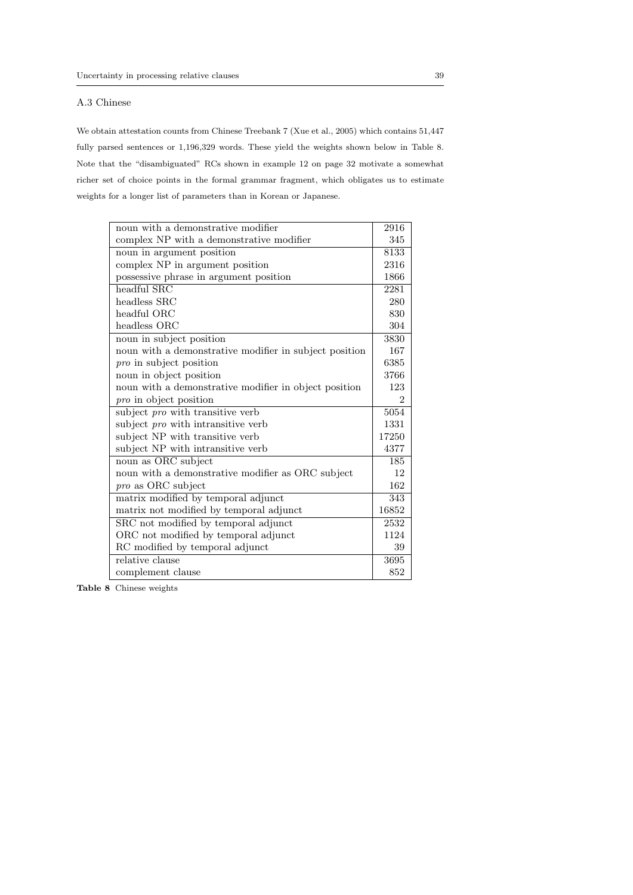### A.3 Chinese

We obtain attestation counts from Chinese Treebank 7 (Xue et al., 2005) which contains 51,447 fully parsed sentences or 1,196,329 words. These yield the weights shown below in Table 8. Note that the "disambiguated" RCs shown in example 12 on page 32 motivate a somewhat richer set of choice points in the formal grammar fragment, which obligates us to estimate weights for a longer list of parameters than in Korean or Japanese.

| | |
|---|---|
| noun with a demonstrative modifier | 2916 |
| complex NP with a demonstrative modifier | 345 |
| noun in argument position | 8133 |
| complex NP in argument position | 2316 |
| possessive phrase in argument position | 1866 |
| headful SRC | 2281 |
| headless SRC | 280 |
| headful ORC | 830 |
| headless ORC | 304 |
| noun in subject position | 3830 |
| noun with a demonstrative modifier in subject position | 167 |
| *pro* in subject position | 6385 |
| noun in object position | 3766 |
| noun with a demonstrative modifier in object position | 123 |
| *pro* in object position | 2 |
| subject *pro* with transitive verb | 5054 |
| subject *pro* with intransitive verb | 1331 |
| subject NP with transitive verb | 17250 |
| subject NP with intransitive verb | 4377 |
| noun as ORC subject | 185 |
| noun with a demonstrative modifier as ORC subject | 12 |
| *pro* as ORC subject | 162 |
| matrix modified by temporal adjunct | 343 |
| matrix not modified by temporal adjunct | 16852 |
| SRC not modified by temporal adjunct | 2532 |
| ORC not modified by temporal adjunct | 1124 |
| RC modified by temporal adjunct | 39 |
| relative clause | 3695 |
| complement clause | 852 |

**Table 8** Chinese weights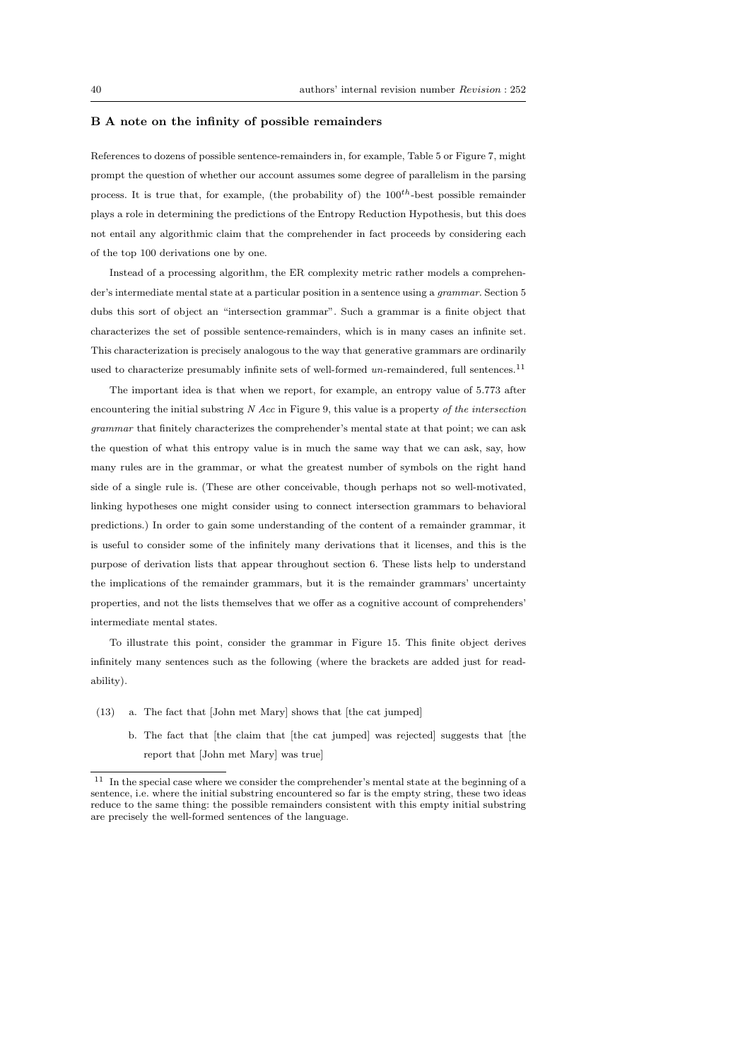## B A note on the infinity of possible remainders

References to dozens of possible sentence-remainders in, for example, Table 5 or Figure 7, might prompt the question of whether our account assumes some degree of parallelism in the parsing process. It is true that, for example, (the probability of) the $100^{th}$-best possible remainder plays a role in determining the predictions of the Entropy Reduction Hypothesis, but this does not entail any algorithmic claim that the comprehender in fact proceeds by considering each of the top 100 derivations one by one.

Instead of a processing algorithm, the ER complexity metric rather models a comprehender's intermediate mental state at a particular position in a sentence using a *grammar*. Section 5 dubs this sort of object an "intersection grammar". Such a grammar is a finite object that characterizes the set of possible sentence-remainders, which is in many cases an infinite set. This characterization is precisely analogous to the way that generative grammars are ordinarily used to characterize presumably infinite sets of well-formed *un*-remaindered, full sentences.[11]

The important idea is that when we report, for example, an entropy value of 5.773 after encountering the initial substring *N Acc* in Figure 9, this value is a property *of the intersection grammar* that finitely characterizes the comprehender's mental state at that point; we can ask the question of what this entropy value is in much the same way that we can ask, say, how many rules are in the grammar, or what the greatest number of symbols on the right hand side of a single rule is. (These are other conceivable, though perhaps not so well-motivated, linking hypotheses one might consider using to connect intersection grammars to behavioral predictions.) In order to gain some understanding of the content of a remainder grammar, it is useful to consider some of the infinitely many derivations that it licenses, and this is the purpose of derivation lists that appear throughout section 6. These lists help to understand the implications of the remainder grammars, but it is the remainder grammars' uncertainty properties, and not the lists themselves that we offer as a cognitive account of comprehenders' intermediate mental states.

To illustrate this point, consider the grammar in Figure 15. This finite object derives infinitely many sentences such as the following (where the brackets are added just for readability).

(13) a. The fact that [John met Mary] shows that [the cat jumped]

b. The fact that [the claim that [the cat jumped] was rejected] suggests that [the report that [John met Mary] was true]

---

[11] In the special case where we consider the comprehender's mental state at the beginning of a sentence, i.e. where the initial substring encountered so far is the empty string, these two ideas reduce to the same thing: the possible remainders consistent with this empty initial substring are precisely the well-formed sentences of the language.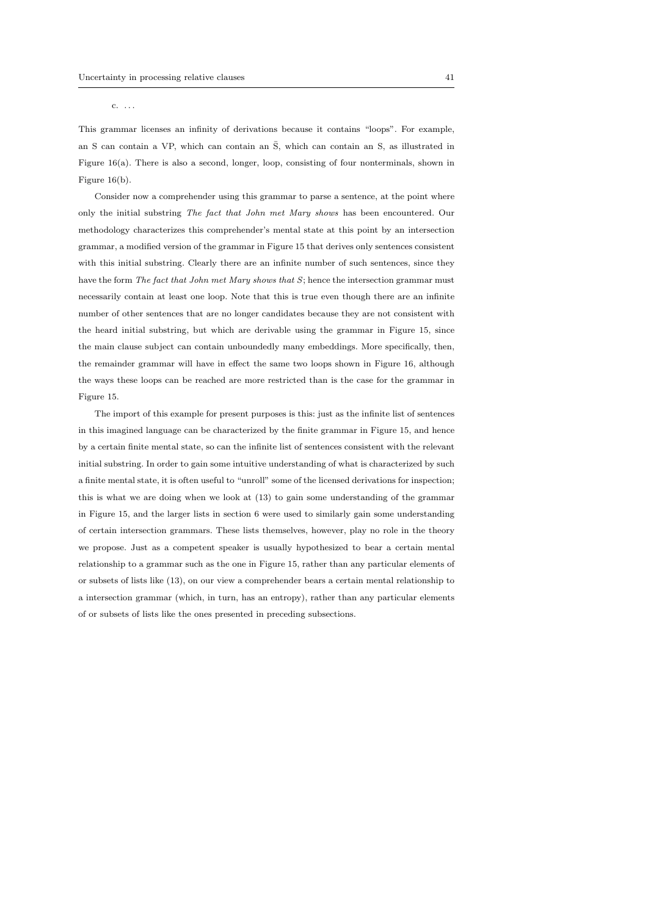c. . . .

This grammar licenses an infinity of derivations because it contains "loops". For example, an S can contain a VP, which can contain an $\bar{\text{S}}$, which can contain an S, as illustrated in Figure 16(a). There is also a second, longer, loop, consisting of four nonterminals, shown in Figure 16(b).

Consider now a comprehender using this grammar to parse a sentence, at the point where only the initial substring *The fact that John met Mary shows* has been encountered. Our methodology characterizes this comprehender's mental state at this point by an intersection grammar, a modified version of the grammar in Figure 15 that derives only sentences consistent with this initial substring. Clearly there are an infinite number of such sentences, since they have the form *The fact that John met Mary shows that S*; hence the intersection grammar must necessarily contain at least one loop. Note that this is true even though there are an infinite number of other sentences that are no longer candidates because they are not consistent with the heard initial substring, but which are derivable using the grammar in Figure 15, since the main clause subject can contain unboundedly many embeddings. More specifically, then, the remainder grammar will have in effect the same two loops shown in Figure 16, although the ways these loops can be reached are more restricted than is the case for the grammar in Figure 15.

The import of this example for present purposes is this: just as the infinite list of sentences in this imagined language can be characterized by the finite grammar in Figure 15, and hence by a certain finite mental state, so can the infinite list of sentences consistent with the relevant initial substring. In order to gain some intuitive understanding of what is characterized by such a finite mental state, it is often useful to "unroll" some of the licensed derivations for inspection; this is what we are doing when we look at (13) to gain some understanding of the grammar in Figure 15, and the larger lists in section 6 were used to similarly gain some understanding of certain intersection grammars. These lists themselves, however, play no role in the theory we propose. Just as a competent speaker is usually hypothesized to bear a certain mental relationship to a grammar such as the one in Figure 15, rather than any particular elements of or subsets of lists like (13), on our view a comprehender bears a certain mental relationship to a intersection grammar (which, in turn, has an entropy), rather than any particular elements of or subsets of lists like the ones presented in preceding subsections.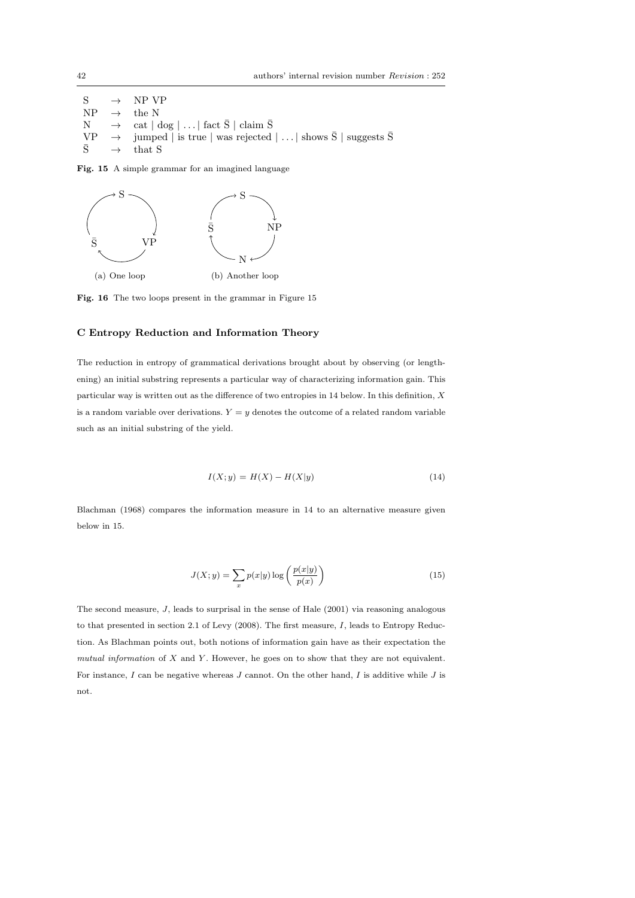$$
\begin{array}{lll}
\text{S} & \rightarrow & \text{NP VP} \\
\text{NP} & \rightarrow & \text{the N} \\
\text{N} & \rightarrow & \text{cat} \mid \text{dog} \mid \ldots \mid \text{fact } \bar{\text{S}} \mid \text{claim } \bar{\text{S}} \\
\text{VP} & \rightarrow & \text{jumped} \mid \text{is true} \mid \text{was rejected} \mid \ldots \mid \text{shows } \bar{\text{S}} \mid \text{suggests } \bar{\text{S}} \\
\bar{\text{S}} & \rightarrow & \text{that S}
\end{array}
$$

**Fig. 15** A simple grammar for an imagined language

(a) One loop

(b) Another loop

**Fig. 16** The two loops present in the grammar in Figure 15

## C Entropy Reduction and Information Theory

The reduction in entropy of grammatical derivations brought about by observing (or lengthening) an initial substring represents a particular way of characterizing information gain. This particular way is written out as the difference of two entropies in 14 below. In this definition, $X$ is a random variable over derivations. $Y = y$ denotes the outcome of a related random variable such as an initial substring of the yield.

$$
I(X; y) = H(X) - H(X|y) \tag{14}
$$

Blachman (1968) compares the information measure in 14 to an alternative measure given below in 15.

$$
J(X; y) = \sum_{x} p(x|y) \log \left( \frac{p(x|y)}{p(x)} \right) \tag{15}
$$

The second measure, $J$, leads to surprisal in the sense of Hale (2001) via reasoning analogous to that presented in section 2.1 of Levy (2008). The first measure, $I$, leads to Entropy Reduction. As Blachman points out, both notions of information gain have as their expectation the *mutual information* of $X$ and $Y$. However, he goes on to show that they are not equivalent. For instance, $I$ can be negative whereas $J$ cannot. On the other hand, $I$ is additive while $J$ is not.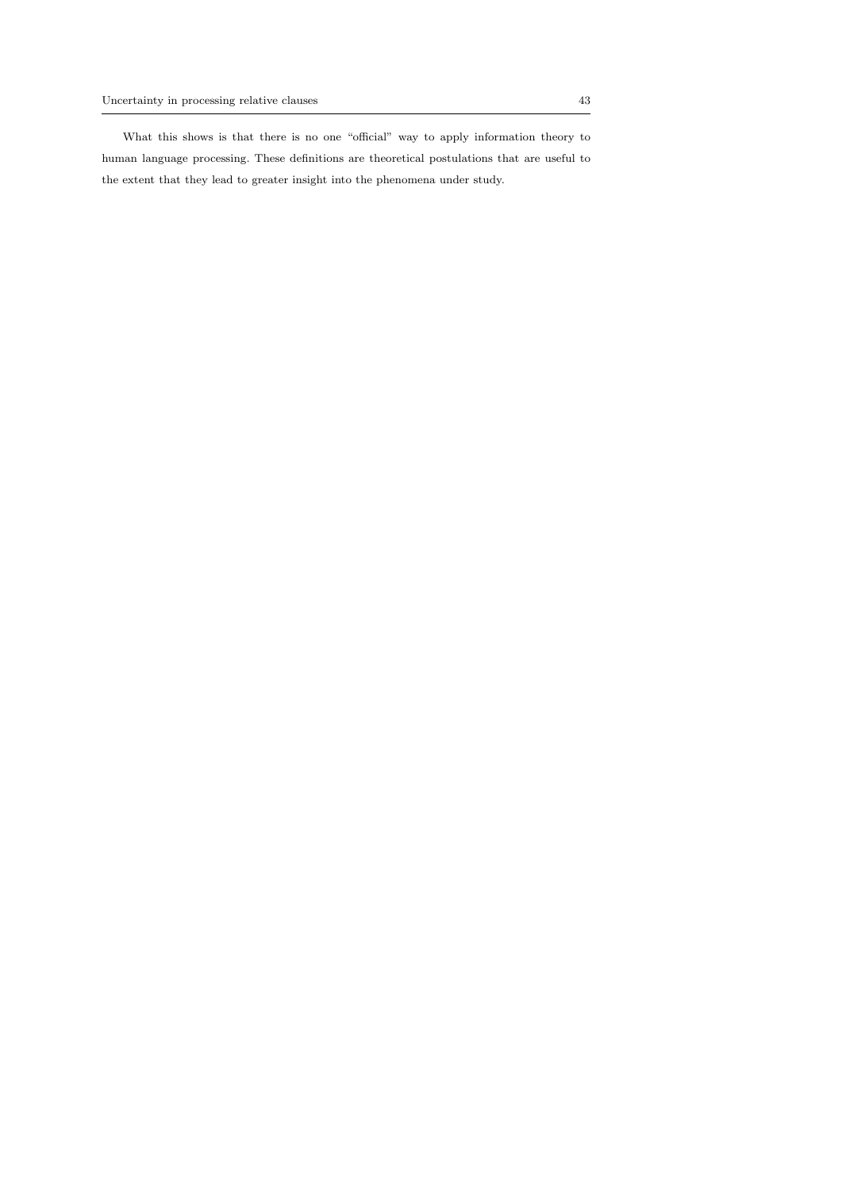What this shows is that there is no one "official" way to apply information theory to human language processing. These definitions are theoretical postulations that are useful to the extent that they lead to greater insight into the phenomena under study.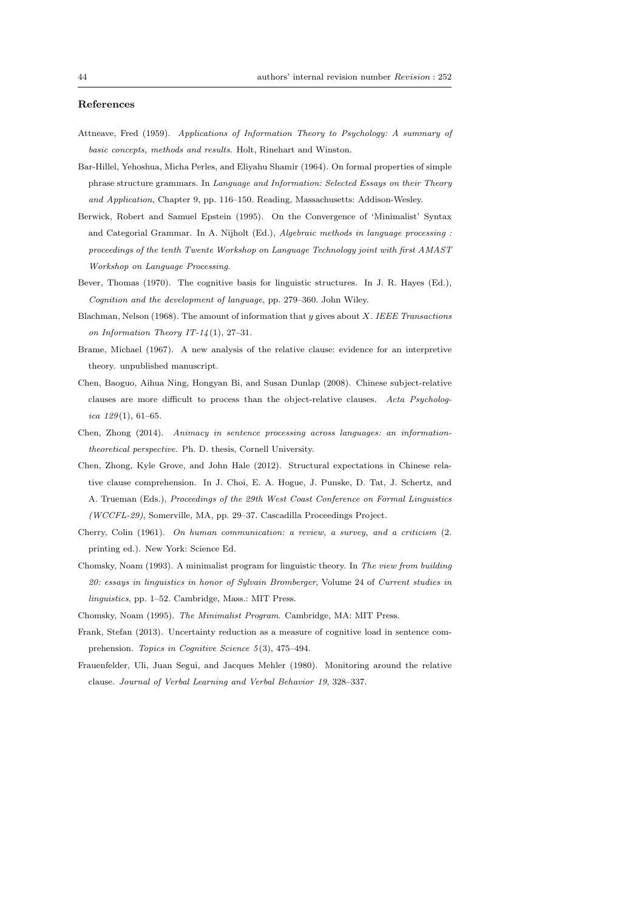## References

Attneave, Fred (1959). *Applications of Information Theory to Psychology: A summary of basic concepts, methods and results*. Holt, Rinehart and Winston.

Bar-Hillel, Yehoshua, Micha Perles, and Eliyahu Shamir (1964). On formal properties of simple phrase structure grammars. In *Language and Information: Selected Essays on their Theory and Application*, Chapter 9, pp. 116–150. Reading, Massachusetts: Addison-Wesley.

Berwick, Robert and Samuel Epstein (1995). On the Convergence of 'Minimalist' Syntax and Categorial Grammar. In A. Nijholt (Ed.), *Algebraic methods in language processing : proceedings of the tenth Twente Workshop on Language Technology joint with first AMAST Workshop on Language Processing*.

Bever, Thomas (1970). The cognitive basis for linguistic structures. In J. R. Hayes (Ed.), *Cognition and the development of language*, pp. 279–360. John Wiley.

Blachman, Nelson (1968). The amount of information that $y$ gives about $X$. *IEEE Transactions on Information Theory IT-14*(1), 27–31.

Brame, Michael (1967). A new analysis of the relative clause: evidence for an interpretive theory. unpublished manuscript.

Chen, Baoguo, Aihua Ning, Hongyan Bi, and Susan Dunlap (2008). Chinese subject-relative clauses are more difficult to process than the object-relative clauses. *Acta Psychologica 129*(1), 61–65.

Chen, Zhong (2014). *Animacy in sentence processing across languages: an information-theoretical perspective*. Ph. D. thesis, Cornell University.

Chen, Zhong, Kyle Grove, and John Hale (2012). Structural expectations in Chinese relative clause comprehension. In J. Choi, E. A. Hogue, J. Punske, D. Tat, J. Schertz, and A. Trueman (Eds.), *Proceedings of the 29th West Coast Conference on Formal Linguistics (WCCFL-29)*, Somerville, MA, pp. 29–37. Cascadilla Proceedings Project.

Cherry, Colin (1961). *On human communication: a review, a survey, and a criticism* (2. printing ed.). New York: Science Ed.

Chomsky, Noam (1993). A minimalist program for linguistic theory. In *The view from building 20: essays in linguistics in honor of Sylvain Bromberger*, Volume 24 of *Current studies in linguistics*, pp. 1–52. Cambridge, Mass.: MIT Press.

Chomsky, Noam (1995). *The Minimalist Program*. Cambridge, MA: MIT Press.

Frank, Stefan (2013). Uncertainty reduction as a measure of cognitive load in sentence comprehension. *Topics in Cognitive Science 5*(3), 475–494.

Frauenfelder, Uli, Juan Segui, and Jacques Mehler (1980). Monitoring around the relative clause. *Journal of Verbal Learning and Verbal Behavior 19*, 328–337.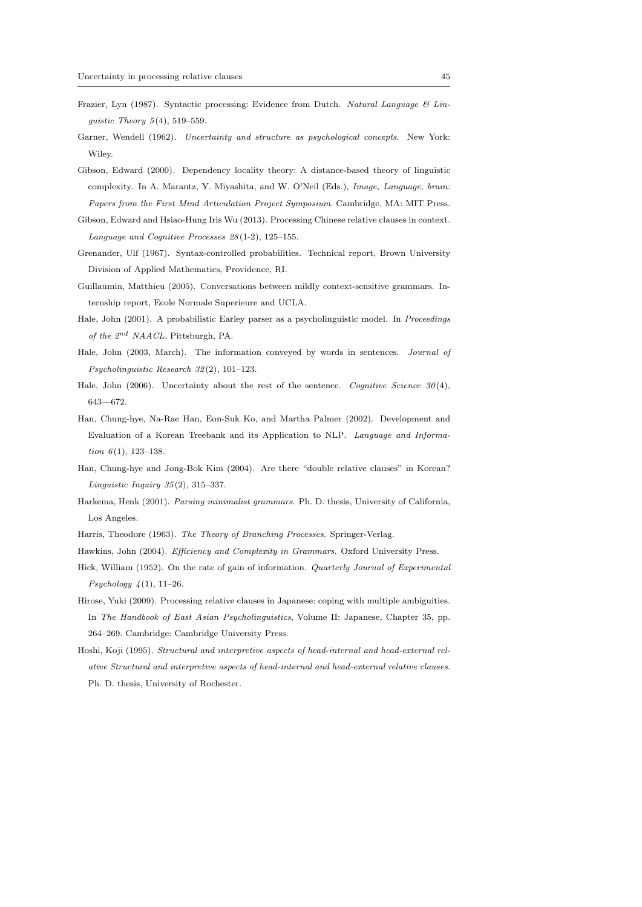Frazier, Lyn (1987). Syntactic processing: Evidence from Dutch. *Natural Language & Linguistic Theory 5*(4), 519–559.

Garner, Wendell (1962). *Uncertainty and structure as psychological concepts*. New York: Wiley.

Gibson, Edward (2000). Dependency locality theory: A distance-based theory of linguistic complexity. In A. Marantz, Y. Miyashita, and W. O'Neil (Eds.), *Image, Language, brain: Papers from the First Mind Articulation Project Symposium*. Cambridge, MA: MIT Press.

Gibson, Edward and Hsiao-Hung Iris Wu (2013). Processing Chinese relative clauses in context. *Language and Cognitive Processes 28*(1-2), 125–155.

Grenander, Ulf (1967). Syntax-controlled probabilities. Technical report, Brown University Division of Applied Mathematics, Providence, RI.

Guillaumin, Matthieu (2005). Conversations between mildly context-sensitive grammars. Internship report, Ecole Normale Superieure and UCLA.

Hale, John (2001). A probabilistic Earley parser as a psycholinguistic model. In *Proceedings of the $2^{nd}$ NAACL*, Pittsburgh, PA.

Hale, John (2003, March). The information conveyed by words in sentences. *Journal of Psycholinguistic Research 32*(2), 101–123.

Hale, John (2006). Uncertainty about the rest of the sentence. *Cognitive Science 30*(4), 643—672.

Han, Chung-hye, Na-Rae Han, Eon-Suk Ko, and Martha Palmer (2002). Development and Evaluation of a Korean Treebank and its Application to NLP. *Language and Information 6*(1), 123–138.

Han, Chung-hye and Jong-Bok Kim (2004). Are there "double relative clauses" in Korean? *Linguistic Inquiry 35*(2), 315–337.

Harkema, Henk (2001). *Parsing minimalist grammars*. Ph. D. thesis, University of California, Los Angeles.

Harris, Theodore (1963). *The Theory of Branching Processes*. Springer-Verlag.

Hawkins, John (2004). *Efficiency and Complexity in Grammars.* Oxford University Press.

Hick, William (1952). On the rate of gain of information. *Quarterly Journal of Experimental Psychology 4*(1), 11–26.

Hirose, Yuki (2009). Processing relative clauses in Japanese: coping with multiple ambiguities. In *The Handbook of East Asian Psycholinguistics*, Volume II: Japanese, Chapter 35, pp. 264–269. Cambridge: Cambridge University Press.

Hoshi, Koji (1995). *Structural and interpretive aspects of head-internal and head-external relative Structural and interpretive aspects of head-internal and head-external relative clauses.* Ph. D. thesis, University of Rochester.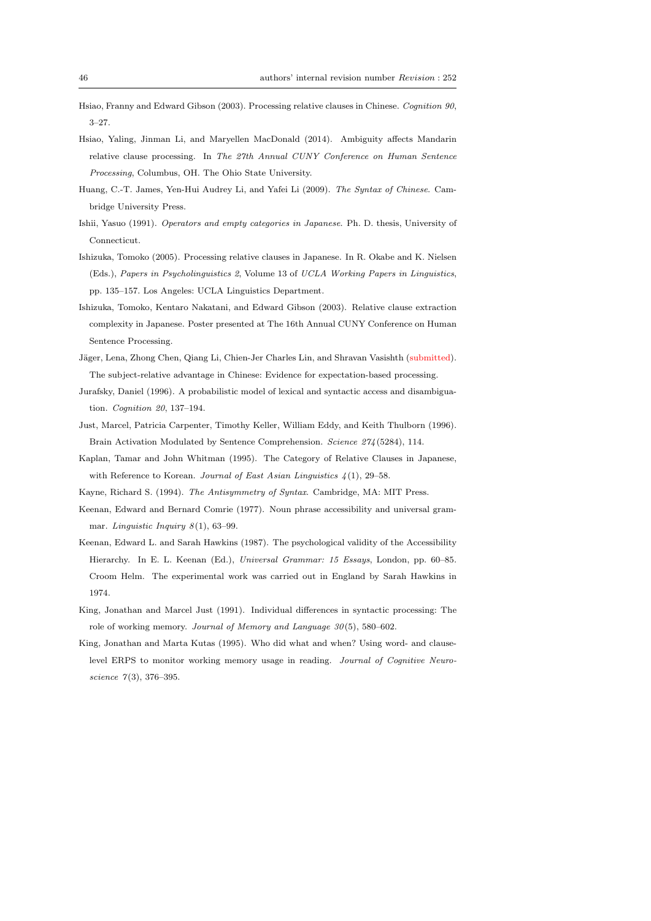Hsiao, Franny and Edward Gibson (2003). Processing relative clauses in Chinese. *Cognition 90*, 3–27.

Hsiao, Yaling, Jinman Li, and Maryellen MacDonald (2014). Ambiguity affects Mandarin relative clause processing. In *The 27th Annual CUNY Conference on Human Sentence Processing*, Columbus, OH. The Ohio State University.

Huang, C.-T. James, Yen-Hui Audrey Li, and Yafei Li (2009). *The Syntax of Chinese*. Cambridge University Press.

Ishii, Yasuo (1991). *Operators and empty categories in Japanese*. Ph. D. thesis, University of Connecticut.

Ishizuka, Tomoko (2005). Processing relative clauses in Japanese. In R. Okabe and K. Nielsen (Eds.), *Papers in Psycholinguistics 2*, Volume 13 of *UCLA Working Papers in Linguistics*, pp. 135–157. Los Angeles: UCLA Linguistics Department.

Ishizuka, Tomoko, Kentaro Nakatani, and Edward Gibson (2003). Relative clause extraction complexity in Japanese. Poster presented at The 16th Annual CUNY Conference on Human Sentence Processing.

Jäger, Lena, Zhong Chen, Qiang Li, Chien-Jer Charles Lin, and Shravan Vasishth (submitted). The subject-relative advantage in Chinese: Evidence for expectation-based processing.

Jurafsky, Daniel (1996). A probabilistic model of lexical and syntactic access and disambiguation. *Cognition 20*, 137–194.

Just, Marcel, Patricia Carpenter, Timothy Keller, William Eddy, and Keith Thulborn (1996). Brain Activation Modulated by Sentence Comprehension. *Science 274*(5284), 114.

Kaplan, Tamar and John Whitman (1995). The Category of Relative Clauses in Japanese, with Reference to Korean. *Journal of East Asian Linguistics 4*(1), 29–58.

Kayne, Richard S. (1994). *The Antisymmetry of Syntax*. Cambridge, MA: MIT Press.

Keenan, Edward and Bernard Comrie (1977). Noun phrase accessibility and universal grammar. *Linguistic Inquiry 8*(1), 63–99.

Keenan, Edward L. and Sarah Hawkins (1987). The psychological validity of the Accessibility Hierarchy. In E. L. Keenan (Ed.), *Universal Grammar: 15 Essays*, London, pp. 60–85. Croom Helm. The experimental work was carried out in England by Sarah Hawkins in 1974.

King, Jonathan and Marcel Just (1991). Individual differences in syntactic processing: The role of working memory. *Journal of Memory and Language 30*(5), 580–602.

King, Jonathan and Marta Kutas (1995). Who did what and when? Using word- and clause-level ERPS to monitor working memory usage in reading. *Journal of Cognitive Neuroscience 7*(3), 376–395.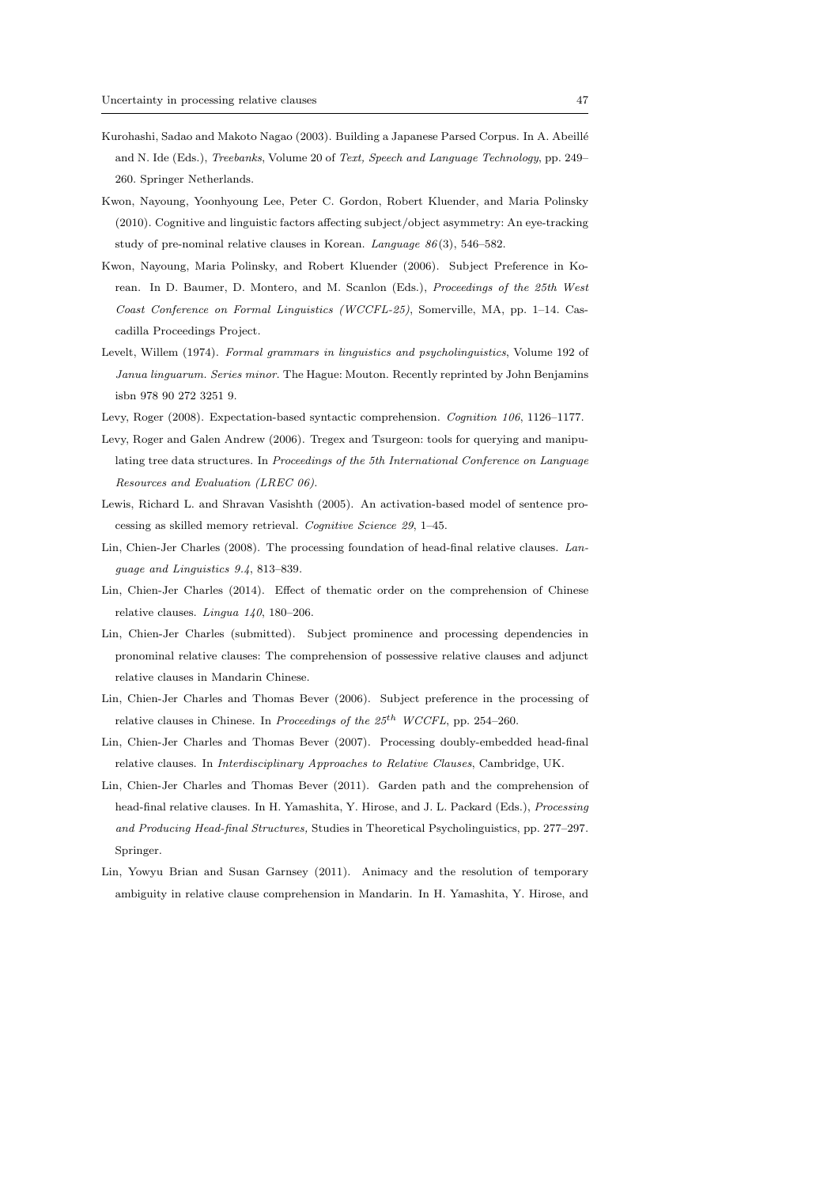Kurohashi, Sadao and Makoto Nagao (2003). Building a Japanese Parsed Corpus. In A. Abeillé and N. Ide (Eds.), *Treebanks*, Volume 20 of *Text, Speech and Language Technology*, pp. 249–260. Springer Netherlands.

Kwon, Nayoung, Yoonhyoung Lee, Peter C. Gordon, Robert Kluender, and Maria Polinsky (2010). Cognitive and linguistic factors affecting subject/object asymmetry: An eye-tracking study of pre-nominal relative clauses in Korean. *Language 86*(3), 546–582.

Kwon, Nayoung, Maria Polinsky, and Robert Kluender (2006). Subject Preference in Korean. In D. Baumer, D. Montero, and M. Scanlon (Eds.), *Proceedings of the 25th West Coast Conference on Formal Linguistics (WCCFL-25)*, Somerville, MA, pp. 1–14. Cascadilla Proceedings Project.

Levelt, Willem (1974). *Formal grammars in linguistics and psycholinguistics*, Volume 192 of *Janua linguarum. Series minor.* The Hague: Mouton. Recently reprinted by John Benjamins isbn 978 90 272 3251 9.

Levy, Roger (2008). Expectation-based syntactic comprehension. *Cognition 106*, 1126–1177.

Levy, Roger and Galen Andrew (2006). Tregex and Tsurgeon: tools for querying and manipulating tree data structures. In *Proceedings of the 5th International Conference on Language Resources and Evaluation (LREC 06).*

Lewis, Richard L. and Shravan Vasishth (2005). An activation-based model of sentence processing as skilled memory retrieval. *Cognitive Science 29*, 1–45.

Lin, Chien-Jer Charles (2008). The processing foundation of head-final relative clauses. *Language and Linguistics 9.4*, 813–839.

Lin, Chien-Jer Charles (2014). Effect of thematic order on the comprehension of Chinese relative clauses. *Lingua 140*, 180–206.

Lin, Chien-Jer Charles (submitted). Subject prominence and processing dependencies in pronominal relative clauses: The comprehension of possessive relative clauses and adjunct relative clauses in Mandarin Chinese.

Lin, Chien-Jer Charles and Thomas Bever (2006). Subject preference in the processing of relative clauses in Chinese. In *Proceedings of the 25$^{th}$ WCCFL*, pp. 254–260.

Lin, Chien-Jer Charles and Thomas Bever (2007). Processing doubly-embedded head-final relative clauses. In *Interdisciplinary Approaches to Relative Clauses*, Cambridge, UK.

Lin, Chien-Jer Charles and Thomas Bever (2011). Garden path and the comprehension of head-final relative clauses. In H. Yamashita, Y. Hirose, and J. L. Packard (Eds.), *Processing and Producing Head-final Structures,* Studies in Theoretical Psycholinguistics, pp. 277–297. Springer.

Lin, Yowyu Brian and Susan Garnsey (2011). Animacy and the resolution of temporary ambiguity in relative clause comprehension in Mandarin. In H. Yamashita, Y. Hirose, and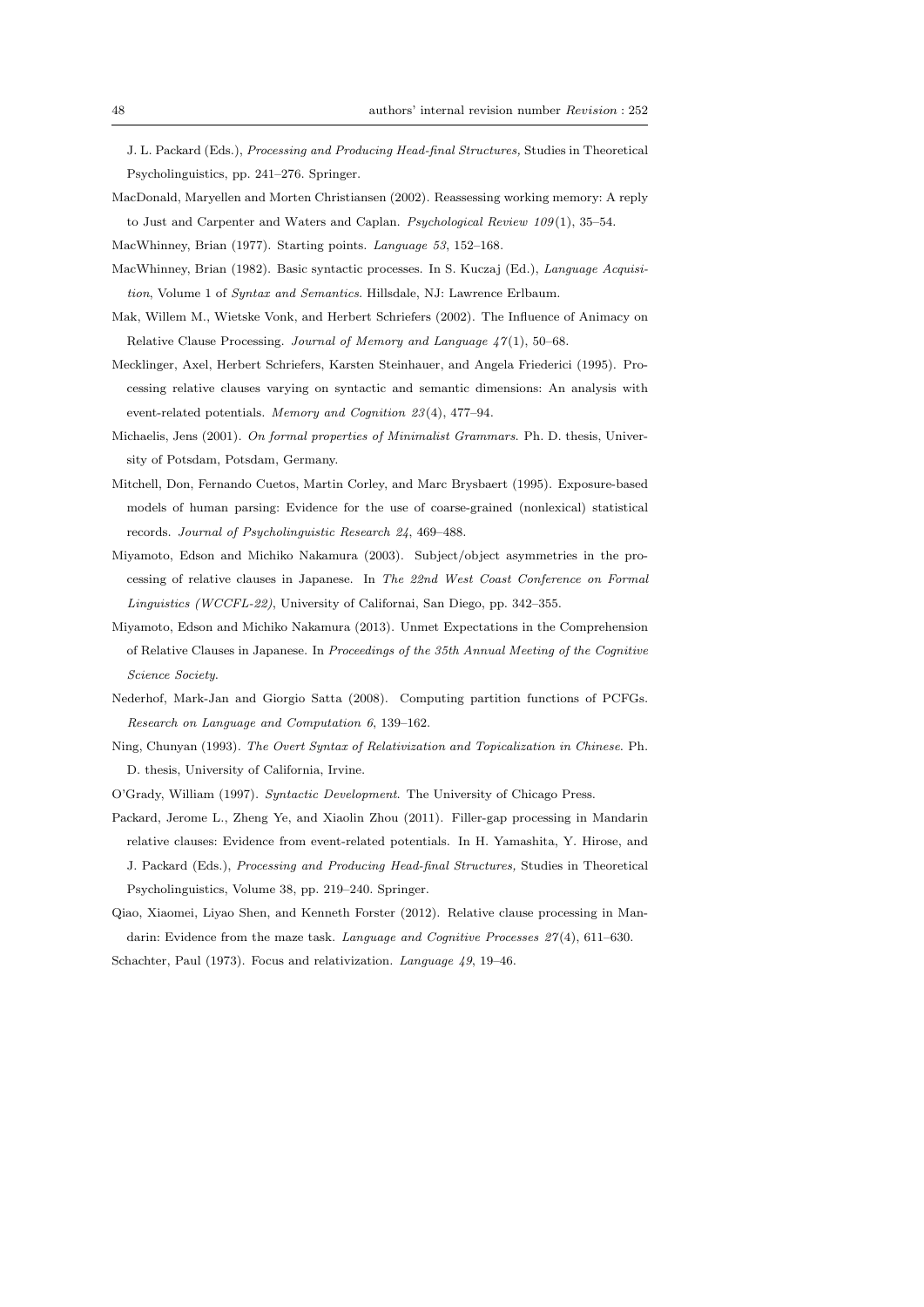J. L. Packard (Eds.), *Processing and Producing Head-final Structures,* Studies in Theoretical Psycholinguistics, pp. 241–276. Springer.

MacDonald, Maryellen and Morten Christiansen (2002). Reassessing working memory: A reply to Just and Carpenter and Waters and Caplan. *Psychological Review 109*(1), 35–54.

MacWhinney, Brian (1977). Starting points. *Language 53*, 152–168.

MacWhinney, Brian (1982). Basic syntactic processes. In S. Kuczaj (Ed.), *Language Acquisition*, Volume 1 of *Syntax and Semantics*. Hillsdale, NJ: Lawrence Erlbaum.

Mak, Willem M., Wietske Vonk, and Herbert Schriefers (2002). The Influence of Animacy on Relative Clause Processing. *Journal of Memory and Language 47*(1), 50–68.

Mecklinger, Axel, Herbert Schriefers, Karsten Steinhauer, and Angela Friederici (1995). Processing relative clauses varying on syntactic and semantic dimensions: An analysis with event-related potentials. *Memory and Cognition 23*(4), 477–94.

Michaelis, Jens (2001). *On formal properties of Minimalist Grammars*. Ph. D. thesis, University of Potsdam, Potsdam, Germany.

Mitchell, Don, Fernando Cuetos, Martin Corley, and Marc Brysbaert (1995). Exposure-based models of human parsing: Evidence for the use of coarse-grained (nonlexical) statistical records. *Journal of Psycholinguistic Research 24*, 469–488.

Miyamoto, Edson and Michiko Nakamura (2003). Subject/object asymmetries in the processing of relative clauses in Japanese. In *The 22nd West Coast Conference on Formal Linguistics (WCCFL-22)*, University of Californai, San Diego, pp. 342–355.

Miyamoto, Edson and Michiko Nakamura (2013). Unmet Expectations in the Comprehension of Relative Clauses in Japanese. In *Proceedings of the 35th Annual Meeting of the Cognitive Science Society*.

Nederhof, Mark-Jan and Giorgio Satta (2008). Computing partition functions of PCFGs. *Research on Language and Computation 6*, 139–162.

Ning, Chunyan (1993). *The Overt Syntax of Relativization and Topicalization in Chinese*. Ph. D. thesis, University of California, Irvine.

O'Grady, William (1997). *Syntactic Development*. The University of Chicago Press.

Packard, Jerome L., Zheng Ye, and Xiaolin Zhou (2011). Filler-gap processing in Mandarin relative clauses: Evidence from event-related potentials. In H. Yamashita, Y. Hirose, and J. Packard (Eds.), *Processing and Producing Head-final Structures,* Studies in Theoretical Psycholinguistics, Volume 38, pp. 219–240. Springer.

Qiao, Xiaomei, Liyao Shen, and Kenneth Forster (2012). Relative clause processing in Mandarin: Evidence from the maze task. *Language and Cognitive Processes 27*(4), 611–630.

Schachter, Paul (1973). Focus and relativization. *Language 49*, 19–46.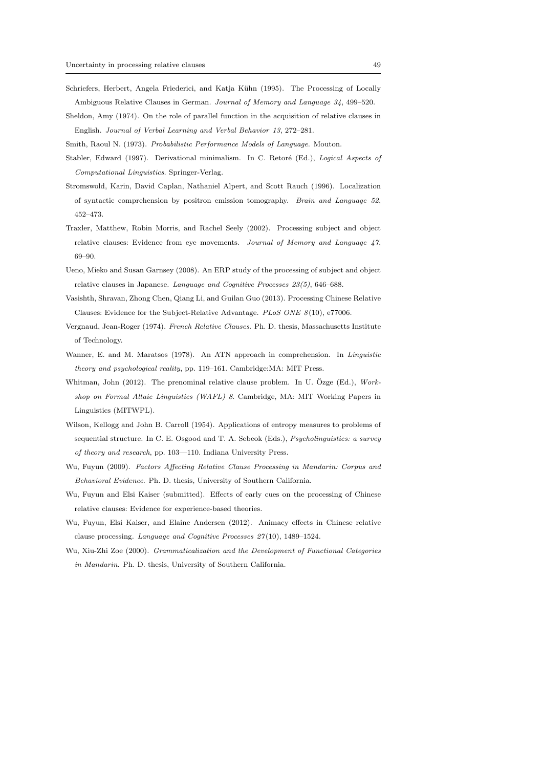Schriefers, Herbert, Angela Friederici, and Katja Kühn (1995). The Processing of Locally Ambiguous Relative Clauses in German. *Journal of Memory and Language 34*, 499–520.

Sheldon, Amy (1974). On the role of parallel function in the acquisition of relative clauses in English. *Journal of Verbal Learning and Verbal Behavior 13*, 272–281.

Smith, Raoul N. (1973). *Probabilistic Performance Models of Language*. Mouton.

Stabler, Edward (1997). Derivational minimalism. In C. Retoré (Ed.), *Logical Aspects of Computational Linguistics*. Springer-Verlag.

Stromswold, Karin, David Caplan, Nathaniel Alpert, and Scott Rauch (1996). Localization of syntactic comprehension by positron emission tomography. *Brain and Language 52*, 452–473.

Traxler, Matthew, Robin Morris, and Rachel Seely (2002). Processing subject and object relative clauses: Evidence from eye movements. *Journal of Memory and Language 47*, 69–90.

Ueno, Mieko and Susan Garnsey (2008). An ERP study of the processing of subject and object relative clauses in Japanese. *Language and Cognitive Processes 23(5)*, 646–688.

Vasishth, Shravan, Zhong Chen, Qiang Li, and Guilan Guo (2013). Processing Chinese Relative Clauses: Evidence for the Subject-Relative Advantage. *PLoS ONE 8*(10), e77006.

Vergnaud, Jean-Roger (1974). *French Relative Clauses*. Ph. D. thesis, Massachusetts Institute of Technology.

Wanner, E. and M. Maratsos (1978). An ATN approach in comprehension. In *Linguistic theory and psychological reality*, pp. 119–161. Cambridge:MA: MIT Press.

Whitman, John (2012). The prenominal relative clause problem. In U. Özge (Ed.), *Workshop on Formal Altaic Linguistics (WAFL) 8*. Cambridge, MA: MIT Working Papers in Linguistics (MITWPL).

Wilson, Kellogg and John B. Carroll (1954). Applications of entropy measures to problems of sequential structure. In C. E. Osgood and T. A. Sebeok (Eds.), *Psycholinguistics: a survey of theory and research*, pp. 103—110. Indiana University Press.

Wu, Fuyun (2009). *Factors Affecting Relative Clause Processing in Mandarin: Corpus and Behavioral Evidence*. Ph. D. thesis, University of Southern California.

Wu, Fuyun and Elsi Kaiser (submitted). Effects of early cues on the processing of Chinese relative clauses: Evidence for experience-based theories.

Wu, Fuyun, Elsi Kaiser, and Elaine Andersen (2012). Animacy effects in Chinese relative clause processing. *Language and Cognitive Processes 27*(10), 1489–1524.

Wu, Xiu-Zhi Zoe (2000). *Grammaticalization and the Development of Functional Categories in Mandarin*. Ph. D. thesis, University of Southern California.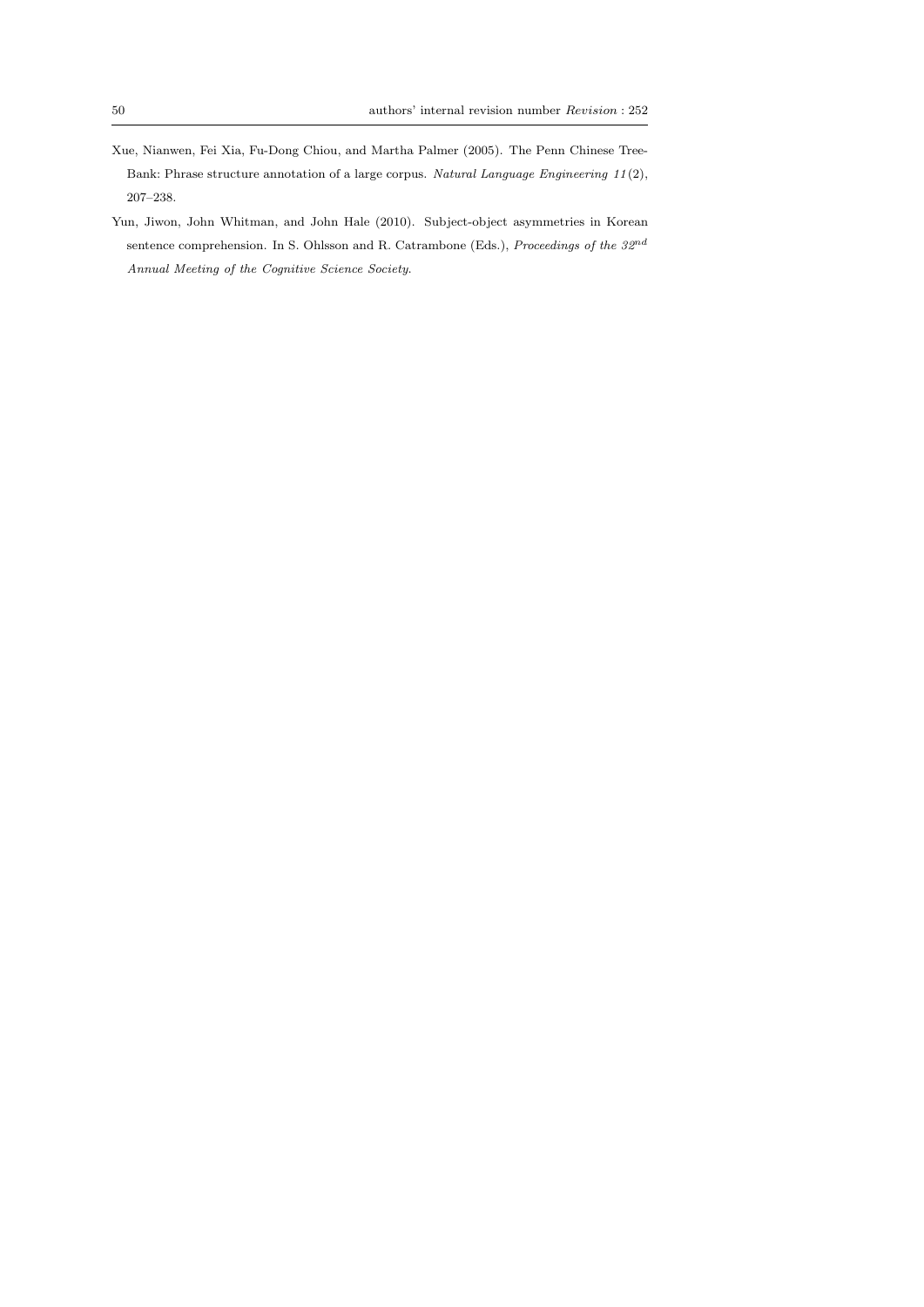Xue, Nianwen, Fei Xia, Fu-Dong Chiou, and Martha Palmer (2005). The Penn Chinese Tree-Bank: Phrase structure annotation of a large corpus. *Natural Language Engineering 11*(2), 207–238.

Yun, Jiwon, John Whitman, and John Hale (2010). Subject-object asymmetries in Korean sentence comprehension. In S. Ohlsson and R. Catrambone (Eds.), *Proceedings of the 32nd Annual Meeting of the Cognitive Science Society*.